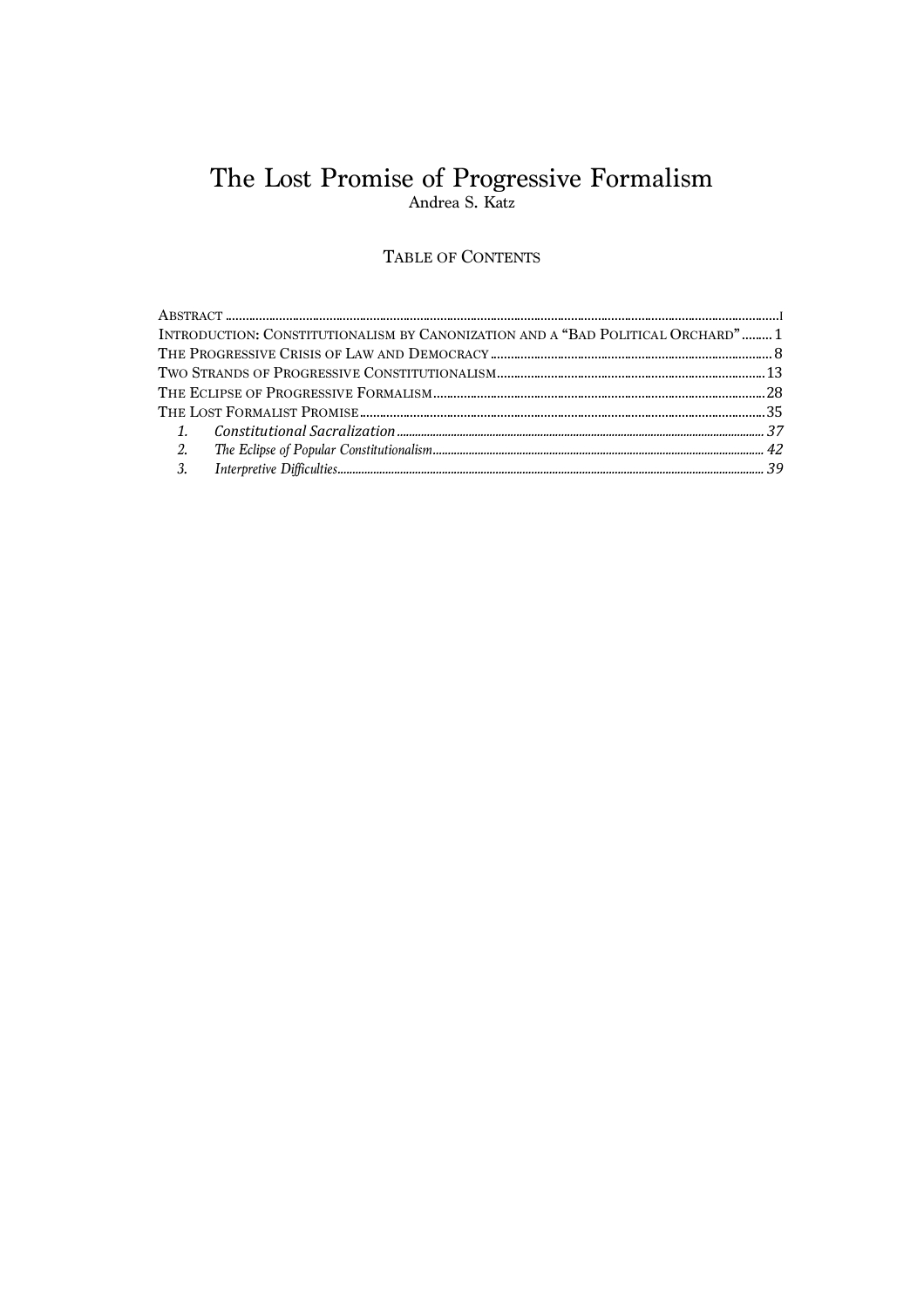# The Lost Promise of Progressive Formalism

Andrea S. Katz

## TABLE OF CONTENTS

ABSTRACT ........ I

INTRODUCTION: CONSTITUTIONALISM BY CANONIZATION AND A "BAD POLITICAL ORCHARD" ........ 1

THE PROGRESSIVE CRISIS OF LAW AND DEMOCRACY ........ 8

TWO STRANDS OF PROGRESSIVE CONSTITUTIONALISM ........ 13

THE ECLIPSE OF PROGRESSIVE FORMALISM ........ 28

THE LOST FORMALIST PROMISE ........ 35

1. *Constitutional Sacralization* ........ 37
2. *The Eclipse of Popular Constitutionalism* ........ 42
3. *Interpretive Difficulties* ........ 39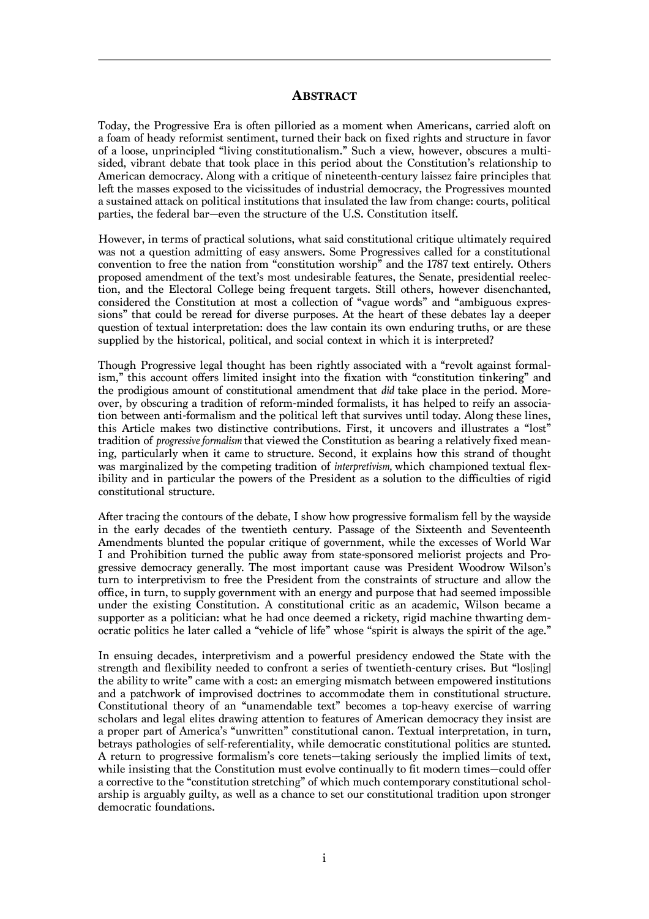## ABSTRACT

Today, the Progressive Era is often pilloried as a moment when Americans, carried aloft on a foam of heady reformist sentiment, turned their back on fixed rights and structure in favor of a loose, unprincipled "living constitutionalism." Such a view, however, obscures a multi-sided, vibrant debate that took place in this period about the Constitution's relationship to American democracy. Along with a critique of nineteenth-century laissez faire principles that left the masses exposed to the vicissitudes of industrial democracy, the Progressives mounted a sustained attack on political institutions that insulated the law from change: courts, political parties, the federal bar—even the structure of the U.S. Constitution itself.

However, in terms of practical solutions, what said constitutional critique ultimately required was not a question admitting of easy answers. Some Progressives called for a constitutional convention to free the nation from "constitution worship" and the 1787 text entirely. Others proposed amendment of the text's most undesirable features, the Senate, presidential reelection, and the Electoral College being frequent targets. Still others, however disenchanted, considered the Constitution at most a collection of "vague words" and "ambiguous expressions" that could be reread for diverse purposes. At the heart of these debates lay a deeper question of textual interpretation: does the law contain its own enduring truths, or are these supplied by the historical, political, and social context in which it is interpreted?

Though Progressive legal thought has been rightly associated with a "revolt against formalism," this account offers limited insight into the fixation with "constitution tinkering" and the prodigious amount of constitutional amendment that *did* take place in the period. Moreover, by obscuring a tradition of reform-minded formalists, it has helped to reify an association between anti-formalism and the political left that survives until today. Along these lines, this Article makes two distinctive contributions. First, it uncovers and illustrates a "lost" tradition of *progressive formalism* that viewed the Constitution as bearing a relatively fixed meaning, particularly when it came to structure. Second, it explains how this strand of thought was marginalized by the competing tradition of *interpretivism,* which championed textual flexibility and in particular the powers of the President as a solution to the difficulties of rigid constitutional structure.

After tracing the contours of the debate, I show how progressive formalism fell by the wayside in the early decades of the twentieth century. Passage of the Sixteenth and Seventeenth Amendments blunted the popular critique of government, while the excesses of World War I and Prohibition turned the public away from state-sponsored meliorist projects and Progressive democracy generally. The most important cause was President Woodrow Wilson's turn to interpretivism to free the President from the constraints of structure and allow the office, in turn, to supply government with an energy and purpose that had seemed impossible under the existing Constitution. A constitutional critic as an academic, Wilson became a supporter as a politician: what he had once deemed a rickety, rigid machine thwarting democratic politics he later called a "vehicle of life" whose "spirit is always the spirit of the age."

In ensuing decades, interpretivism and a powerful presidency endowed the State with the strength and flexibility needed to confront a series of twentieth-century crises. But "los[ing] the ability to write" came with a cost: an emerging mismatch between empowered institutions and a patchwork of improvised doctrines to accommodate them in constitutional structure. Constitutional theory of an "unamendable text" becomes a top-heavy exercise of warring scholars and legal elites drawing attention to features of American democracy they insist are a proper part of America's "unwritten" constitutional canon. Textual interpretation, in turn, betrays pathologies of self-referentiality, while democratic constitutional politics are stunted. A return to progressive formalism's core tenets—taking seriously the implied limits of text, while insisting that the Constitution must evolve continually to fit modern times—could offer a corrective to the "constitution stretching" of which much contemporary constitutional scholarship is arguably guilty, as well as a chance to set our constitutional tradition upon stronger democratic foundations.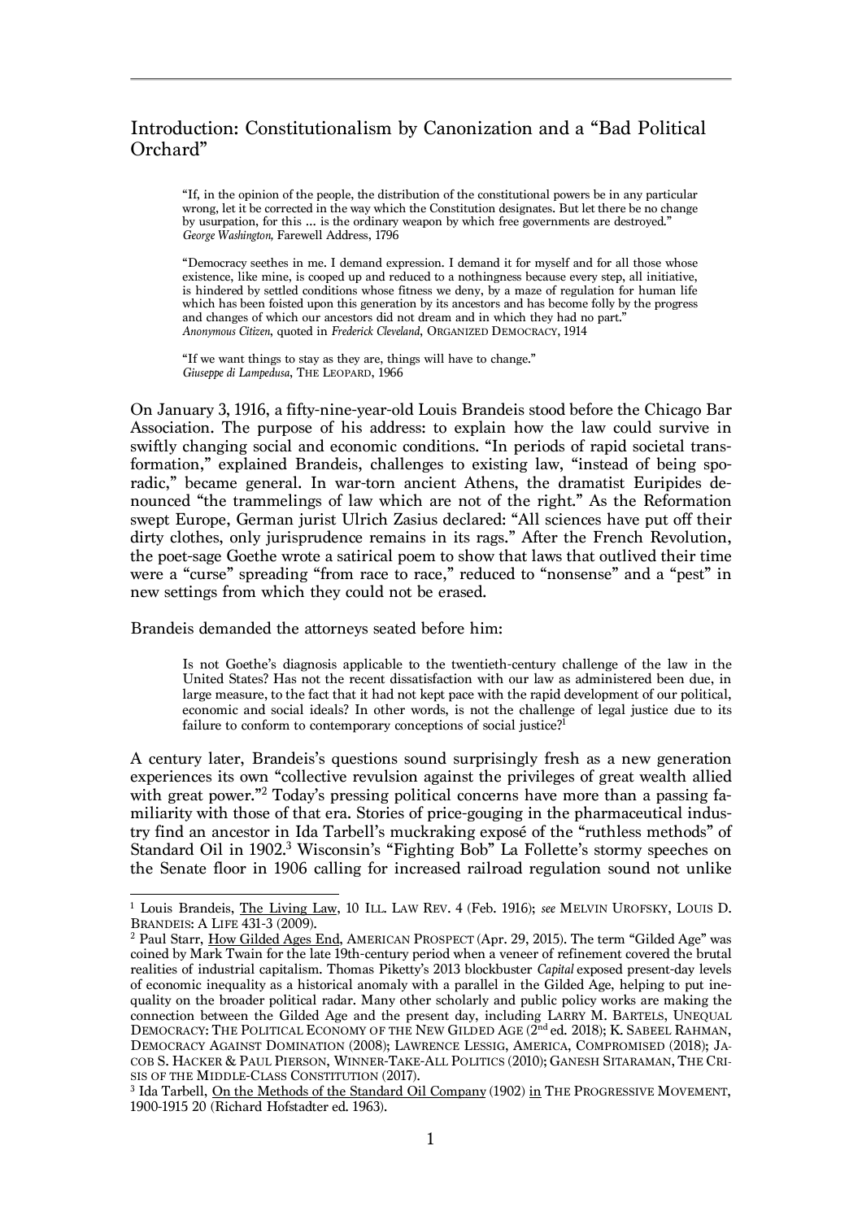## Introduction: Constitutionalism by Canonization and a "Bad Political Orchard"

> "If, in the opinion of the people, the distribution of the constitutional powers be in any particular wrong, let it be corrected in the way which the Constitution designates. But let there be no change by usurpation, for this … is the ordinary weapon by which free governments are destroyed."
> *George Washington,* Farewell Address, 1796

> "Democracy seethes in me. I demand expression. I demand it for myself and for all those whose existence, like mine, is cooped up and reduced to a nothingness because every step, all initiative, is hindered by settled conditions whose fitness we deny, by a maze of regulation for human life which has been foisted upon this generation by its ancestors and has become folly by the progress and changes of which our ancestors did not dream and in which they had no part."
> *Anonymous Citizen*, quoted in *Frederick Cleveland*, ORGANIZED DEMOCRACY, 1914

> "If we want things to stay as they are, things will have to change."
> *Giuseppe di Lampedusa*, THE LEOPARD, 1966

On January 3, 1916, a fifty-nine-year-old Louis Brandeis stood before the Chicago Bar Association. The purpose of his address: to explain how the law could survive in swiftly changing social and economic conditions. "In periods of rapid societal transformation," explained Brandeis, challenges to existing law, "instead of being sporadic," became general. In war-torn ancient Athens, the dramatist Euripides denounced "the trammelings of law which are not of the right." As the Reformation swept Europe, German jurist Ulrich Zasius declared: "All sciences have put off their dirty clothes, only jurisprudence remains in its rags." After the French Revolution, the poet-sage Goethe wrote a satirical poem to show that laws that outlived their time were a "curse" spreading "from race to race," reduced to "nonsense" and a "pest" in new settings from which they could not be erased.

Brandeis demanded the attorneys seated before him:

> Is not Goethe's diagnosis applicable to the twentieth-century challenge of the law in the United States? Has not the recent dissatisfaction with our law as administered been due, in large measure, to the fact that it had not kept pace with the rapid development of our political, economic and social ideals? In other words, is not the challenge of legal justice due to its failure to conform to contemporary conceptions of social justice?[1]

A century later, Brandeis's questions sound surprisingly fresh as a new generation experiences its own "collective revulsion against the privileges of great wealth allied with great power."[2] Today's pressing political concerns have more than a passing familiarity with those of that era. Stories of price-gouging in the pharmaceutical industry find an ancestor in Ida Tarbell's muckraking exposé of the "ruthless methods" of Standard Oil in 1902.[3] Wisconsin's "Fighting Bob" La Follette's stormy speeches on the Senate floor in 1906 calling for increased railroad regulation sound not unlike

---

[1] Louis Brandeis, The Living Law, 10 ILL. LAW REV. 4 (Feb. 1916); *see* MELVIN UROFSKY, LOUIS D. BRANDEIS: A LIFE 431-3 (2009).

[2] Paul Starr, How Gilded Ages End, AMERICAN PROSPECT (Apr. 29, 2015). The term "Gilded Age" was coined by Mark Twain for the late 19th-century period when a veneer of refinement covered the brutal realities of industrial capitalism. Thomas Piketty's 2013 blockbuster *Capital* exposed present-day levels of economic inequality as a historical anomaly with a parallel in the Gilded Age, helping to put inequality on the broader political radar. Many other scholarly and public policy works are making the connection between the Gilded Age and the present day, including LARRY M. BARTELS, UNEQUAL DEMOCRACY: THE POLITICAL ECONOMY OF THE NEW GILDED AGE (2nd ed. 2018); K. SABEEL RAHMAN, DEMOCRACY AGAINST DOMINATION (2008); LAWRENCE LESSIG, AMERICA, COMPROMISED (2018); JACOB S. HACKER & PAUL PIERSON, WINNER-TAKE-ALL POLITICS (2010); GANESH SITARAMAN, THE CRISIS OF THE MIDDLE-CLASS CONSTITUTION (2017).

[3] Ida Tarbell, On the Methods of the Standard Oil Company (1902) in THE PROGRESSIVE MOVEMENT, 1900-1915 20 (Richard Hofstadter ed. 1963).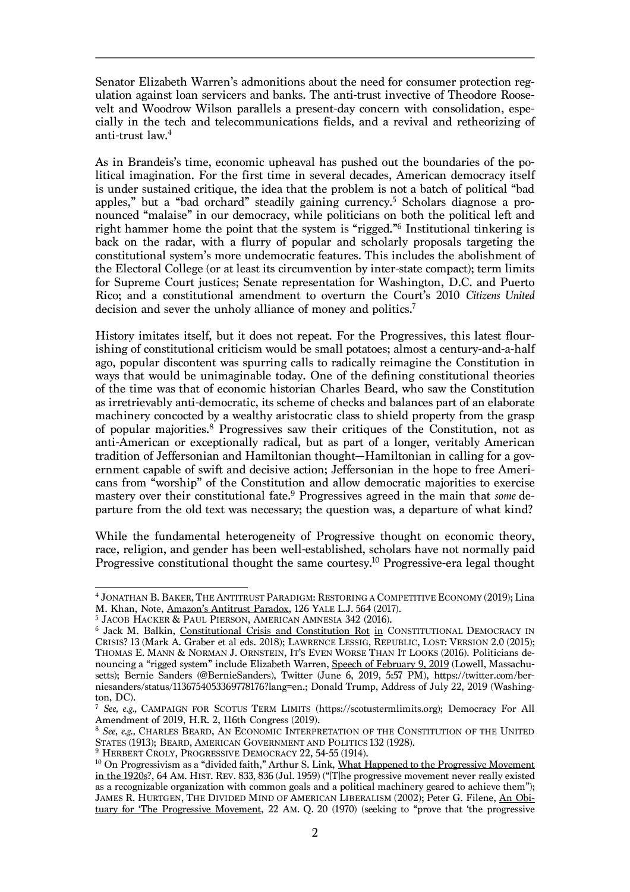Senator Elizabeth Warren's admonitions about the need for consumer protection regulation against loan servicers and banks. The anti-trust invective of Theodore Roosevelt and Woodrow Wilson parallels a present-day concern with consolidation, especially in the tech and telecommunications fields, and a revival and retheorizing of anti-trust law.[4]

As in Brandeis's time, economic upheaval has pushed out the boundaries of the political imagination. For the first time in several decades, American democracy itself is under sustained critique, the idea that the problem is not a batch of political "bad apples," but a "bad orchard" steadily gaining currency.[5] Scholars diagnose a pronounced "malaise" in our democracy, while politicians on both the political left and right hammer home the point that the system is "rigged."[6] Institutional tinkering is back on the radar, with a flurry of popular and scholarly proposals targeting the constitutional system's more undemocratic features. This includes the abolishment of the Electoral College (or at least its circumvention by inter-state compact); term limits for Supreme Court justices; Senate representation for Washington, D.C. and Puerto Rico; and a constitutional amendment to overturn the Court's 2010 *Citizens United* decision and sever the unholy alliance of money and politics.[7]

History imitates itself, but it does not repeat. For the Progressives, this latest flourishing of constitutional criticism would be small potatoes; almost a century-and-a-half ago, popular discontent was spurring calls to radically reimagine the Constitution in ways that would be unimaginable today. One of the defining constitutional theories of the time was that of economic historian Charles Beard, who saw the Constitution as irretrievably anti-democratic, its scheme of checks and balances part of an elaborate machinery concocted by a wealthy aristocratic class to shield property from the grasp of popular majorities.[8] Progressives saw their critiques of the Constitution, not as anti-American or exceptionally radical, but as part of a longer, veritably American tradition of Jeffersonian and Hamiltonian thought—Hamiltonian in calling for a government capable of swift and decisive action; Jeffersonian in the hope to free Americans from "worship" of the Constitution and allow democratic majorities to exercise mastery over their constitutional fate.[9] Progressives agreed in the main that *some* departure from the old text was necessary; the question was, a departure of what kind?

While the fundamental heterogeneity of Progressive thought on economic theory, race, religion, and gender has been well-established, scholars have not normally paid Progressive constitutional thought the same courtesy.[10] Progressive-era legal thought

---

[4] Jonathan B. Baker, The Antitrust Paradigm: Restoring a Competitive Economy (2019); Lina M. Khan, Note, Amazon's Antitrust Paradox, 126 Yale L.J. 564 (2017).

[5] Jacob Hacker & Paul Pierson, American Amnesia 342 (2016).

[6] Jack M. Balkin, Constitutional Crisis and Constitution Rot in Constitutional Democracy in Crisis? 13 (Mark A. Graber et al eds. 2018); Lawrence Lessig, Republic, Lost: Version 2.0 (2015); Thomas E. Mann & Norman J. Ornstein, It's Even Worse Than It Looks (2016). Politicians denouncing a "rigged system" include Elizabeth Warren, Speech of February 9, 2019 (Lowell, Massachusetts); Bernie Sanders (@BernieSanders), Twitter (June 6, 2019, 5:57 PM), https://twitter.com/berniesanders/status/1136754053369778176?lang=en.; Donald Trump, Address of July 22, 2019 (Washington, DC).

[7] *See, e.g.,* Campaign for Scotus Term Limits (https://scotustermlimits.org); Democracy For All Amendment of 2019, H.R. 2, 116th Congress (2019).

[8] *See, e.g.,* Charles Beard, An Economic Interpretation of the Constitution of the United States (1913); Beard, American Government and Politics 132 (1928).

[9] Herbert Croly, Progressive Democracy 22, 54-55 (1914).

[10] On Progressivism as a "divided faith," Arthur S. Link, What Happened to the Progressive Movement in the 1920s?, 64 Am. Hist. Rev. 833, 836 (Jul. 1959) ("[T]he progressive movement never really existed as a recognizable organization with common goals and a political machinery geared to achieve them"); James R. Hurtgen, The Divided Mind of American Liberalism (2002); Peter G. Filene, An Obituary for 'The Progressive Movement, 22 Am. Q. 20 (1970) (seeking to "prove that 'the progressive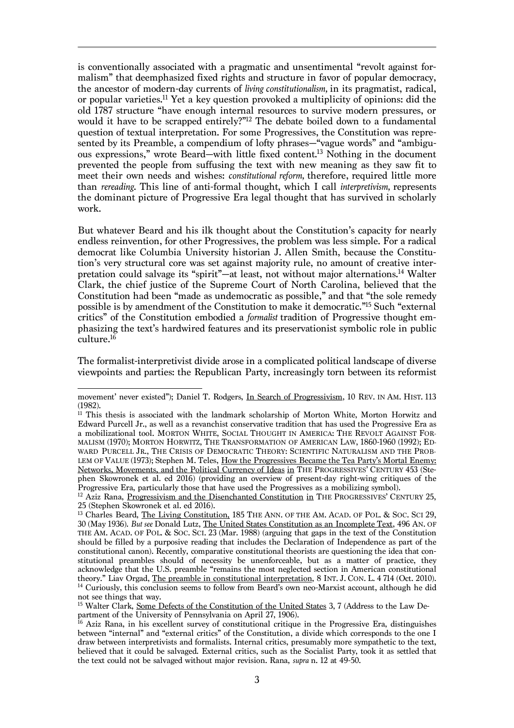is conventionally associated with a pragmatic and unsentimental "revolt against formalism" that deemphasized fixed rights and structure in favor of popular democracy, the ancestor of modern-day currents of *living constitutionalism,* in its pragmatist, radical, or popular varieties.[11] Yet a key question provoked a multiplicity of opinions: did the old 1787 structure "have enough internal resources to survive modern pressures, or would it have to be scrapped entirely?"[12] The debate boiled down to a fundamental question of textual interpretation. For some Progressives, the Constitution was represented by its Preamble, a compendium of lofty phrases—"vague words" and "ambiguous expressions," wrote Beard—with little fixed content.[13] Nothing in the document prevented the people from suffusing the text with new meaning as they saw fit to meet their own needs and wishes: *constitutional reform,* therefore, required little more than *rereading.* This line of anti-formal thought, which I call *interpretivism,* represents the dominant picture of Progressive Era legal thought that has survived in scholarly work.

But whatever Beard and his ilk thought about the Constitution's capacity for nearly endless reinvention, for other Progressives, the problem was less simple. For a radical democrat like Columbia University historian J. Allen Smith, because the Constitution's very structural core was set against majority rule, no amount of creative interpretation could salvage its "spirit"—at least, not without major alternations.[14] Walter Clark, the chief justice of the Supreme Court of North Carolina, believed that the Constitution had been "made as undemocratic as possible," and that "the sole remedy possible is by amendment of the Constitution to make it democratic."[15] Such "external critics" of the Constitution embodied a *formalist* tradition of Progressive thought emphasizing the text's hardwired features and its preservationist symbolic role in public culture.[16]

The formalist-interpretivist divide arose in a complicated political landscape of diverse viewpoints and parties: the Republican Party, increasingly torn between its reformist

---

movement' never existed"); Daniel T. Rodgers, In Search of Progressivism, 10 REV. IN AM. HIST. 113 (1982).

[11] This thesis is associated with the landmark scholarship of Morton White, Morton Horwitz and Edward Purcell Jr., as well as a revanchist conservative tradition that has used the Progressive Era as a mobilizational tool. MORTON WHITE, SOCIAL THOUGHT IN AMERICA: THE REVOLT AGAINST FORMALISM (1970); MORTON HORWITZ, THE TRANSFORMATION OF AMERICAN LAW, 1860-1960 (1992); EDWARD PURCELL JR., THE CRISIS OF DEMOCRATIC THEORY: SCIENTIFIC NATURALISM AND THE PROBLEM OF VALUE (1973); Stephen M. Teles, How the Progressives Became the Tea Party's Mortal Enemy: Networks, Movements, and the Political Currency of Ideas in THE PROGRESSIVES' CENTURY 453 (Stephen Skowronek et al. ed 2016) (providing an overview of present-day right-wing critiques of the Progressive Era, particularly those that have used the Progressives as a mobilizing symbol).

[12] Aziz Rana, Progressivism and the Disenchanted Constitution in THE PROGRESSIVES' CENTURY 25, 25 (Stephen Skowronek et al. ed 2016).

[13] Charles Beard, The Living Constitution, 185 THE ANN. OF THE AM. ACAD. OF POL. & SOC. SCI 29, 30 (May 1936). *But see* Donald Lutz, The United States Constitution as an Incomplete Text, 496 AN. OF THE AM. ACAD. OF POL. & SOC. SCI. 23 (Mar. 1988) (arguing that gaps in the text of the Constitution should be filled by a purposive reading that includes the Declaration of Independence as part of the constitutional canon). Recently, comparative constitutional theorists are questioning the idea that constitutional preambles should of necessity be unenforceable, but as a matter of practice, they acknowledge that the U.S. preamble "remains the most neglected section in American constitutional theory." Liav Orgad, The preamble in constitutional interpretation, 8 INT. J. CON. L. 4 714 (Oct. 2010).

[14] Curiously, this conclusion seems to follow from Beard's own neo-Marxist account, although he did not see things that way.

[15] Walter Clark, Some Defects of the Constitution of the United States 3, 7 (Address to the Law Department of the University of Pennsylvania on April 27, 1906).

[16] Aziz Rana, in his excellent survey of constitutional critique in the Progressive Era, distinguishes between "internal" and "external critics" of the Constitution, a divide which corresponds to the one I draw between interpretivists and formalists. Internal critics, presumably more sympathetic to the text, believed that it could be salvaged. External critics, such as the Socialist Party, took it as settled that the text could not be salvaged without major revision. Rana, *supra* n. 12 at 49-50.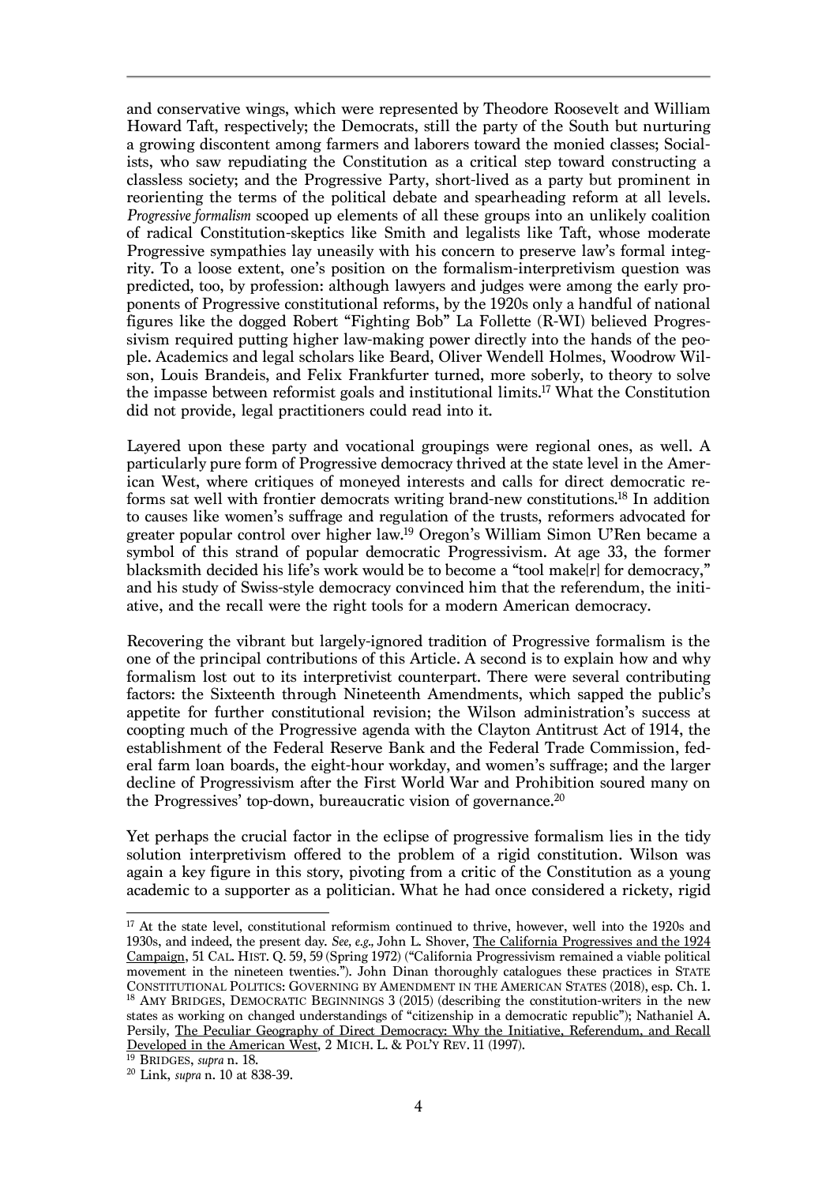and conservative wings, which were represented by Theodore Roosevelt and William Howard Taft, respectively; the Democrats, still the party of the South but nurturing a growing discontent among farmers and laborers toward the monied classes; Socialists, who saw repudiating the Constitution as a critical step toward constructing a classless society; and the Progressive Party, short-lived as a party but prominent in reorienting the terms of the political debate and spearheading reform at all levels. *Progressive formalism* scooped up elements of all these groups into an unlikely coalition of radical Constitution-skeptics like Smith and legalists like Taft, whose moderate Progressive sympathies lay uneasily with his concern to preserve law's formal integrity. To a loose extent, one's position on the formalism-interpretivism question was predicted, too, by profession: although lawyers and judges were among the early proponents of Progressive constitutional reforms, by the 1920s only a handful of national figures like the dogged Robert "Fighting Bob" La Follette (R-WI) believed Progressivism required putting higher law-making power directly into the hands of the people. Academics and legal scholars like Beard, Oliver Wendell Holmes, Woodrow Wilson, Louis Brandeis, and Felix Frankfurter turned, more soberly, to theory to solve the impasse between reformist goals and institutional limits.[17] What the Constitution did not provide, legal practitioners could read into it.

Layered upon these party and vocational groupings were regional ones, as well. A particularly pure form of Progressive democracy thrived at the state level in the American West, where critiques of moneyed interests and calls for direct democratic reforms sat well with frontier democrats writing brand-new constitutions.[18] In addition to causes like women's suffrage and regulation of the trusts, reformers advocated for greater popular control over higher law.[19] Oregon's William Simon U'Ren became a symbol of this strand of popular democratic Progressivism. At age 33, the former blacksmith decided his life's work would be to become a "tool make[r] for democracy," and his study of Swiss-style democracy convinced him that the referendum, the initiative, and the recall were the right tools for a modern American democracy.

Recovering the vibrant but largely-ignored tradition of Progressive formalism is the one of the principal contributions of this Article. A second is to explain how and why formalism lost out to its interpretivist counterpart. There were several contributing factors: the Sixteenth through Nineteenth Amendments, which sapped the public's appetite for further constitutional revision; the Wilson administration's success at coopting much of the Progressive agenda with the Clayton Antitrust Act of 1914, the establishment of the Federal Reserve Bank and the Federal Trade Commission, federal farm loan boards, the eight-hour workday, and women's suffrage; and the larger decline of Progressivism after the First World War and Prohibition soured many on the Progressives' top-down, bureaucratic vision of governance.[20]

Yet perhaps the crucial factor in the eclipse of progressive formalism lies in the tidy solution interpretivism offered to the problem of a rigid constitution. Wilson was again a key figure in this story, pivoting from a critic of the Constitution as a young academic to a supporter as a politician. What he had once considered a rickety, rigid

---

[17] At the state level, constitutional reformism continued to thrive, however, well into the 1920s and 1930s, and indeed, the present day. *See, e.g.,* John L. Shover, The California Progressives and the 1924 Campaign, 51 CAL. HIST. Q. 59, 59 (Spring 1972) ("California Progressivism remained a viable political movement in the nineteen twenties."). John Dinan thoroughly catalogues these practices in STATE CONSTITUTIONAL POLITICS: GOVERNING BY AMENDMENT IN THE AMERICAN STATES (2018), esp. Ch. 1.

[18] AMY BRIDGES, DEMOCRATIC BEGINNINGS 3 (2015) (describing the constitution-writers in the new states as working on changed understandings of "citizenship in a democratic republic"); Nathaniel A. Persily, The Peculiar Geography of Direct Democracy: Why the Initiative, Referendum, and Recall Developed in the American West, 2 MICH. L. & POL'Y REV. 11 (1997).

[19] BRIDGES, *supra* n. 18.

[20] Link, *supra* n. 10 at 838-39.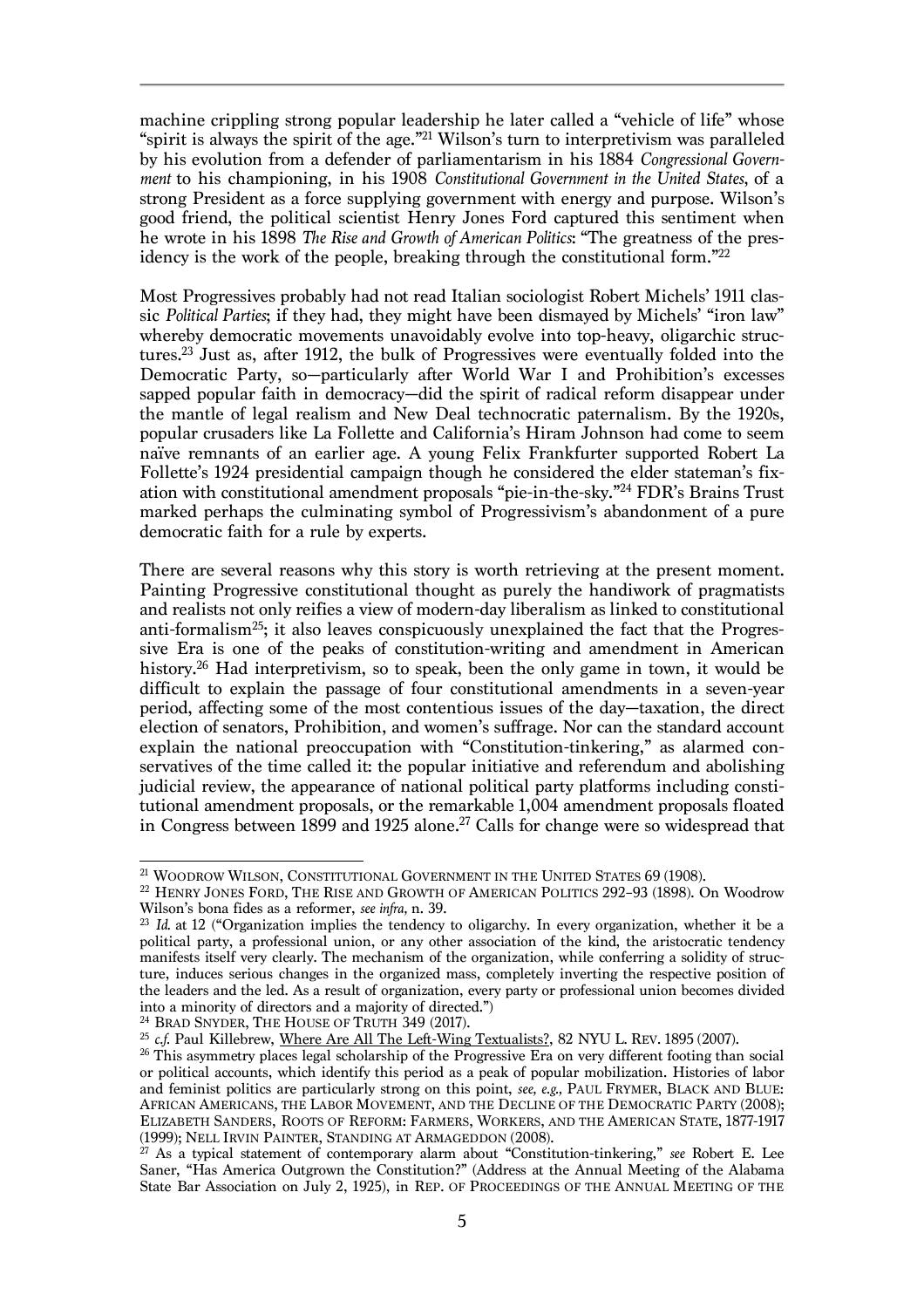machine crippling strong popular leadership he later called a "vehicle of life" whose "spirit is always the spirit of the age."[21] Wilson's turn to interpretivism was paralleled by his evolution from a defender of parliamentarism in his 1884 *Congressional Government* to his championing, in his 1908 *Constitutional Government in the United States*, of a strong President as a force supplying government with energy and purpose. Wilson's good friend, the political scientist Henry Jones Ford captured this sentiment when he wrote in his 1898 *The Rise and Growth of American Politics*: "The greatness of the presidency is the work of the people, breaking through the constitutional form."[22]

Most Progressives probably had not read Italian sociologist Robert Michels' 1911 classic *Political Parties*; if they had, they might have been dismayed by Michels' "iron law" whereby democratic movements unavoidably evolve into top-heavy, oligarchic structures.[23] Just as, after 1912, the bulk of Progressives were eventually folded into the Democratic Party, so—particularly after World War I and Prohibition's excesses sapped popular faith in democracy—did the spirit of radical reform disappear under the mantle of legal realism and New Deal technocratic paternalism. By the 1920s, popular crusaders like La Follette and California's Hiram Johnson had come to seem naïve remnants of an earlier age. A young Felix Frankfurter supported Robert La Follette's 1924 presidential campaign though he considered the elder stateman's fixation with constitutional amendment proposals "pie-in-the-sky."[24] FDR's Brains Trust marked perhaps the culminating symbol of Progressivism's abandonment of a pure democratic faith for a rule by experts.

There are several reasons why this story is worth retrieving at the present moment. Painting Progressive constitutional thought as purely the handiwork of pragmatists and realists not only reifies a view of modern-day liberalism as linked to constitutional anti-formalism[25]; it also leaves conspicuously unexplained the fact that the Progressive Era is one of the peaks of constitution-writing and amendment in American history.[26] Had interpretivism, so to speak, been the only game in town, it would be difficult to explain the passage of four constitutional amendments in a seven-year period, affecting some of the most contentious issues of the day—taxation, the direct election of senators, Prohibition, and women's suffrage. Nor can the standard account explain the national preoccupation with "Constitution-tinkering," as alarmed conservatives of the time called it: the popular initiative and referendum and abolishing judicial review, the appearance of national political party platforms including constitutional amendment proposals, or the remarkable 1,004 amendment proposals floated in Congress between 1899 and 1925 alone.[27] Calls for change were so widespread that

---

[21] WOODROW WILSON, CONSTITUTIONAL GOVERNMENT IN THE UNITED STATES 69 (1908).

[22] HENRY JONES FORD, THE RISE AND GROWTH OF AMERICAN POLITICS 292–93 (1898). On Woodrow Wilson's bona fides as a reformer, *see infra*, n. 39.

[23] *Id.* at 12 ("Organization implies the tendency to oligarchy. In every organization, whether it be a political party, a professional union, or any other association of the kind, the aristocratic tendency manifests itself very clearly. The mechanism of the organization, while conferring a solidity of structure, induces serious changes in the organized mass, completely inverting the respective position of the leaders and the led. As a result of organization, every party or professional union becomes divided into a minority of directors and a majority of directed.")

[24] BRAD SNYDER, THE HOUSE OF TRUTH 349 (2017).

[25] *c.f.* Paul Killebrew, Where Are All The Left-Wing Textualists?, 82 NYU L. REV. 1895 (2007).

[26] This asymmetry places legal scholarship of the Progressive Era on very different footing than social or political accounts, which identify this period as a peak of popular mobilization. Histories of labor and feminist politics are particularly strong on this point, *see, e.g.,* PAUL FRYMER, BLACK AND BLUE: AFRICAN AMERICANS, THE LABOR MOVEMENT, AND THE DECLINE OF THE DEMOCRATIC PARTY (2008); ELIZABETH SANDERS, ROOTS OF REFORM: FARMERS, WORKERS, AND THE AMERICAN STATE, 1877-1917 (1999); NELL IRVIN PAINTER, STANDING AT ARMAGEDDON (2008).

[27] As a typical statement of contemporary alarm about "Constitution-tinkering," *see* Robert E. Lee Saner, "Has America Outgrown the Constitution?" (Address at the Annual Meeting of the Alabama State Bar Association on July 2, 1925), in REP. OF PROCEEDINGS OF THE ANNUAL MEETING OF THE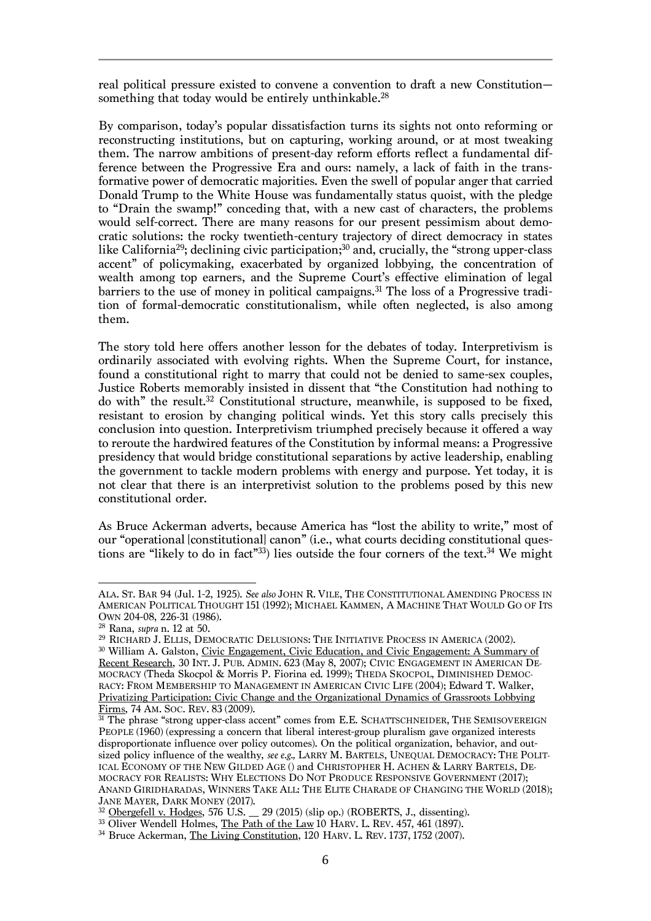real political pressure existed to convene a convention to draft a new Constitution—something that today would be entirely unthinkable.[28]

By comparison, today's popular dissatisfaction turns its sights not onto reforming or reconstructing institutions, but on capturing, working around, or at most tweaking them. The narrow ambitions of present-day reform efforts reflect a fundamental difference between the Progressive Era and ours: namely, a lack of faith in the transformative power of democratic majorities. Even the swell of popular anger that carried Donald Trump to the White House was fundamentally status quoist, with the pledge to "Drain the swamp!" conceding that, with a new cast of characters, the problems would self-correct. There are many reasons for our present pessimism about democratic solutions: the rocky twentieth-century trajectory of direct democracy in states like California[29]; declining civic participation;[30] and, crucially, the "strong upper-class accent" of policymaking, exacerbated by organized lobbying, the concentration of wealth among top earners, and the Supreme Court's effective elimination of legal barriers to the use of money in political campaigns.[31] The loss of a Progressive tradition of formal-democratic constitutionalism, while often neglected, is also among them.

The story told here offers another lesson for the debates of today. Interpretivism is ordinarily associated with evolving rights. When the Supreme Court, for instance, found a constitutional right to marry that could not be denied to same-sex couples, Justice Roberts memorably insisted in dissent that "the Constitution had nothing to do with" the result.[32] Constitutional structure, meanwhile, is supposed to be fixed, resistant to erosion by changing political winds. Yet this story calls precisely this conclusion into question. Interpretivism triumphed precisely because it offered a way to reroute the hardwired features of the Constitution by informal means: a Progressive presidency that would bridge constitutional separations by active leadership, enabling the government to tackle modern problems with energy and purpose. Yet today, it is not clear that there is an interpretivist solution to the problems posed by this new constitutional order.

As Bruce Ackerman adverts, because America has "lost the ability to write," most of our "operational [constitutional] canon" (i.e., what courts deciding constitutional questions are "likely to do in fact"[33]) lies outside the four corners of the text.[34] We might

---

ALA. ST. BAR 94 (Jul. 1-2, 1925). *See also* JOHN R. VILE, THE CONSTITUTIONAL AMENDING PROCESS IN AMERICAN POLITICAL THOUGHT 151 (1992); MICHAEL KAMMEN, A MACHINE THAT WOULD GO OF ITS OWN 204-08, 226-31 (1986).

[28] Rana, *supra* n. 12 at 50.

[29] RICHARD J. ELLIS, DEMOCRATIC DELUSIONS: THE INITIATIVE PROCESS IN AMERICA (2002).

[30] William A. Galston, Civic Engagement, Civic Education, and Civic Engagement: A Summary of Recent Research, 30 INT. J. PUB. ADMIN. 623 (May 8, 2007); CIVIC ENGAGEMENT IN AMERICAN DEMOCRACY (Theda Skocpol & Morris P. Fiorina ed. 1999); THEDA SKOCPOL, DIMINISHED DEMOCRACY: FROM MEMBERSHIP TO MANAGEMENT IN AMERICAN CIVIC LIFE (2004); Edward T. Walker, Privatizing Participation: Civic Change and the Organizational Dynamics of Grassroots Lobbying Firms, 74 AM. SOC. REV. 83 (2009).

[31] The phrase "strong upper-class accent" comes from E.E. SCHATTSCHNEIDER, THE SEMISOVEREIGN PEOPLE (1960) (expressing a concern that liberal interest-group pluralism gave organized interests disproportionate influence over policy outcomes). On the political organization, behavior, and outsized policy influence of the wealthy, *see e.g.,* LARRY M. BARTELS, UNEQUAL DEMOCRACY: THE POLITICAL ECONOMY OF THE NEW GILDED AGE () and CHRISTOPHER H. ACHEN & LARRY BARTELS, DEMOCRACY FOR REALISTS: WHY ELECTIONS DO NOT PRODUCE RESPONSIVE GOVERNMENT (2017); ANAND GIRIDHARADAS, WINNERS TAKE ALL: THE ELITE CHARADE OF CHANGING THE WORLD (2018); JANE MAYER, DARK MONEY (2017).

[32] Obergefell v. Hodges, 576 U.S. __ 29 (2015) (slip op.) (ROBERTS, J., dissenting).

[33] Oliver Wendell Holmes, The Path of the Law 10 HARV. L. REV. 457, 461 (1897).

[34] Bruce Ackerman, The Living Constitution, 120 HARV. L. REV. 1737, 1752 (2007).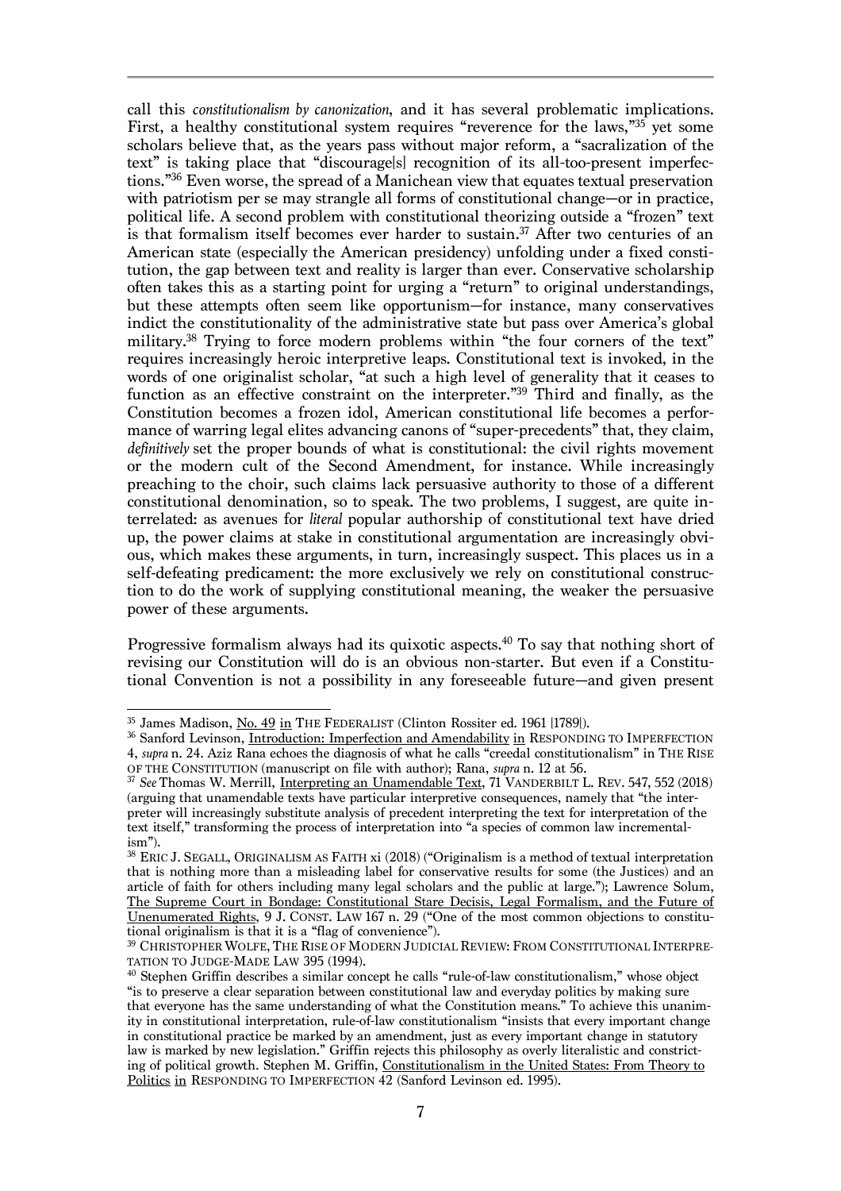call this *constitutionalism by canonization*, and it has several problematic implications. First, a healthy constitutional system requires "reverence for the laws,"[35] yet some scholars believe that, as the years pass without major reform, a "sacralization of the text" is taking place that "discourage[s] recognition of its all-too-present imperfections."[36] Even worse, the spread of a Manichean view that equates textual preservation with patriotism per se may strangle all forms of constitutional change—or in practice, political life. A second problem with constitutional theorizing outside a "frozen" text is that formalism itself becomes ever harder to sustain.[37] After two centuries of an American state (especially the American presidency) unfolding under a fixed constitution, the gap between text and reality is larger than ever. Conservative scholarship often takes this as a starting point for urging a "return" to original understandings, but these attempts often seem like opportunism—for instance, many conservatives indict the constitutionality of the administrative state but pass over America's global military.[38] Trying to force modern problems within "the four corners of the text" requires increasingly heroic interpretive leaps. Constitutional text is invoked, in the words of one originalist scholar, "at such a high level of generality that it ceases to function as an effective constraint on the interpreter."[39] Third and finally, as the Constitution becomes a frozen idol, American constitutional life becomes a performance of warring legal elites advancing canons of "super-precedents" that, they claim, *definitively* set the proper bounds of what is constitutional: the civil rights movement or the modern cult of the Second Amendment, for instance. While increasingly preaching to the choir, such claims lack persuasive authority to those of a different constitutional denomination, so to speak. The two problems, I suggest, are quite interrelated: as avenues for *literal* popular authorship of constitutional text have dried up, the power claims at stake in constitutional argumentation are increasingly obvious, which makes these arguments, in turn, increasingly suspect. This places us in a self-defeating predicament: the more exclusively we rely on constitutional construction to do the work of supplying constitutional meaning, the weaker the persuasive power of these arguments.

Progressive formalism always had its quixotic aspects.[40] To say that nothing short of revising our Constitution will do is an obvious non-starter. But even if a Constitutional Convention is not a possibility in any foreseeable future—and given present

---

[35] James Madison, No. 49 in THE FEDERALIST (Clinton Rossiter ed. 1961 [1789]).

[36] Sanford Levinson, Introduction: Imperfection and Amendability in RESPONDING TO IMPERFECTION 4, *supra* n. 24. Aziz Rana echoes the diagnosis of what he calls "creedal constitutionalism" in THE RISE OF THE CONSTITUTION (manuscript on file with author); Rana, *supra* n. 12 at 56.

[37] *See* Thomas W. Merrill, Interpreting an Unamendable Text, 71 VANDERBILT L. REV. 547, 552 (2018) (arguing that unamendable texts have particular interpretive consequences, namely that "the interpreter will increasingly substitute analysis of precedent interpreting the text for interpretation of the text itself," transforming the process of interpretation into "a species of common law incrementalism").

[38] ERIC J. SEGALL, ORIGINALISM AS FAITH xi (2018) ("Originalism is a method of textual interpretation that is nothing more than a misleading label for conservative results for some (the Justices) and an article of faith for others including many legal scholars and the public at large."); Lawrence Solum, The Supreme Court in Bondage: Constitutional Stare Decisis, Legal Formalism, and the Future of Unenumerated Rights, 9 J. CONST. LAW 167 n. 29 ("One of the most common objections to constitutional originalism is that it is a "flag of convenience").

[39] CHRISTOPHER WOLFE, THE RISE OF MODERN JUDICIAL REVIEW: FROM CONSTITUTIONAL INTERPRETATION TO JUDGE-MADE LAW 395 (1994).

[40] Stephen Griffin describes a similar concept he calls "rule-of-law constitutionalism," whose object "is to preserve a clear separation between constitutional law and everyday politics by making sure that everyone has the same understanding of what the Constitution means." To achieve this unanimity in constitutional interpretation, rule-of-law constitutionalism "insists that every important change in constitutional practice be marked by an amendment, just as every important change in statutory law is marked by new legislation." Griffin rejects this philosophy as overly literalistic and constricting of political growth. Stephen M. Griffin, Constitutionalism in the United States: From Theory to Politics in RESPONDING TO IMPERFECTION 42 (Sanford Levinson ed. 1995).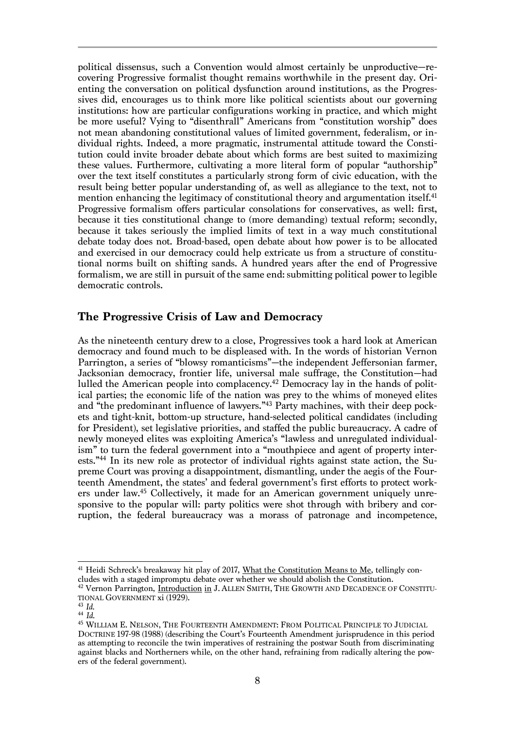political dissensus, such a Convention would almost certainly be unproductive—recovering Progressive formalist thought remains worthwhile in the present day. Orienting the conversation on political dysfunction around institutions, as the Progressives did, encourages us to think more like political scientists about our governing institutions: how are particular configurations working in practice, and which might be more useful? Vying to "disenthrall" Americans from "constitution worship" does not mean abandoning constitutional values of limited government, federalism, or individual rights. Indeed, a more pragmatic, instrumental attitude toward the Constitution could invite broader debate about which forms are best suited to maximizing these values. Furthermore, cultivating a more literal form of popular "authorship" over the text itself constitutes a particularly strong form of civic education, with the result being better popular understanding of, as well as allegiance to the text, not to mention enhancing the legitimacy of constitutional theory and argumentation itself.[41] Progressive formalism offers particular consolations for conservatives, as well: first, because it ties constitutional change to (more demanding) textual reform; secondly, because it takes seriously the implied limits of text in a way much constitutional debate today does not. Broad-based, open debate about how power is to be allocated and exercised in our democracy could help extricate us from a structure of constitutional norms built on shifting sands. A hundred years after the end of Progressive formalism, we are still in pursuit of the same end: submitting political power to legible democratic controls.

## The Progressive Crisis of Law and Democracy

As the nineteenth century drew to a close, Progressives took a hard look at American democracy and found much to be displeased with. In the words of historian Vernon Parrington, a series of "blowsy romanticisms"—the independent Jeffersonian farmer, Jacksonian democracy, frontier life, universal male suffrage, the Constitution—had lulled the American people into complacency.[42] Democracy lay in the hands of political parties; the economic life of the nation was prey to the whims of moneyed elites and "the predominant influence of lawyers."[43] Party machines, with their deep pockets and tight-knit, bottom-up structure, hand-selected political candidates (including for President), set legislative priorities, and staffed the public bureaucracy. A cadre of newly moneyed elites was exploiting America's "lawless and unregulated individualism" to turn the federal government into a "mouthpiece and agent of property interests."[44] In its new role as protector of individual rights against state action, the Supreme Court was proving a disappointment, dismantling, under the aegis of the Fourteenth Amendment, the states' and federal government's first efforts to protect workers under law.[45] Collectively, it made for an American government uniquely unresponsive to the popular will: party politics were shot through with bribery and corruption, the federal bureaucracy was a morass of patronage and incompetence,

---

[41] Heidi Schreck's breakaway hit play of 2017, What the Constitution Means to Me, tellingly concludes with a staged impromptu debate over whether we should abolish the Constitution.

[42] Vernon Parrington, Introduction in J. ALLEN SMITH, THE GROWTH AND DECADENCE OF CONSTITUTIONAL GOVERNMENT xi (1929).

[43] *Id.*

[44] *Id.*

[45] WILLIAM E. NELSON, THE FOURTEENTH AMENDMENT: FROM POLITICAL PRINCIPLE TO JUDICIAL DOCTRINE 197-98 (1988) (describing the Court's Fourteenth Amendment jurisprudence in this period as attempting to reconcile the twin imperatives of restraining the postwar South from discriminating against blacks and Northerners while, on the other hand, refraining from radically altering the powers of the federal government).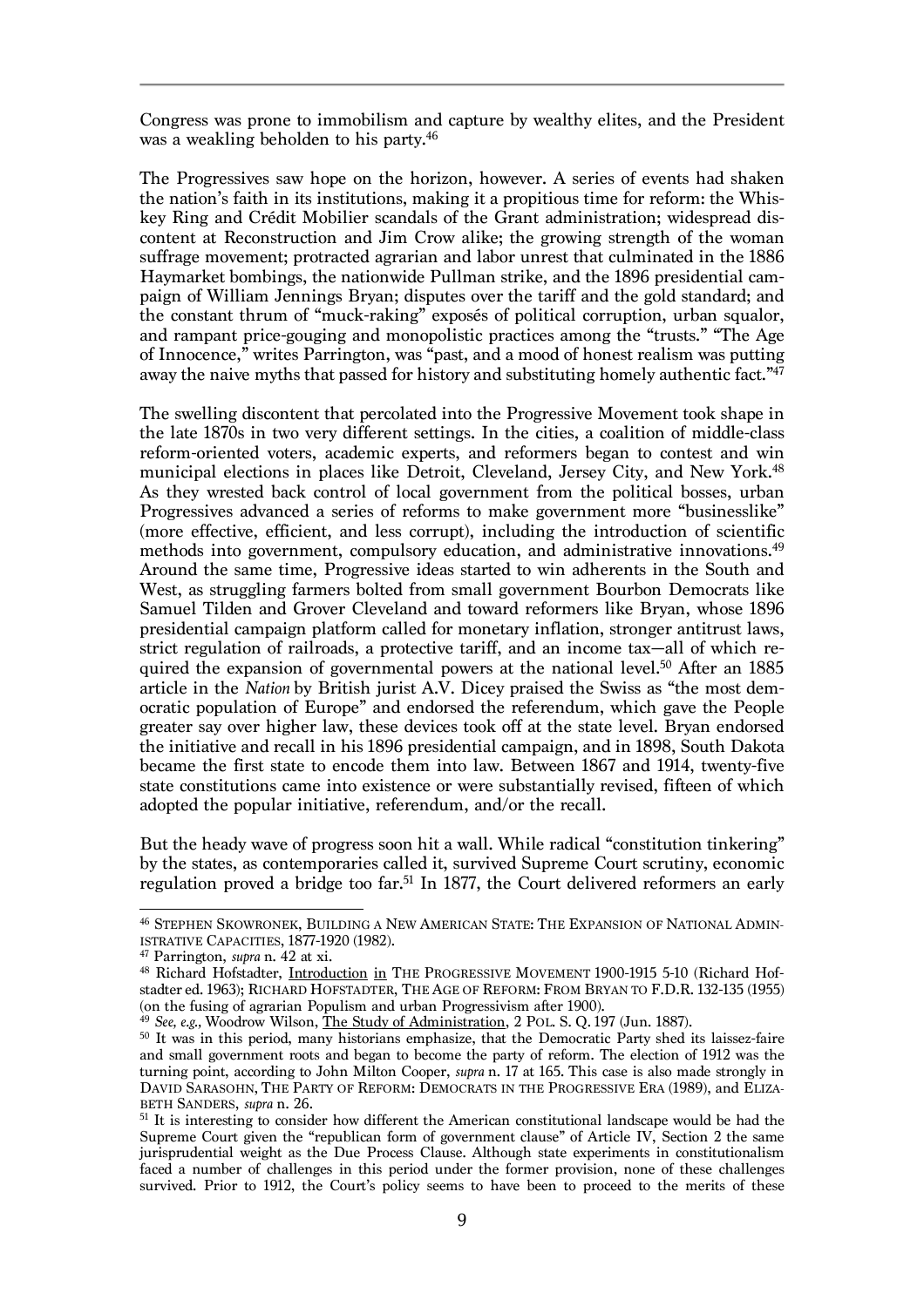Congress was prone to immobilism and capture by wealthy elites, and the President was a weakling beholden to his party.[46]

The Progressives saw hope on the horizon, however. A series of events had shaken the nation's faith in its institutions, making it a propitious time for reform: the Whiskey Ring and Crédit Mobilier scandals of the Grant administration; widespread discontent at Reconstruction and Jim Crow alike; the growing strength of the woman suffrage movement; protracted agrarian and labor unrest that culminated in the 1886 Haymarket bombings, the nationwide Pullman strike, and the 1896 presidential campaign of William Jennings Bryan; disputes over the tariff and the gold standard; and the constant thrum of "muck-raking" exposés of political corruption, urban squalor, and rampant price-gouging and monopolistic practices among the "trusts." "The Age of Innocence," writes Parrington, was "past, and a mood of honest realism was putting away the naive myths that passed for history and substituting homely authentic fact."[47]

The swelling discontent that percolated into the Progressive Movement took shape in the late 1870s in two very different settings. In the cities, a coalition of middle-class reform-oriented voters, academic experts, and reformers began to contest and win municipal elections in places like Detroit, Cleveland, Jersey City, and New York.[48] As they wrested back control of local government from the political bosses, urban Progressives advanced a series of reforms to make government more "businesslike" (more effective, efficient, and less corrupt), including the introduction of scientific methods into government, compulsory education, and administrative innovations.[49] Around the same time, Progressive ideas started to win adherents in the South and West, as struggling farmers bolted from small government Bourbon Democrats like Samuel Tilden and Grover Cleveland and toward reformers like Bryan, whose 1896 presidential campaign platform called for monetary inflation, stronger antitrust laws, strict regulation of railroads, a protective tariff, and an income tax—all of which required the expansion of governmental powers at the national level.[50] After an 1885 article in the *Nation* by British jurist A.V. Dicey praised the Swiss as "the most democratic population of Europe" and endorsed the referendum, which gave the People greater say over higher law, these devices took off at the state level. Bryan endorsed the initiative and recall in his 1896 presidential campaign, and in 1898, South Dakota became the first state to encode them into law. Between 1867 and 1914, twenty-five state constitutions came into existence or were substantially revised, fifteen of which adopted the popular initiative, referendum, and/or the recall.

But the heady wave of progress soon hit a wall. While radical "constitution tinkering" by the states, as contemporaries called it, survived Supreme Court scrutiny, economic regulation proved a bridge too far.[51] In 1877, the Court delivered reformers an early

---

[46] STEPHEN SKOWRONEK, BUILDING A NEW AMERICAN STATE: THE EXPANSION OF NATIONAL ADMINISTRATIVE CAPACITIES, 1877-1920 (1982).

[47] Parrington, *supra* n. 42 at xi.

[48] Richard Hofstadter, Introduction in THE PROGRESSIVE MOVEMENT 1900-1915 5-10 (Richard Hofstadter ed. 1963); RICHARD HOFSTADTER, THE AGE OF REFORM: FROM BRYAN TO F.D.R. 132-135 (1955) (on the fusing of agrarian Populism and urban Progressivism after 1900).

[49] *See, e.g.*, Woodrow Wilson, The Study of Administration, 2 POL. S. Q. 197 (Jun. 1887).

[50] It was in this period, many historians emphasize, that the Democratic Party shed its laissez-faire and small government roots and began to become the party of reform. The election of 1912 was the turning point, according to John Milton Cooper, *supra* n. 17 at 165. This case is also made strongly in DAVID SARASOHN, THE PARTY OF REFORM: DEMOCRATS IN THE PROGRESSIVE ERA (1989), and ELIZABETH SANDERS, *supra* n. 26.

[51] It is interesting to consider how different the American constitutional landscape would be had the Supreme Court given the "republican form of government clause" of Article IV, Section 2 the same jurisprudential weight as the Due Process Clause. Although state experiments in constitutionalism faced a number of challenges in this period under the former provision, none of these challenges survived. Prior to 1912, the Court's policy seems to have been to proceed to the merits of these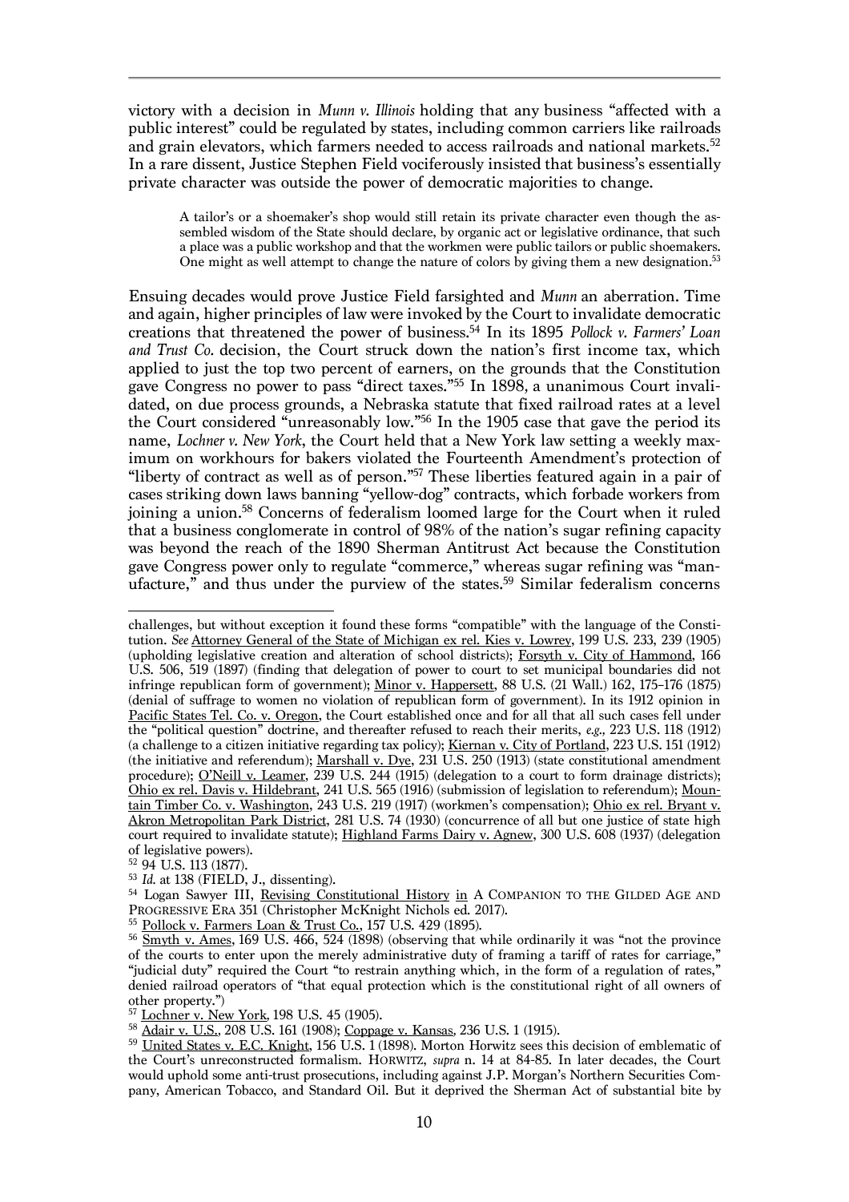victory with a decision in *Munn v. Illinois* holding that any business "affected with a public interest" could be regulated by states, including common carriers like railroads and grain elevators, which farmers needed to access railroads and national markets.[52] In a rare dissent, Justice Stephen Field vociferously insisted that business's essentially private character was outside the power of democratic majorities to change.

> A tailor's or a shoemaker's shop would still retain its private character even though the assembled wisdom of the State should declare, by organic act or legislative ordinance, that such a place was a public workshop and that the workmen were public tailors or public shoemakers. One might as well attempt to change the nature of colors by giving them a new designation.[53]

Ensuing decades would prove Justice Field farsighted and *Munn* an aberration. Time and again, higher principles of law were invoked by the Court to invalidate democratic creations that threatened the power of business.[54] In its 1895 *Pollock v. Farmers' Loan and Trust Co.* decision, the Court struck down the nation's first income tax, which applied to just the top two percent of earners, on the grounds that the Constitution gave Congress no power to pass "direct taxes."[55] In 1898, a unanimous Court invalidated, on due process grounds, a Nebraska statute that fixed railroad rates at a level the Court considered "unreasonably low."[56] In the 1905 case that gave the period its name, *Lochner v. New York*, the Court held that a New York law setting a weekly maximum on workhours for bakers violated the Fourteenth Amendment's protection of "liberty of contract as well as of person."[57] These liberties featured again in a pair of cases striking down laws banning "yellow-dog" contracts, which forbade workers from joining a union.[58] Concerns of federalism loomed large for the Court when it ruled that a business conglomerate in control of 98% of the nation's sugar refining capacity was beyond the reach of the 1890 Sherman Antitrust Act because the Constitution gave Congress power only to regulate "commerce," whereas sugar refining was "manufacture," and thus under the purview of the states.[59] Similar federalism concerns

---

challenges, but without exception it found these forms "compatible" with the language of the Constitution. *See* Attorney General of the State of Michigan ex rel. Kies v. Lowrey, 199 U.S. 233, 239 (1905) (upholding legislative creation and alteration of school districts); Forsyth v. City of Hammond, 166 U.S. 506, 519 (1897) (finding that delegation of power to court to set municipal boundaries did not infringe republican form of government); Minor v. Happersett, 88 U.S. (21 Wall.) 162, 175–176 (1875) (denial of suffrage to women no violation of republican form of government). In its 1912 opinion in Pacific States Tel. Co. v. Oregon, the Court established once and for all that all such cases fell under the "political question" doctrine, and thereafter refused to reach their merits, *e.g.*, 223 U.S. 118 (1912) (a challenge to a citizen initiative regarding tax policy); Kiernan v. City of Portland, 223 U.S. 151 (1912) (the initiative and referendum); Marshall v. Dye, 231 U.S. 250 (1913) (state constitutional amendment procedure); O'Neill v. Leamer, 239 U.S. 244 (1915) (delegation to a court to form drainage districts); Ohio ex rel. Davis v. Hildebrant, 241 U.S. 565 (1916) (submission of legislation to referendum); Mountain Timber Co. v. Washington, 243 U.S. 219 (1917) (workmen's compensation); Ohio ex rel. Bryant v. Akron Metropolitan Park District, 281 U.S. 74 (1930) (concurrence of all but one justice of state high court required to invalidate statute); Highland Farms Dairy v. Agnew, 300 U.S. 608 (1937) (delegation of legislative powers).

[52] 94 U.S. 113 (1877).

[53] *Id.* at 138 (FIELD, J., dissenting).

[54] Logan Sawyer III, Revising Constitutional History in A COMPANION TO THE GILDED AGE AND PROGRESSIVE ERA 351 (Christopher McKnight Nichols ed. 2017).

[55] Pollock v. Farmers Loan & Trust Co., 157 U.S. 429 (1895).

[56] Smyth v. Ames, 169 U.S. 466, 524 (1898) (observing that while ordinarily it was "not the province of the courts to enter upon the merely administrative duty of framing a tariff of rates for carriage," "judicial duty" required the Court "to restrain anything which, in the form of a regulation of rates," denied railroad operators of "that equal protection which is the constitutional right of all owners of other property.")

[57] Lochner v. New York, 198 U.S. 45 (1905).

[58] Adair v. U.S., 208 U.S. 161 (1908); Coppage v. Kansas, 236 U.S. 1 (1915).

[59] United States v. E.C. Knight, 156 U.S. 1 (1898). Morton Horwitz sees this decision of emblematic of the Court's unreconstructed formalism. HORWITZ, *supra* n. 14 at 84-85. In later decades, the Court would uphold some anti-trust prosecutions, including against J.P. Morgan's Northern Securities Company, American Tobacco, and Standard Oil. But it deprived the Sherman Act of substantial bite by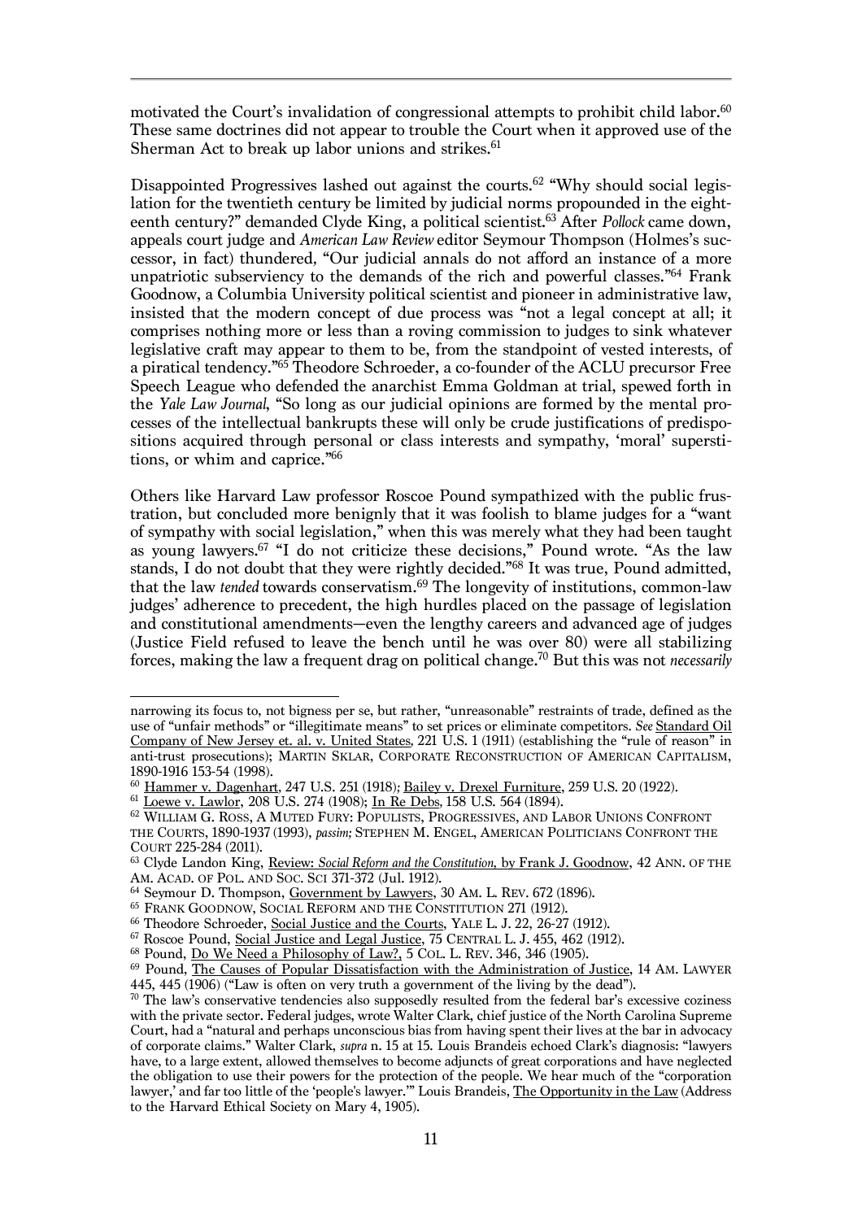motivated the Court's invalidation of congressional attempts to prohibit child labor.[60] These same doctrines did not appear to trouble the Court when it approved use of the Sherman Act to break up labor unions and strikes.[61]

Disappointed Progressives lashed out against the courts.[62] "Why should social legislation for the twentieth century be limited by judicial norms propounded in the eighteenth century?" demanded Clyde King, a political scientist.[63] After *Pollock* came down, appeals court judge and *American Law Review* editor Seymour Thompson (Holmes's successor, in fact) thundered, "Our judicial annals do not afford an instance of a more unpatriotic subserviency to the demands of the rich and powerful classes."[64] Frank Goodnow, a Columbia University political scientist and pioneer in administrative law, insisted that the modern concept of due process was "not a legal concept at all; it comprises nothing more or less than a roving commission to judges to sink whatever legislative craft may appear to them to be, from the standpoint of vested interests, of a piratical tendency."[65] Theodore Schroeder, a co-founder of the ACLU precursor Free Speech League who defended the anarchist Emma Goldman at trial, spewed forth in the *Yale Law Journal*, "So long as our judicial opinions are formed by the mental processes of the intellectual bankrupts these will only be crude justifications of predispositions acquired through personal or class interests and sympathy, 'moral' superstitions, or whim and caprice."[66]

Others like Harvard Law professor Roscoe Pound sympathized with the public frustration, but concluded more benignly that it was foolish to blame judges for a "want of sympathy with social legislation," when this was merely what they had been taught as young lawyers.[67] "I do not criticize these decisions," Pound wrote. "As the law stands, I do not doubt that they were rightly decided."[68] It was true, Pound admitted, that the law *tended* towards conservatism.[69] The longevity of institutions, common-law judges' adherence to precedent, the high hurdles placed on the passage of legislation and constitutional amendments—even the lengthy careers and advanced age of judges (Justice Field refused to leave the bench until he was over 80) were all stabilizing forces, making the law a frequent drag on political change.[70] But this was not *necessarily*

---

narrowing its focus to, not bigness per se, but rather, "unreasonable" restraints of trade, defined as the use of "unfair methods" or "illegitimate means" to set prices or eliminate competitors. *See* Standard Oil Company of New Jersey et. al. v. United States, 221 U.S. 1 (1911) (establishing the "rule of reason" in anti-trust prosecutions); MARTIN SKLAR, CORPORATE RECONSTRUCTION OF AMERICAN CAPITALISM, 1890-1916 153-54 (1998).

[60] Hammer v. Dagenhart, 247 U.S. 251 (1918); Bailey v. Drexel Furniture, 259 U.S. 20 (1922).

[61] Loewe v. Lawlor, 208 U.S. 274 (1908); In Re Debs, 158 U.S. 564 (1894).

[62] WILLIAM G. ROSS, A MUTED FURY: POPULISTS, PROGRESSIVES, AND LABOR UNIONS CONFRONT THE COURTS, 1890-1937 (1993), *passim;* STEPHEN M. ENGEL, AMERICAN POLITICIANS CONFRONT THE COURT 225-284 (2011).

[63] Clyde Landon King, Review: *Social Reform and the Constitution*, by Frank J. Goodnow, 42 ANN. OF THE AM. ACAD. OF POL. AND SOC. SCI 371-372 (Jul. 1912).

[64] Seymour D. Thompson, Government by Lawyers, 30 AM. L. REV. 672 (1896).

[65] FRANK GOODNOW, SOCIAL REFORM AND THE CONSTITUTION 271 (1912).

[66] Theodore Schroeder, Social Justice and the Courts, YALE L. J. 22, 26-27 (1912).

[67] Roscoe Pound, Social Justice and Legal Justice, 75 CENTRAL L. J. 455, 462 (1912).

[68] Pound, Do We Need a Philosophy of Law?, 5 COL. L. REV. 346, 346 (1905).

[69] Pound, The Causes of Popular Dissatisfaction with the Administration of Justice, 14 AM. LAWYER 445, 445 (1906) ("Law is often on very truth a government of the living by the dead").

[70] The law's conservative tendencies also supposedly resulted from the federal bar's excessive coziness with the private sector. Federal judges, wrote Walter Clark, chief justice of the North Carolina Supreme Court, had a "natural and perhaps unconscious bias from having spent their lives at the bar in advocacy of corporate claims." Walter Clark, *supra* n. 15 at 15. Louis Brandeis echoed Clark's diagnosis: "lawyers have, to a large extent, allowed themselves to become adjuncts of great corporations and have neglected the obligation to use their powers for the protection of the people. We hear much of the "corporation lawyer,' and far too little of the 'people's lawyer.'" Louis Brandeis, The Opportunity in the Law (Address to the Harvard Ethical Society on Mary 4, 1905).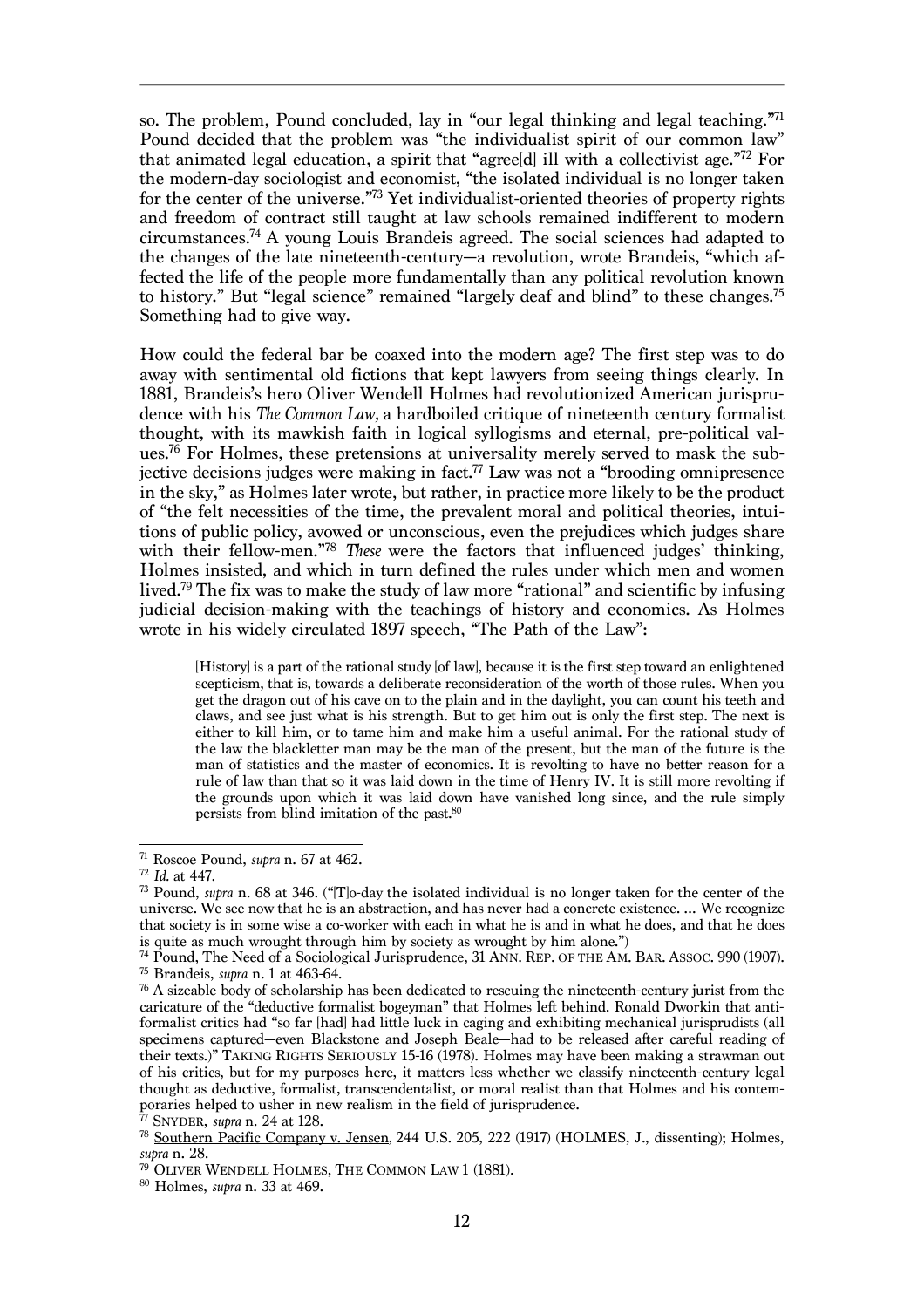so. The problem, Pound concluded, lay in "our legal thinking and legal teaching."[71] Pound decided that the problem was "the individualist spirit of our common law" that animated legal education, a spirit that "agree[d] ill with a collectivist age."[72] For the modern-day sociologist and economist, "the isolated individual is no longer taken for the center of the universe."[73] Yet individualist-oriented theories of property rights and freedom of contract still taught at law schools remained indifferent to modern circumstances.[74] A young Louis Brandeis agreed. The social sciences had adapted to the changes of the late nineteenth-century—a revolution, wrote Brandeis, "which affected the life of the people more fundamentally than any political revolution known to history." But "legal science" remained "largely deaf and blind" to these changes.[75] Something had to give way.

How could the federal bar be coaxed into the modern age? The first step was to do away with sentimental old fictions that kept lawyers from seeing things clearly. In 1881, Brandeis's hero Oliver Wendell Holmes had revolutionized American jurisprudence with his *The Common Law,* a hardboiled critique of nineteenth century formalist thought, with its mawkish faith in logical syllogisms and eternal, pre-political values.[76] For Holmes, these pretensions at universality merely served to mask the subjective decisions judges were making in fact.[77] Law was not a "brooding omnipresence in the sky," as Holmes later wrote, but rather, in practice more likely to be the product of "the felt necessities of the time, the prevalent moral and political theories, intuitions of public policy, avowed or unconscious, even the prejudices which judges share with their fellow-men."[78] *These* were the factors that influenced judges' thinking, Holmes insisted, and which in turn defined the rules under which men and women lived.[79] The fix was to make the study of law more "rational" and scientific by infusing judicial decision-making with the teachings of history and economics. As Holmes wrote in his widely circulated 1897 speech, "The Path of the Law":

> [History] is a part of the rational study [of law], because it is the first step toward an enlightened scepticism, that is, towards a deliberate reconsideration of the worth of those rules. When you get the dragon out of his cave on to the plain and in the daylight, you can count his teeth and claws, and see just what is his strength. But to get him out is only the first step. The next is either to kill him, or to tame him and make him a useful animal. For the rational study of the law the blackletter man may be the man of the present, but the man of the future is the man of statistics and the master of economics. It is revolting to have no better reason for a rule of law than that so it was laid down in the time of Henry IV. It is still more revolting if the grounds upon which it was laid down have vanished long since, and the rule simply persists from blind imitation of the past.[80]

---

[71] Roscoe Pound, *supra* n. 67 at 462.

[72] *Id.* at 447.

[73] Pound, *supra* n. 68 at 346. ("[T]o-day the isolated individual is no longer taken for the center of the universe. We see now that he is an abstraction, and has never had a concrete existence. ... We recognize that society is in some wise a co-worker with each in what he is and in what he does, and that he does is quite as much wrought through him by society as wrought by him alone.")

[74] Pound, The Need of a Sociological Jurisprudence, 31 ANN. REP. OF THE AM. BAR. ASSOC. 990 (1907).

[75] Brandeis, *supra* n. 1 at 463-64.

[76] A sizeable body of scholarship has been dedicated to rescuing the nineteenth-century jurist from the caricature of the "deductive formalist bogeyman" that Holmes left behind. Ronald Dworkin that anti-formalist critics had "so far [had] had little luck in caging and exhibiting mechanical jurisprudists (all specimens captured—even Blackstone and Joseph Beale—had to be released after careful reading of their texts.)" TAKING RIGHTS SERIOUSLY 15-16 (1978). Holmes may have been making a strawman out of his critics, but for my purposes here, it matters less whether we classify nineteenth-century legal thought as deductive, formalist, transcendentalist, or moral realist than that Holmes and his contemporaries helped to usher in new realism in the field of jurisprudence.

[77] SNYDER, *supra* n. 24 at 128.

[78] Southern Pacific Company v. Jensen, 244 U.S. 205, 222 (1917) (HOLMES, J., dissenting); Holmes, *supra* n. 28.

[79] OLIVER WENDELL HOLMES, THE COMMON LAW 1 (1881).

[80] Holmes, *supra* n. 33 at 469.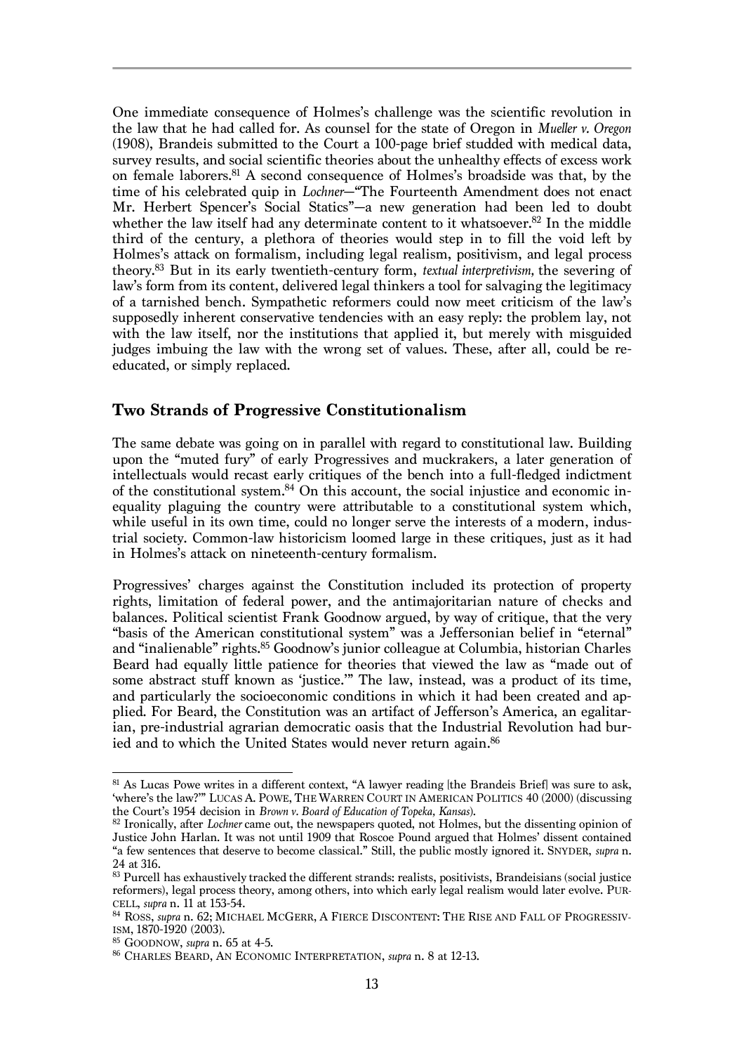One immediate consequence of Holmes's challenge was the scientific revolution in the law that he had called for. As counsel for the state of Oregon in *Mueller v. Oregon* (1908), Brandeis submitted to the Court a 100-page brief studded with medical data, survey results, and social scientific theories about the unhealthy effects of excess work on female laborers.[81] A second consequence of Holmes's broadside was that, by the time of his celebrated quip in *Lochner*—"The Fourteenth Amendment does not enact Mr. Herbert Spencer's Social Statics"—a new generation had been led to doubt whether the law itself had any determinate content to it whatsoever.[82] In the middle third of the century, a plethora of theories would step in to fill the void left by Holmes's attack on formalism, including legal realism, positivism, and legal process theory.[83] But in its early twentieth-century form, *textual interpretivism,* the severing of law's form from its content, delivered legal thinkers a tool for salvaging the legitimacy of a tarnished bench. Sympathetic reformers could now meet criticism of the law's supposedly inherent conservative tendencies with an easy reply: the problem lay, not with the law itself, nor the institutions that applied it, but merely with misguided judges imbuing the law with the wrong set of values. These, after all, could be re-educated, or simply replaced.

## Two Strands of Progressive Constitutionalism

The same debate was going on in parallel with regard to constitutional law. Building upon the "muted fury" of early Progressives and muckrakers, a later generation of intellectuals would recast early critiques of the bench into a full-fledged indictment of the constitutional system.[84] On this account, the social injustice and economic inequality plaguing the country were attributable to a constitutional system which, while useful in its own time, could no longer serve the interests of a modern, industrial society. Common-law historicism loomed large in these critiques, just as it had in Holmes's attack on nineteenth-century formalism.

Progressives' charges against the Constitution included its protection of property rights, limitation of federal power, and the antimajoritarian nature of checks and balances. Political scientist Frank Goodnow argued, by way of critique, that the very "basis of the American constitutional system" was a Jeffersonian belief in "eternal" and "inalienable" rights.[85] Goodnow's junior colleague at Columbia, historian Charles Beard had equally little patience for theories that viewed the law as "made out of some abstract stuff known as 'justice.'" The law, instead, was a product of its time, and particularly the socioeconomic conditions in which it had been created and applied. For Beard, the Constitution was an artifact of Jefferson's America, an egalitarian, pre-industrial agrarian democratic oasis that the Industrial Revolution had buried and to which the United States would never return again.[86]

---

[81] As Lucas Powe writes in a different context, "A lawyer reading [the Brandeis Brief] was sure to ask, 'where's the law?'" LUCAS A. POWE, THE WARREN COURT IN AMERICAN POLITICS 40 (2000) (discussing the Court's 1954 decision in *Brown v. Board of Education of Topeka, Kansas*).

[82] Ironically, after *Lochner* came out, the newspapers quoted, not Holmes, but the dissenting opinion of Justice John Harlan. It was not until 1909 that Roscoe Pound argued that Holmes' dissent contained "a few sentences that deserve to become classical." Still, the public mostly ignored it. SNYDER, *supra* n. 24 at 316.

[83] Purcell has exhaustively tracked the different strands: realists, positivists, Brandeisians (social justice reformers), legal process theory, among others, into which early legal realism would later evolve. PURCELL, *supra* n. 11 at 153-54.

[84] ROSS, *supra* n. 62; MICHAEL MCGERR, A FIERCE DISCONTENT: THE RISE AND FALL OF PROGRESSIVISM, 1870-1920 (2003).

[85] GOODNOW, *supra* n. 65 at 4-5.

[86] CHARLES BEARD, AN ECONOMIC INTERPRETATION, *supra* n. 8 at 12-13.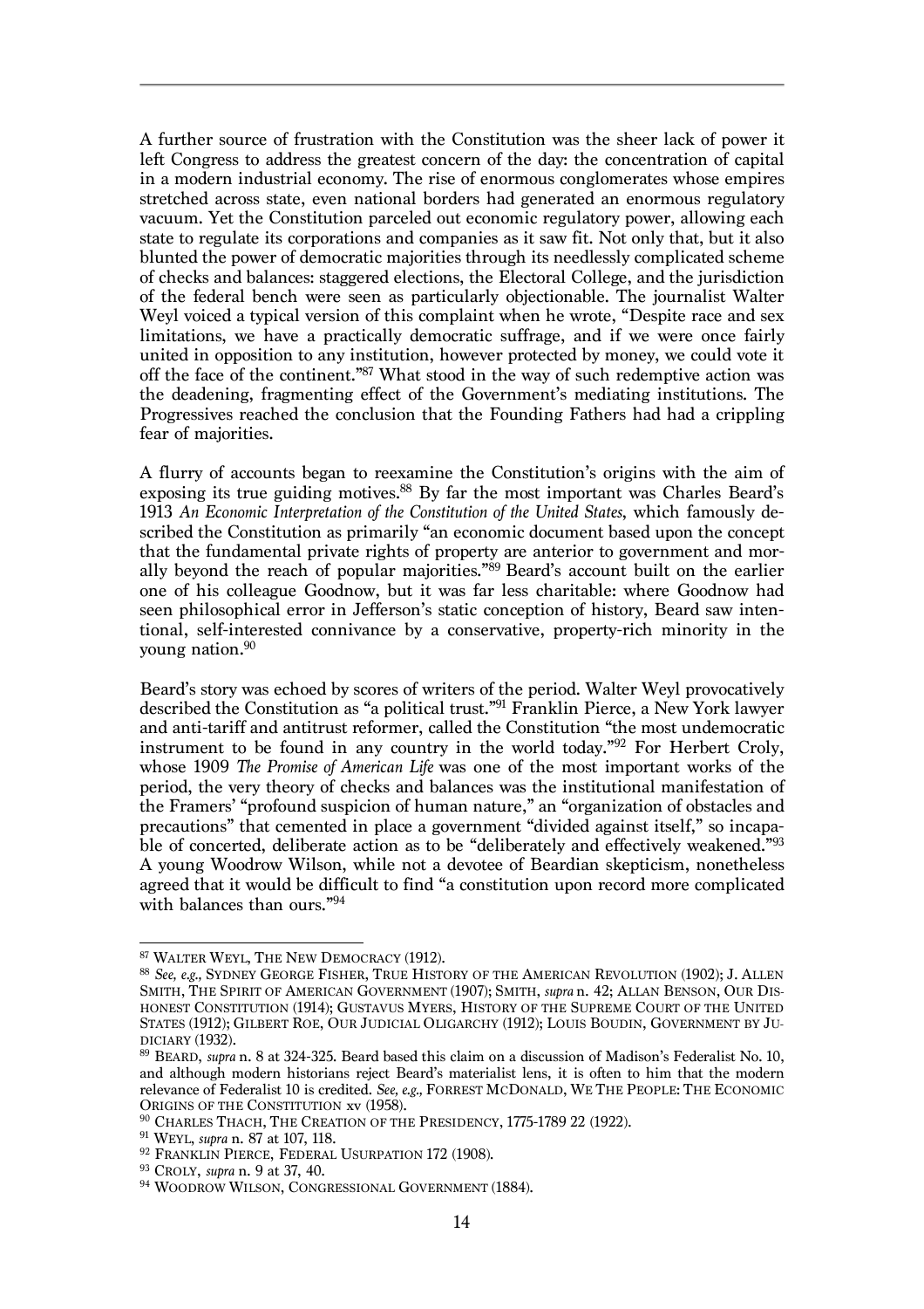A further source of frustration with the Constitution was the sheer lack of power it left Congress to address the greatest concern of the day: the concentration of capital in a modern industrial economy. The rise of enormous conglomerates whose empires stretched across state, even national borders had generated an enormous regulatory vacuum. Yet the Constitution parceled out economic regulatory power, allowing each state to regulate its corporations and companies as it saw fit. Not only that, but it also blunted the power of democratic majorities through its needlessly complicated scheme of checks and balances: staggered elections, the Electoral College, and the jurisdiction of the federal bench were seen as particularly objectionable. The journalist Walter Weyl voiced a typical version of this complaint when he wrote, "Despite race and sex limitations, we have a practically democratic suffrage, and if we were once fairly united in opposition to any institution, however protected by money, we could vote it off the face of the continent."[87] What stood in the way of such redemptive action was the deadening, fragmenting effect of the Government's mediating institutions. The Progressives reached the conclusion that the Founding Fathers had had a crippling fear of majorities.

A flurry of accounts began to reexamine the Constitution's origins with the aim of exposing its true guiding motives.[88] By far the most important was Charles Beard's 1913 *An Economic Interpretation of the Constitution of the United States*, which famously described the Constitution as primarily "an economic document based upon the concept that the fundamental private rights of property are anterior to government and morally beyond the reach of popular majorities."[89] Beard's account built on the earlier one of his colleague Goodnow, but it was far less charitable: where Goodnow had seen philosophical error in Jefferson's static conception of history, Beard saw intentional, self-interested connivance by a conservative, property-rich minority in the young nation.[90]

Beard's story was echoed by scores of writers of the period. Walter Weyl provocatively described the Constitution as "a political trust."[91] Franklin Pierce, a New York lawyer and anti-tariff and antitrust reformer, called the Constitution "the most undemocratic instrument to be found in any country in the world today."[92] For Herbert Croly, whose 1909 *The Promise of American Life* was one of the most important works of the period, the very theory of checks and balances was the institutional manifestation of the Framers' "profound suspicion of human nature," an "organization of obstacles and precautions" that cemented in place a government "divided against itself," so incapable of concerted, deliberate action as to be "deliberately and effectively weakened."[93] A young Woodrow Wilson, while not a devotee of Beardian skepticism, nonetheless agreed that it would be difficult to find "a constitution upon record more complicated with balances than ours."[94]

---

[87] WALTER WEYL, THE NEW DEMOCRACY (1912).

[88] *See, e.g.,* SYDNEY GEORGE FISHER, TRUE HISTORY OF THE AMERICAN REVOLUTION (1902); J. ALLEN SMITH, THE SPIRIT OF AMERICAN GOVERNMENT (1907); SMITH, *supra* n. 42; ALLAN BENSON, OUR DISHONEST CONSTITUTION (1914); GUSTAVUS MYERS, HISTORY OF THE SUPREME COURT OF THE UNITED STATES (1912); GILBERT ROE, OUR JUDICIAL OLIGARCHY (1912); LOUIS BOUDIN, GOVERNMENT BY JUDICIARY (1932).

[89] BEARD, *supra* n. 8 at 324-325. Beard based this claim on a discussion of Madison's Federalist No. 10, and although modern historians reject Beard's materialist lens, it is often to him that the modern relevance of Federalist 10 is credited. *See, e.g.,* FORREST MCDONALD, WE THE PEOPLE: THE ECONOMIC ORIGINS OF THE CONSTITUTION xv (1958).

[90] CHARLES THACH, THE CREATION OF THE PRESIDENCY, 1775-1789 22 (1922).

[91] WEYL, *supra* n. 87 at 107, 118.

[92] FRANKLIN PIERCE, FEDERAL USURPATION 172 (1908).

[93] CROLY, *supra* n. 9 at 37, 40.

[94] WOODROW WILSON, CONGRESSIONAL GOVERNMENT (1884).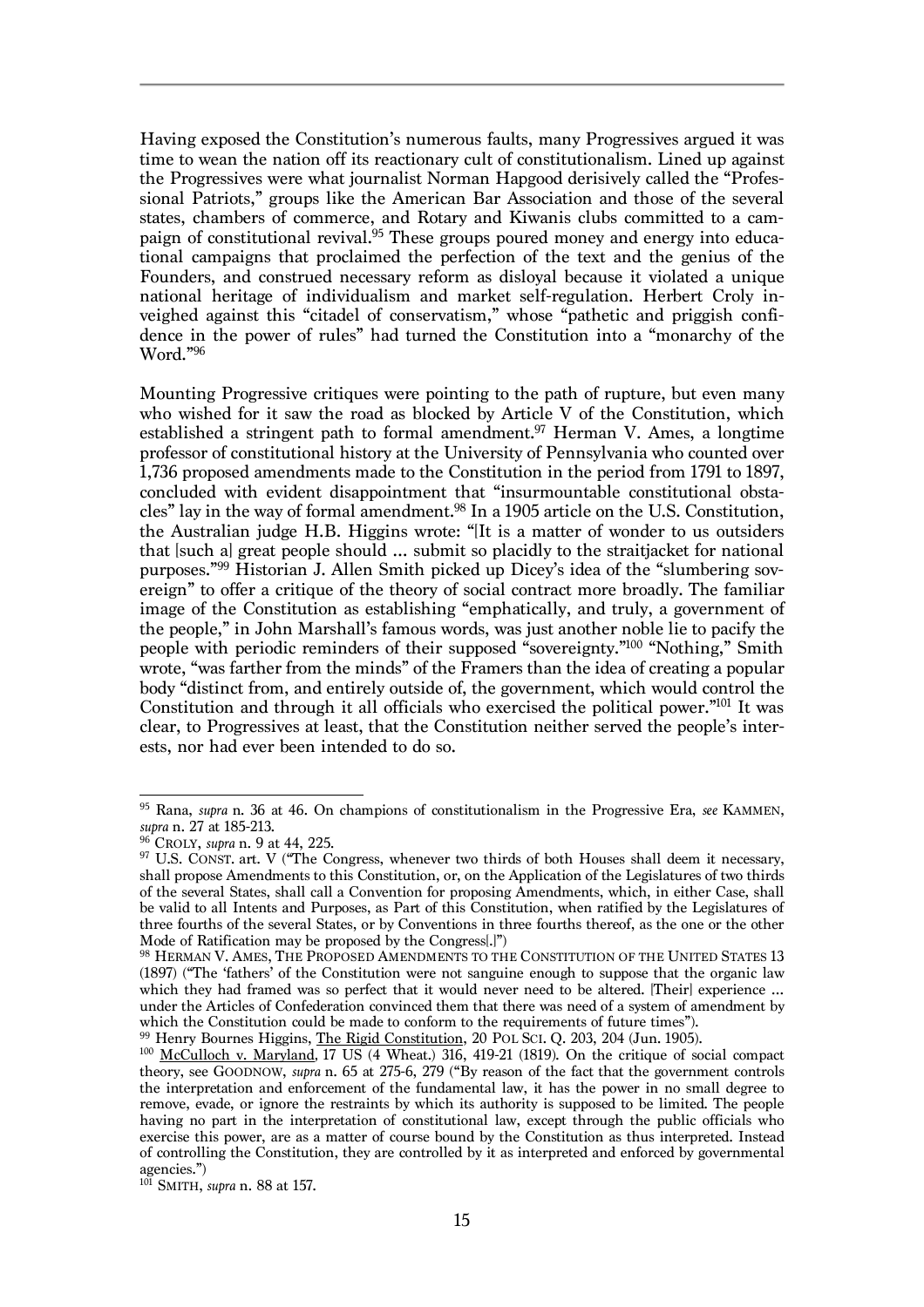Having exposed the Constitution's numerous faults, many Progressives argued it was time to wean the nation off its reactionary cult of constitutionalism. Lined up against the Progressives were what journalist Norman Hapgood derisively called the "Professional Patriots," groups like the American Bar Association and those of the several states, chambers of commerce, and Rotary and Kiwanis clubs committed to a campaign of constitutional revival.[95] These groups poured money and energy into educational campaigns that proclaimed the perfection of the text and the genius of the Founders, and construed necessary reform as disloyal because it violated a unique national heritage of individualism and market self-regulation. Herbert Croly inveighed against this "citadel of conservatism," whose "pathetic and priggish confidence in the power of rules" had turned the Constitution into a "monarchy of the Word."[96]

Mounting Progressive critiques were pointing to the path of rupture, but even many who wished for it saw the road as blocked by Article V of the Constitution, which established a stringent path to formal amendment.[97] Herman V. Ames, a longtime professor of constitutional history at the University of Pennsylvania who counted over 1,736 proposed amendments made to the Constitution in the period from 1791 to 1897, concluded with evident disappointment that "insurmountable constitutional obstacles" lay in the way of formal amendment.[98] In a 1905 article on the U.S. Constitution, the Australian judge H.B. Higgins wrote: "[It is a matter of wonder to us outsiders that [such a] great people should ... submit so placidly to the straitjacket for national purposes."[99] Historian J. Allen Smith picked up Dicey's idea of the "slumbering sovereign" to offer a critique of the theory of social contract more broadly. The familiar image of the Constitution as establishing "emphatically, and truly, a government of the people," in John Marshall's famous words, was just another noble lie to pacify the people with periodic reminders of their supposed "sovereignty."[100] "Nothing," Smith wrote, "was farther from the minds" of the Framers than the idea of creating a popular body "distinct from, and entirely outside of, the government, which would control the Constitution and through it all officials who exercised the political power."[101] It was clear, to Progressives at least, that the Constitution neither served the people's interests, nor had ever been intended to do so.

---

[95] Rana, *supra* n. 36 at 46. On champions of constitutionalism in the Progressive Era, *see* KAMMEN, *supra* n. 27 at 185-213.

[96] CROLY, *supra* n. 9 at 44, 225.

[97] U.S. CONST. art. V ("The Congress, whenever two thirds of both Houses shall deem it necessary, shall propose Amendments to this Constitution, or, on the Application of the Legislatures of two thirds of the several States, shall call a Convention for proposing Amendments, which, in either Case, shall be valid to all Intents and Purposes, as Part of this Constitution, when ratified by the Legislatures of three fourths of the several States, or by Conventions in three fourths thereof, as the one or the other Mode of Ratification may be proposed by the Congress[.]")

[98] HERMAN V. AMES, THE PROPOSED AMENDMENTS TO THE CONSTITUTION OF THE UNITED STATES 13 (1897) ("The 'fathers' of the Constitution were not sanguine enough to suppose that the organic law which they had framed was so perfect that it would never need to be altered. [Their] experience ... under the Articles of Confederation convinced them that there was need of a system of amendment by which the Constitution could be made to conform to the requirements of future times").

[99] Henry Bournes Higgins, The Rigid Constitution, 20 POL SCI. Q. 203, 204 (Jun. 1905).

[100] McCulloch v. Maryland, 17 US (4 Wheat.) 316, 419-21 (1819). On the critique of social compact theory, see GOODNOW, *supra* n. 65 at 275-6, 279 ("By reason of the fact that the government controls the interpretation and enforcement of the fundamental law, it has the power in no small degree to remove, evade, or ignore the restraints by which its authority is supposed to be limited. The people having no part in the interpretation of constitutional law, except through the public officials who exercise this power, are as a matter of course bound by the Constitution as thus interpreted. Instead of controlling the Constitution, they are controlled by it as interpreted and enforced by governmental agencies.")

[101] SMITH, *supra* n. 88 at 157.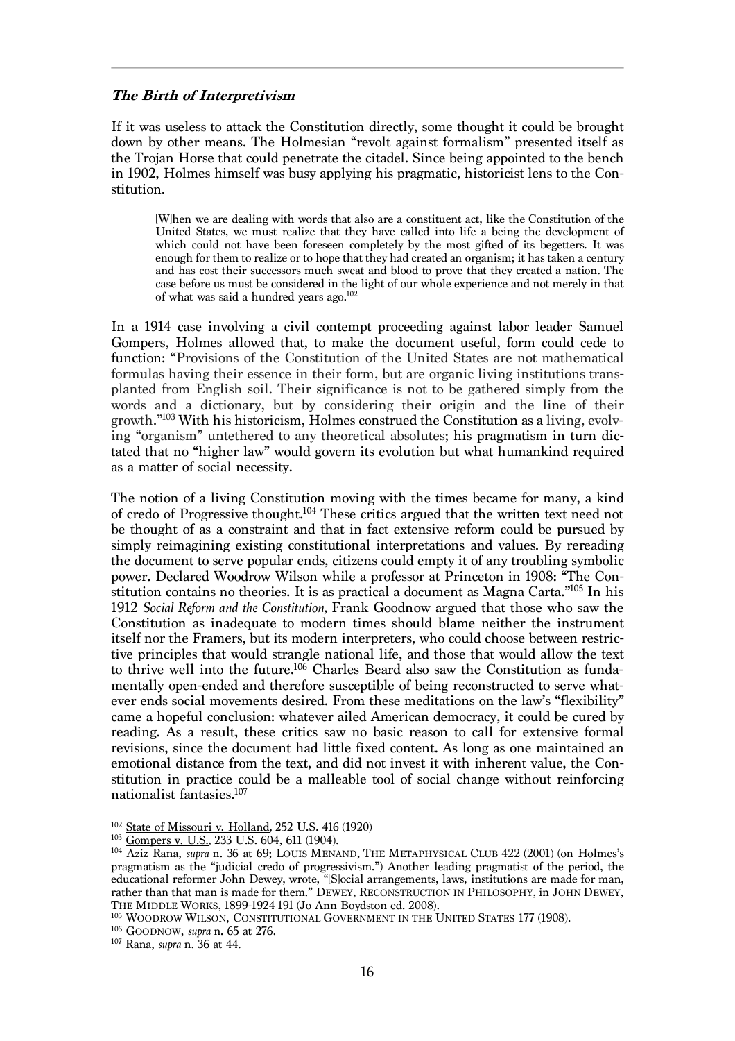***The Birth of Interpretivism***

If it was useless to attack the Constitution directly, some thought it could be brought down by other means. The Holmesian "revolt against formalism" presented itself as the Trojan Horse that could penetrate the citadel. Since being appointed to the bench in 1902, Holmes himself was busy applying his pragmatic, historicist lens to the Constitution.

> [W]hen we are dealing with words that also are a constituent act, like the Constitution of the United States, we must realize that they have called into life a being the development of which could not have been foreseen completely by the most gifted of its begetters. It was enough for them to realize or to hope that they had created an organism; it has taken a century and has cost their successors much sweat and blood to prove that they created a nation. The case before us must be considered in the light of our whole experience and not merely in that of what was said a hundred years ago.[102]

In a 1914 case involving a civil contempt proceeding against labor leader Samuel Gompers, Holmes allowed that, to make the document useful, form could cede to function: "Provisions of the Constitution of the United States are not mathematical formulas having their essence in their form, but are organic living institutions transplanted from English soil. Their significance is not to be gathered simply from the words and a dictionary, but by considering their origin and the line of their growth."[103] With his historicism, Holmes construed the Constitution as a living, evolving "organism" untethered to any theoretical absolutes; his pragmatism in turn dictated that no "higher law" would govern its evolution but what humankind required as a matter of social necessity.

The notion of a living Constitution moving with the times became for many, a kind of credo of Progressive thought.[104] These critics argued that the written text need not be thought of as a constraint and that in fact extensive reform could be pursued by simply reimagining existing constitutional interpretations and values. By rereading the document to serve popular ends, citizens could empty it of any troubling symbolic power. Declared Woodrow Wilson while a professor at Princeton in 1908: "The Constitution contains no theories. It is as practical a document as Magna Carta."[105] In his 1912 *Social Reform and the Constitution,* Frank Goodnow argued that those who saw the Constitution as inadequate to modern times should blame neither the instrument itself nor the Framers, but its modern interpreters, who could choose between restrictive principles that would strangle national life, and those that would allow the text to thrive well into the future.[106] Charles Beard also saw the Constitution as fundamentally open-ended and therefore susceptible of being reconstructed to serve whatever ends social movements desired. From these meditations on the law's "flexibility" came a hopeful conclusion: whatever ailed American democracy, it could be cured by reading. As a result, these critics saw no basic reason to call for extensive formal revisions, since the document had little fixed content. As long as one maintained an emotional distance from the text, and did not invest it with inherent value, the Constitution in practice could be a malleable tool of social change without reinforcing nationalist fantasies.[107]

---

[102] State of Missouri v. Holland, 252 U.S. 416 (1920)

[103] Gompers v. U.S., 233 U.S. 604, 611 (1904).

[104] Aziz Rana, *supra* n. 36 at 69; LOUIS MENAND, THE METAPHYSICAL CLUB 422 (2001) (on Holmes's pragmatism as the "judicial credo of progressivism.") Another leading pragmatist of the period, the educational reformer John Dewey, wrote, "[S]ocial arrangements, laws, institutions are made for man, rather than that man is made for them." DEWEY, RECONSTRUCTION IN PHILOSOPHY, in JOHN DEWEY, THE MIDDLE WORKS, 1899-1924 191 (Jo Ann Boydston ed. 2008).

[105] WOODROW WILSON, CONSTITUTIONAL GOVERNMENT IN THE UNITED STATES 177 (1908).

[106] GOODNOW, *supra* n. 65 at 276.

[107] Rana, *supra* n. 36 at 44.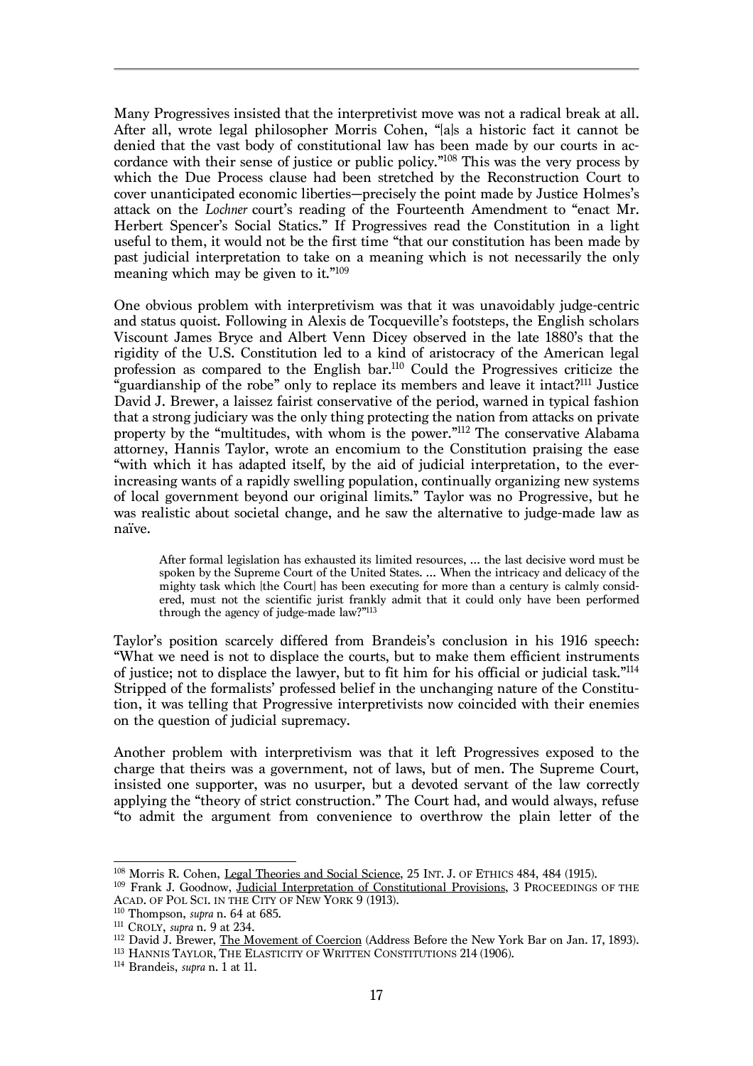Many Progressives insisted that the interpretivist move was not a radical break at all. After all, wrote legal philosopher Morris Cohen, "[a]s a historic fact it cannot be denied that the vast body of constitutional law has been made by our courts in accordance with their sense of justice or public policy."[108] This was the very process by which the Due Process clause had been stretched by the Reconstruction Court to cover unanticipated economic liberties—precisely the point made by Justice Holmes's attack on the *Lochner* court's reading of the Fourteenth Amendment to "enact Mr. Herbert Spencer's Social Statics." If Progressives read the Constitution in a light useful to them, it would not be the first time "that our constitution has been made by past judicial interpretation to take on a meaning which is not necessarily the only meaning which may be given to it."[109]

One obvious problem with interpretivism was that it was unavoidably judge-centric and status quoist. Following in Alexis de Tocqueville's footsteps, the English scholars Viscount James Bryce and Albert Venn Dicey observed in the late 1880's that the rigidity of the U.S. Constitution led to a kind of aristocracy of the American legal profession as compared to the English bar.[110] Could the Progressives criticize the "guardianship of the robe" only to replace its members and leave it intact?[111] Justice David J. Brewer, a laissez fairist conservative of the period, warned in typical fashion that a strong judiciary was the only thing protecting the nation from attacks on private property by the "multitudes, with whom is the power."[112] The conservative Alabama attorney, Hannis Taylor, wrote an encomium to the Constitution praising the ease "with which it has adapted itself, by the aid of judicial interpretation, to the ever-increasing wants of a rapidly swelling population, continually organizing new systems of local government beyond our original limits." Taylor was no Progressive, but he was realistic about societal change, and he saw the alternative to judge-made law as naïve.

> After formal legislation has exhausted its limited resources, ... the last decisive word must be spoken by the Supreme Court of the United States. ... When the intricacy and delicacy of the mighty task which [the Court] has been executing for more than a century is calmly considered, must not the scientific jurist frankly admit that it could only have been performed through the agency of judge-made law?"[113]

Taylor's position scarcely differed from Brandeis's conclusion in his 1916 speech: "What we need is not to displace the courts, but to make them efficient instruments of justice; not to displace the lawyer, but to fit him for his official or judicial task."[114] Stripped of the formalists' professed belief in the unchanging nature of the Constitution, it was telling that Progressive interpretivists now coincided with their enemies on the question of judicial supremacy.

Another problem with interpretivism was that it left Progressives exposed to the charge that theirs was a government, not of laws, but of men. The Supreme Court, insisted one supporter, was no usurper, but a devoted servant of the law correctly applying the "theory of strict construction." The Court had, and would always, refuse "to admit the argument from convenience to overthrow the plain letter of the

---

[108] Morris R. Cohen, Legal Theories and Social Science, 25 INT. J. OF ETHICS 484, 484 (1915).

[109] Frank J. Goodnow, Judicial Interpretation of Constitutional Provisions, 3 PROCEEDINGS OF THE ACAD. OF POL SCI. IN THE CITY OF NEW YORK 9 (1913).

[110] Thompson, *supra* n. 64 at 685.

[111] CROLY, *supra* n. 9 at 234.

[112] David J. Brewer, The Movement of Coercion (Address Before the New York Bar on Jan. 17, 1893).

[113] HANNIS TAYLOR, THE ELASTICITY OF WRITTEN CONSTITUTIONS 214 (1906).

[114] Brandeis, *supra* n. 1 at 11.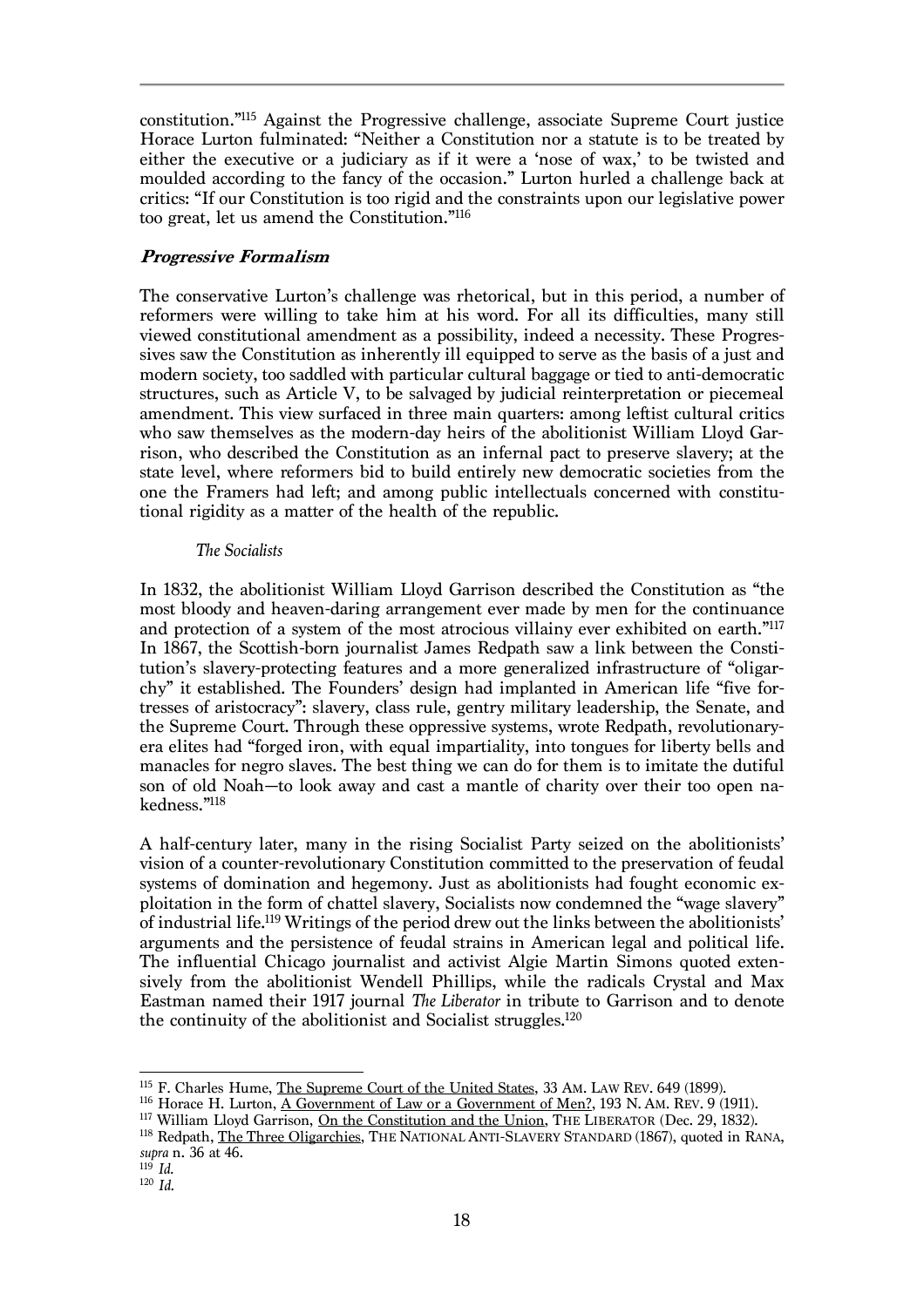constitution."[115] Against the Progressive challenge, associate Supreme Court justice Horace Lurton fulminated: "Neither a Constitution nor a statute is to be treated by either the executive or a judiciary as if it were a 'nose of wax,' to be twisted and moulded according to the fancy of the occasion." Lurton hurled a challenge back at critics: "If our Constitution is too rigid and the constraints upon our legislative power too great, let us amend the Constitution."[116]

### *Progressive Formalism*

The conservative Lurton's challenge was rhetorical, but in this period, a number of reformers were willing to take him at his word. For all its difficulties, many still viewed constitutional amendment as a possibility, indeed a necessity. These Progressives saw the Constitution as inherently ill equipped to serve as the basis of a just and modern society, too saddled with particular cultural baggage or tied to anti-democratic structures, such as Article V, to be salvaged by judicial reinterpretation or piecemeal amendment. This view surfaced in three main quarters: among leftist cultural critics who saw themselves as the modern-day heirs of the abolitionist William Lloyd Garrison, who described the Constitution as an infernal pact to preserve slavery; at the state level, where reformers bid to build entirely new democratic societies from the one the Framers had left; and among public intellectuals concerned with constitutional rigidity as a matter of the health of the republic.

#### *The Socialists*

In 1832, the abolitionist William Lloyd Garrison described the Constitution as "the most bloody and heaven-daring arrangement ever made by men for the continuance and protection of a system of the most atrocious villainy ever exhibited on earth."[117] In 1867, the Scottish-born journalist James Redpath saw a link between the Constitution's slavery-protecting features and a more generalized infrastructure of "oligarchy" it established. The Founders' design had implanted in American life "five fortresses of aristocracy": slavery, class rule, gentry military leadership, the Senate, and the Supreme Court. Through these oppressive systems, wrote Redpath, revolutionary-era elites had "forged iron, with equal impartiality, into tongues for liberty bells and manacles for negro slaves. The best thing we can do for them is to imitate the dutiful son of old Noah—to look away and cast a mantle of charity over their too open nakedness."[118]

A half-century later, many in the rising Socialist Party seized on the abolitionists' vision of a counter-revolutionary Constitution committed to the preservation of feudal systems of domination and hegemony. Just as abolitionists had fought economic exploitation in the form of chattel slavery, Socialists now condemned the "wage slavery" of industrial life.[119] Writings of the period drew out the links between the abolitionists' arguments and the persistence of feudal strains in American legal and political life. The influential Chicago journalist and activist Algie Martin Simons quoted extensively from the abolitionist Wendell Phillips, while the radicals Crystal and Max Eastman named their 1917 journal *The Liberator* in tribute to Garrison and to denote the continuity of the abolitionist and Socialist struggles.[120]

---

[115] F. Charles Hume, The Supreme Court of the United States, 33 AM. LAW REV. 649 (1899).
[116] Horace H. Lurton, A Government of Law or a Government of Men?, 193 N. AM. REV. 9 (1911).
[117] William Lloyd Garrison, On the Constitution and the Union, THE LIBERATOR (Dec. 29, 1832).
[118] Redpath, The Three Oligarchies, THE NATIONAL ANTI-SLAVERY STANDARD (1867), quoted in RANA, *supra* n. 36 at 46.
[119] *Id.*
[120] *Id.*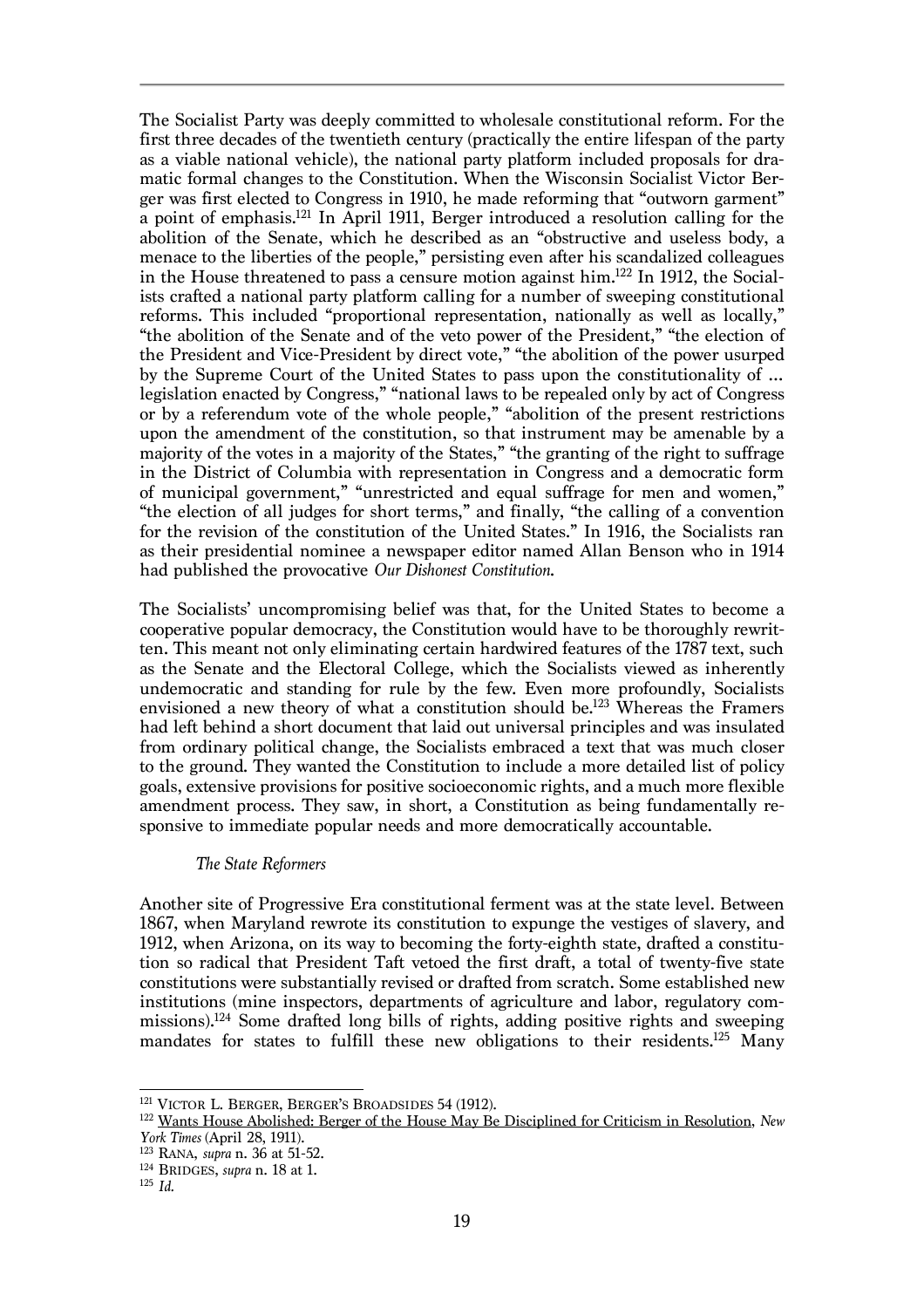The Socialist Party was deeply committed to wholesale constitutional reform. For the first three decades of the twentieth century (practically the entire lifespan of the party as a viable national vehicle), the national party platform included proposals for dramatic formal changes to the Constitution. When the Wisconsin Socialist Victor Berger was first elected to Congress in 1910, he made reforming that "outworn garment" a point of emphasis.[121] In April 1911, Berger introduced a resolution calling for the abolition of the Senate, which he described as an "obstructive and useless body, a menace to the liberties of the people," persisting even after his scandalized colleagues in the House threatened to pass a censure motion against him.[122] In 1912, the Socialists crafted a national party platform calling for a number of sweeping constitutional reforms. This included "proportional representation, nationally as well as locally," "the abolition of the Senate and of the veto power of the President," "the election of the President and Vice-President by direct vote," "the abolition of the power usurped by the Supreme Court of the United States to pass upon the constitutionality of ... legislation enacted by Congress," "national laws to be repealed only by act of Congress or by a referendum vote of the whole people," "abolition of the present restrictions upon the amendment of the constitution, so that instrument may be amenable by a majority of the votes in a majority of the States," "the granting of the right to suffrage in the District of Columbia with representation in Congress and a democratic form of municipal government," "unrestricted and equal suffrage for men and women," "the election of all judges for short terms," and finally, "the calling of a convention for the revision of the constitution of the United States." In 1916, the Socialists ran as their presidential nominee a newspaper editor named Allan Benson who in 1914 had published the provocative *Our Dishonest Constitution*.

The Socialists' uncompromising belief was that, for the United States to become a cooperative popular democracy, the Constitution would have to be thoroughly rewritten. This meant not only eliminating certain hardwired features of the 1787 text, such as the Senate and the Electoral College, which the Socialists viewed as inherently undemocratic and standing for rule by the few. Even more profoundly, Socialists envisioned a new theory of what a constitution should be.[123] Whereas the Framers had left behind a short document that laid out universal principles and was insulated from ordinary political change, the Socialists embraced a text that was much closer to the ground. They wanted the Constitution to include a more detailed list of policy goals, extensive provisions for positive socioeconomic rights, and a much more flexible amendment process. They saw, in short, a Constitution as being fundamentally responsive to immediate popular needs and more democratically accountable.

*The State Reformers*

Another site of Progressive Era constitutional ferment was at the state level. Between 1867, when Maryland rewrote its constitution to expunge the vestiges of slavery, and 1912, when Arizona, on its way to becoming the forty-eighth state, drafted a constitution so radical that President Taft vetoed the first draft, a total of twenty-five state constitutions were substantially revised or drafted from scratch. Some established new institutions (mine inspectors, departments of agriculture and labor, regulatory commissions).[124] Some drafted long bills of rights, adding positive rights and sweeping mandates for states to fulfill these new obligations to their residents.[125] Many

---

[121] VICTOR L. BERGER, BERGER'S BROADSIDES 54 (1912).

[122] Wants House Abolished: Berger of the House May Be Disciplined for Criticism in Resolution, *New York Times* (April 28, 1911).

[123] RANA, *supra* n. 36 at 51-52.

[124] BRIDGES, *supra* n. 18 at 1.

[125] *Id.*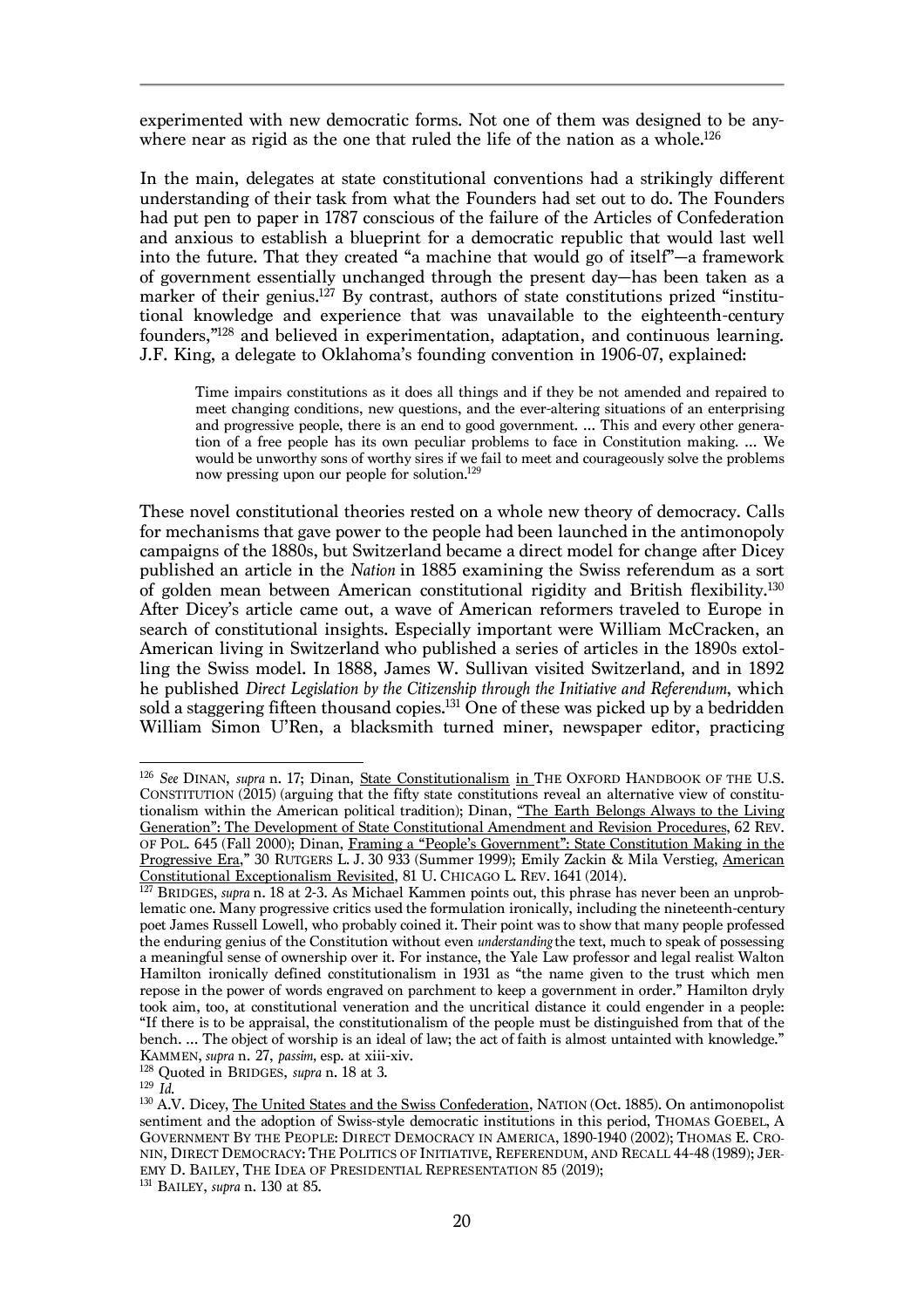experimented with new democratic forms. Not one of them was designed to be anywhere near as rigid as the one that ruled the life of the nation as a whole.[126]

In the main, delegates at state constitutional conventions had a strikingly different understanding of their task from what the Founders had set out to do. The Founders had put pen to paper in 1787 conscious of the failure of the Articles of Confederation and anxious to establish a blueprint for a democratic republic that would last well into the future. That they created "a machine that would go of itself"—a framework of government essentially unchanged through the present day—has been taken as a marker of their genius.[127] By contrast, authors of state constitutions prized "institutional knowledge and experience that was unavailable to the eighteenth-century founders,"[128] and believed in experimentation, adaptation, and continuous learning. J.F. King, a delegate to Oklahoma's founding convention in 1906-07, explained:

> Time impairs constitutions as it does all things and if they be not amended and repaired to meet changing conditions, new questions, and the ever-altering situations of an enterprising and progressive people, there is an end to good government. ... This and every other generation of a free people has its own peculiar problems to face in Constitution making. ... We would be unworthy sons of worthy sires if we fail to meet and courageously solve the problems now pressing upon our people for solution.[129]

These novel constitutional theories rested on a whole new theory of democracy. Calls for mechanisms that gave power to the people had been launched in the antimonopoly campaigns of the 1880s, but Switzerland became a direct model for change after Dicey published an article in the *Nation* in 1885 examining the Swiss referendum as a sort of golden mean between American constitutional rigidity and British flexibility.[130] After Dicey's article came out, a wave of American reformers traveled to Europe in search of constitutional insights. Especially important were William McCracken, an American living in Switzerland who published a series of articles in the 1890s extolling the Swiss model. In 1888, James W. Sullivan visited Switzerland, and in 1892 he published *Direct Legislation by the Citizenship through the Initiative and Referendum*, which sold a staggering fifteen thousand copies.[131] One of these was picked up by a bedridden William Simon U'Ren, a blacksmith turned miner, newspaper editor, practicing

---

[126] *See* DINAN, *supra* n. 17; Dinan, State Constitutionalism in THE OXFORD HANDBOOK OF THE U.S. CONSTITUTION (2015) (arguing that the fifty state constitutions reveal an alternative view of constitutionalism within the American political tradition); Dinan, "The Earth Belongs Always to the Living Generation": The Development of State Constitutional Amendment and Revision Procedures, 62 REV. OF POL. 645 (Fall 2000); Dinan, Framing a "People's Government": State Constitution Making in the Progressive Era," 30 RUTGERS L. J. 30 933 (Summer 1999); Emily Zackin & Mila Verstieg, American Constitutional Exceptionalism Revisited, 81 U. CHICAGO L. REV. 1641 (2014).

[127] BRIDGES, *supra* n. 18 at 2-3. As Michael Kammen points out, this phrase has never been an unproblematic one. Many progressive critics used the formulation ironically, including the nineteenth-century poet James Russell Lowell, who probably coined it. Their point was to show that many people professed the enduring genius of the Constitution without even *understanding* the text, much to speak of possessing a meaningful sense of ownership over it. For instance, the Yale Law professor and legal realist Walton Hamilton ironically defined constitutionalism in 1931 as "the name given to the trust which men repose in the power of words engraved on parchment to keep a government in order." Hamilton dryly took aim, too, at constitutional veneration and the uncritical distance it could engender in a people: "If there is to be appraisal, the constitutionalism of the people must be distinguished from that of the bench. ... The object of worship is an ideal of law; the act of faith is almost untainted with knowledge." KAMMEN, *supra* n. 27, *passim*, esp. at xiii-xiv.

[128] Quoted in BRIDGES, *supra* n. 18 at 3.

[129] *Id.*

[130] A.V. Dicey, The United States and the Swiss Confederation, NATION (Oct. 1885). On antimonopolist sentiment and the adoption of Swiss-style democratic institutions in this period, THOMAS GOEBEL, A GOVERNMENT BY THE PEOPLE: DIRECT DEMOCRACY IN AMERICA, 1890-1940 (2002); THOMAS E. CRONIN, DIRECT DEMOCRACY: THE POLITICS OF INITIATIVE, REFERENDUM, AND RECALL 44-48 (1989); JEREMY D. BAILEY, THE IDEA OF PRESIDENTIAL REPRESENTATION 85 (2019);

[131] BAILEY, *supra* n. 130 at 85.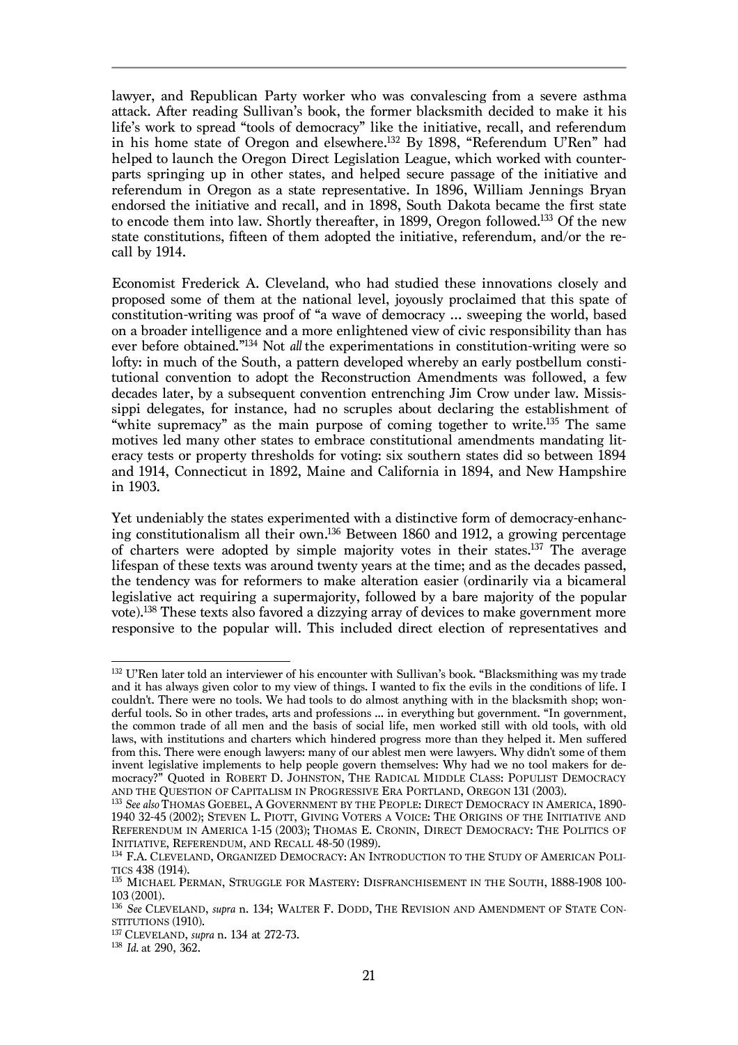lawyer, and Republican Party worker who was convalescing from a severe asthma attack. After reading Sullivan's book, the former blacksmith decided to make it his life's work to spread "tools of democracy" like the initiative, recall, and referendum in his home state of Oregon and elsewhere.[132] By 1898, "Referendum U'Ren" had helped to launch the Oregon Direct Legislation League, which worked with counterparts springing up in other states, and helped secure passage of the initiative and referendum in Oregon as a state representative. In 1896, William Jennings Bryan endorsed the initiative and recall, and in 1898, South Dakota became the first state to encode them into law. Shortly thereafter, in 1899, Oregon followed.[133] Of the new state constitutions, fifteen of them adopted the initiative, referendum, and/or the recall by 1914.

Economist Frederick A. Cleveland, who had studied these innovations closely and proposed some of them at the national level, joyously proclaimed that this spate of constitution-writing was proof of "a wave of democracy ... sweeping the world, based on a broader intelligence and a more enlightened view of civic responsibility than has ever before obtained."[134] Not *all* the experimentations in constitution-writing were so lofty: in much of the South, a pattern developed whereby an early postbellum constitutional convention to adopt the Reconstruction Amendments was followed, a few decades later, by a subsequent convention entrenching Jim Crow under law. Mississippi delegates, for instance, had no scruples about declaring the establishment of "white supremacy" as the main purpose of coming together to write.[135] The same motives led many other states to embrace constitutional amendments mandating literacy tests or property thresholds for voting: six southern states did so between 1894 and 1914, Connecticut in 1892, Maine and California in 1894, and New Hampshire in 1903.

Yet undeniably the states experimented with a distinctive form of democracy-enhancing constitutionalism all their own.[136] Between 1860 and 1912, a growing percentage of charters were adopted by simple majority votes in their states.[137] The average lifespan of these texts was around twenty years at the time; and as the decades passed, the tendency was for reformers to make alteration easier (ordinarily via a bicameral legislative act requiring a supermajority, followed by a bare majority of the popular vote).[138] These texts also favored a dizzying array of devices to make government more responsive to the popular will. This included direct election of representatives and

---

[132] U'Ren later told an interviewer of his encounter with Sullivan's book. "Blacksmithing was my trade and it has always given color to my view of things. I wanted to fix the evils in the conditions of life. I couldn't. There were no tools. We had tools to do almost anything with in the blacksmith shop; wonderful tools. So in other trades, arts and professions ... in everything but government. "In government, the common trade of all men and the basis of social life, men worked still with old tools, with old laws, with institutions and charters which hindered progress more than they helped it. Men suffered from this. There were enough lawyers: many of our ablest men were lawyers. Why didn't some of them invent legislative implements to help people govern themselves: Why had we no tool makers for democracy?" Quoted in ROBERT D. JOHNSTON, THE RADICAL MIDDLE CLASS: POPULIST DEMOCRACY AND THE QUESTION OF CAPITALISM IN PROGRESSIVE ERA PORTLAND, OREGON 131 (2003).

[133] *See also* THOMAS GOEBEL, A GOVERNMENT BY THE PEOPLE: DIRECT DEMOCRACY IN AMERICA, 1890-1940 32-45 (2002); STEVEN L. PIOTT, GIVING VOTERS A VOICE: THE ORIGINS OF THE INITIATIVE AND REFERENDUM IN AMERICA 1-15 (2003); THOMAS E. CRONIN, DIRECT DEMOCRACY: THE POLITICS OF INITIATIVE, REFERENDUM, AND RECALL 48-50 (1989).

[134] F.A. CLEVELAND, ORGANIZED DEMOCRACY: AN INTRODUCTION TO THE STUDY OF AMERICAN POLITICS 438 (1914).

[135] MICHAEL PERMAN, STRUGGLE FOR MASTERY: DISFRANCHISEMENT IN THE SOUTH, 1888-1908 100-103 (2001).

[136] *See* CLEVELAND, *supra* n. 134; WALTER F. DODD, THE REVISION AND AMENDMENT OF STATE CONSTITUTIONS (1910).

[137] CLEVELAND, *supra* n. 134 at 272-73.

[138] *Id.* at 290, 362.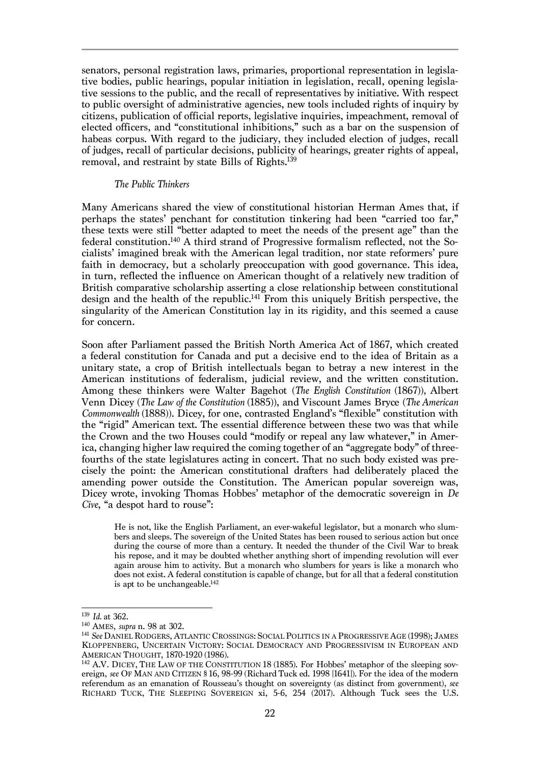senators, personal registration laws, primaries, proportional representation in legislative bodies, public hearings, popular initiation in legislation, recall, opening legislative sessions to the public, and the recall of representatives by initiative. With respect to public oversight of administrative agencies, new tools included rights of inquiry by citizens, publication of official reports, legislative inquiries, impeachment, removal of elected officers, and "constitutional inhibitions," such as a bar on the suspension of habeas corpus. With regard to the judiciary, they included election of judges, recall of judges, recall of particular decisions, publicity of hearings, greater rights of appeal, removal, and restraint by state Bills of Rights.[139]

*The Public Thinkers*

Many Americans shared the view of constitutional historian Herman Ames that, if perhaps the states' penchant for constitution tinkering had been "carried too far," these texts were still "better adapted to meet the needs of the present age" than the federal constitution.[140] A third strand of Progressive formalism reflected, not the Socialists' imagined break with the American legal tradition, nor state reformers' pure faith in democracy, but a scholarly preoccupation with good governance. This idea, in turn, reflected the influence on American thought of a relatively new tradition of British comparative scholarship asserting a close relationship between constitutional design and the health of the republic.[141] From this uniquely British perspective, the singularity of the American Constitution lay in its rigidity, and this seemed a cause for concern.

Soon after Parliament passed the British North America Act of 1867, which created a federal constitution for Canada and put a decisive end to the idea of Britain as a unitary state, a crop of British intellectuals began to betray a new interest in the American institutions of federalism, judicial review, and the written constitution. Among these thinkers were Walter Bagehot (*The English Constitution* (1867)), Albert Venn Dicey (*The Law of the Constitution* (1885)), and Viscount James Bryce (*The American Commonwealth* (1888)). Dicey, for one, contrasted England's "flexible" constitution with the "rigid" American text. The essential difference between these two was that while the Crown and the two Houses could "modify or repeal any law whatever," in America, changing higher law required the coming together of an "aggregate body" of three-fourths of the state legislatures acting in concert. That no such body existed was precisely the point: the American constitutional drafters had deliberately placed the amending power outside the Constitution. The American popular sovereign was, Dicey wrote, invoking Thomas Hobbes' metaphor of the democratic sovereign in *De Cive*, "a despot hard to rouse":

> He is not, like the English Parliament, an ever-wakeful legislator, but a monarch who slumbers and sleeps. The sovereign of the United States has been roused to serious action but once during the course of more than a century. It needed the thunder of the Civil War to break his repose, and it may be doubted whether anything short of impending revolution will ever again arouse him to activity. But a monarch who slumbers for years is like a monarch who does not exist. A federal constitution is capable of change, but for all that a federal constitution is apt to be unchangeable.[142]

---

[139] *Id.* at 362.

[140] AMES, *supra* n. 98 at 302.

[141] *See* DANIEL RODGERS, ATLANTIC CROSSINGS: SOCIAL POLITICS IN A PROGRESSIVE AGE (1998); JAMES KLOPPENBERG, UNCERTAIN VICTORY: SOCIAL DEMOCRACY AND PROGRESSIVISM IN EUROPEAN AND AMERICAN THOUGHT, 1870-1920 (1986).

[142] A.V. DICEY, THE LAW OF THE CONSTITUTION 18 (1885). For Hobbes' metaphor of the sleeping sovereign, *see* OF MAN AND CITIZEN § 16, 98-99 (Richard Tuck ed. 1998 [1641]). For the idea of the modern referendum as an emanation of Rousseau's thought on sovereignty (as distinct from government), *see* RICHARD TUCK, THE SLEEPING SOVEREIGN xi, 5-6, 254 (2017). Although Tuck sees the U.S.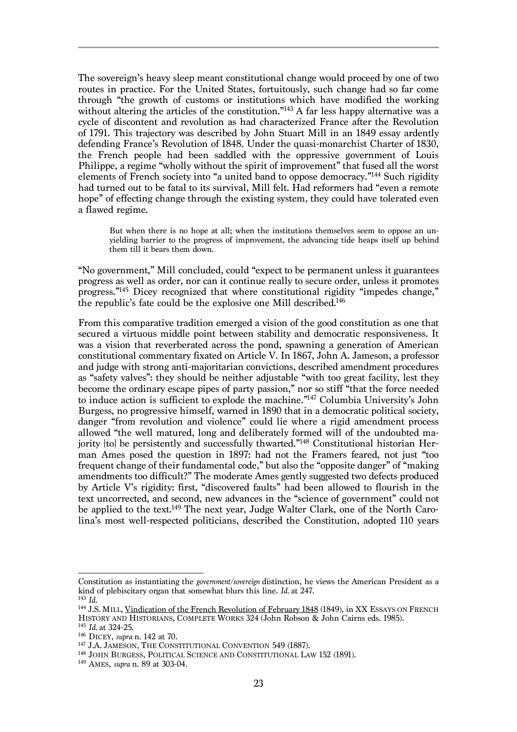The sovereign's heavy sleep meant constitutional change would proceed by one of two routes in practice. For the United States, fortuitously, such change had so far come through "the growth of customs or institutions which have modified the working without altering the articles of the constitution."[143] A far less happy alternative was a cycle of discontent and revolution as had characterized France after the Revolution of 1791. This trajectory was described by John Stuart Mill in an 1849 essay ardently defending France's Revolution of 1848. Under the quasi-monarchist Charter of 1830, the French people had been saddled with the oppressive government of Louis Philippe, a regime "wholly without the spirit of improvement" that fused all the worst elements of French society into "a united band to oppose democracy."[144] Such rigidity had turned out to be fatal to its survival, Mill felt. Had reformers had "even a remote hope" of effecting change through the existing system, they could have tolerated even a flawed regime.

> But when there is no hope at all; when the institutions themselves seem to oppose an unyielding barrier to the progress of improvement, the advancing tide heaps itself up behind them till it bears them down.

"No government," Mill concluded, could "expect to be permanent unless it guarantees progress as well as order, nor can it continue really to secure order, unless it promotes progress."[145] Dicey recognized that where constitutional rigidity "impedes change," the republic's fate could be the explosive one Mill described.[146]

From this comparative tradition emerged a vision of the good constitution as one that secured a virtuous middle point between stability and democratic responsiveness. It was a vision that reverberated across the pond, spawning a generation of American constitutional commentary fixated on Article V. In 1867, John A. Jameson, a professor and judge with strong anti-majoritarian convictions, described amendment procedures as "safety valves": they should be neither adjustable "with too great facility, lest they become the ordinary escape pipes of party passion," nor so stiff "that the force needed to induce action is sufficient to explode the machine."[147] Columbia University's John Burgess, no progressive himself, warned in 1890 that in a democratic political society, danger "from revolution and violence" could lie where a rigid amendment process allowed "the well matured, long and deliberately formed will of the undoubted majority [to] be persistently and successfully thwarted."[148] Constitutional historian Herman Ames posed the question in 1897: had not the Framers feared, not just "too frequent change of their fundamental code," but also the "opposite danger" of "making amendments too difficult?" The moderate Ames gently suggested two defects produced by Article V's rigidity: first, "discovered faults" had been allowed to flourish in the text uncorrected, and second, new advances in the "science of government" could not be applied to the text.[149] The next year, Judge Walter Clark, one of the North Carolina's most well-respected politicians, described the Constitution, adopted 110 years

---

Constitution as instantiating the *government/sovereign* distinction, he views the American President as a kind of plebiscitary organ that somewhat blurs this line. *Id.* at 247.

[143] *Id.*

[144] J.S. MILL, Vindication of the French Revolution of February 1848 (1849), in XX ESSAYS ON FRENCH HISTORY AND HISTORIANS, COMPLETE WORKS 324 (John Robson & John Cairns eds. 1985).

[145] *Id.* at 324-25.

[146] DICEY, *supra* n. 142 at 70.

[147] J.A. JAMESON, THE CONSTITUTIONAL CONVENTION 549 (1887).

[148] JOHN BURGESS, POLITICAL SCIENCE AND CONSTITUTIONAL LAW 152 (1891).

[149] AMES, *supra* n. 89 at 303-04.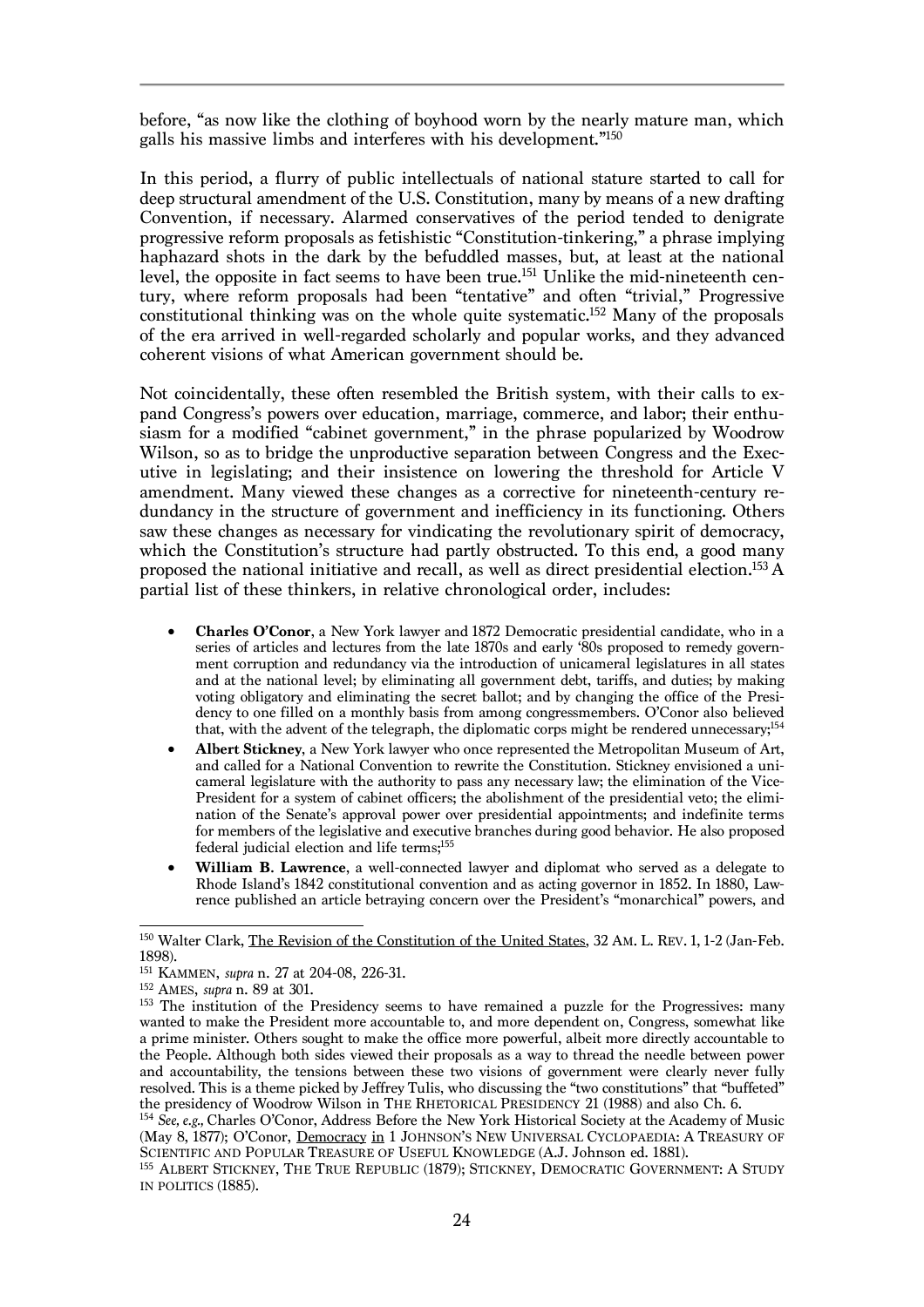before, "as now like the clothing of boyhood worn by the nearly mature man, which galls his massive limbs and interferes with his development."[150]

In this period, a flurry of public intellectuals of national stature started to call for deep structural amendment of the U.S. Constitution, many by means of a new drafting Convention, if necessary. Alarmed conservatives of the period tended to denigrate progressive reform proposals as fetishistic "Constitution-tinkering," a phrase implying haphazard shots in the dark by the befuddled masses, but, at least at the national level, the opposite in fact seems to have been true.[151] Unlike the mid-nineteenth century, where reform proposals had been "tentative" and often "trivial," Progressive constitutional thinking was on the whole quite systematic.[152] Many of the proposals of the era arrived in well-regarded scholarly and popular works, and they advanced coherent visions of what American government should be.

Not coincidentally, these often resembled the British system, with their calls to expand Congress's powers over education, marriage, commerce, and labor; their enthusiasm for a modified "cabinet government," in the phrase popularized by Woodrow Wilson, so as to bridge the unproductive separation between Congress and the Executive in legislating; and their insistence on lowering the threshold for Article V amendment. Many viewed these changes as a corrective for nineteenth-century redundancy in the structure of government and inefficiency in its functioning. Others saw these changes as necessary for vindicating the revolutionary spirit of democracy, which the Constitution's structure had partly obstructed. To this end, a good many proposed the national initiative and recall, as well as direct presidential election.[153] A partial list of these thinkers, in relative chronological order, includes:

- **Charles O'Conor**, a New York lawyer and 1872 Democratic presidential candidate, who in a series of articles and lectures from the late 1870s and early '80s proposed to remedy government corruption and redundancy via the introduction of unicameral legislatures in all states and at the national level; by eliminating all government debt, tariffs, and duties; by making voting obligatory and eliminating the secret ballot; and by changing the office of the Presidency to one filled on a monthly basis from among congressmembers. O'Conor also believed that, with the advent of the telegraph, the diplomatic corps might be rendered unnecessary;[154]
- **Albert Stickney**, a New York lawyer who once represented the Metropolitan Museum of Art, and called for a National Convention to rewrite the Constitution. Stickney envisioned a unicameral legislature with the authority to pass any necessary law; the elimination of the Vice-President for a system of cabinet officers; the abolishment of the presidential veto; the elimination of the Senate's approval power over presidential appointments; and indefinite terms for members of the legislative and executive branches during good behavior. He also proposed federal judicial election and life terms;[155]
- **William B. Lawrence**, a well-connected lawyer and diplomat who served as a delegate to Rhode Island's 1842 constitutional convention and as acting governor in 1852. In 1880, Lawrence published an article betraying concern over the President's "monarchical" powers, and

---

[150] Walter Clark, The Revision of the Constitution of the United States, 32 AM. L. REV. 1, 1-2 (Jan-Feb. 1898).

[151] KAMMEN, *supra* n. 27 at 204-08, 226-31.

[152] AMES, *supra* n. 89 at 301.

[153] The institution of the Presidency seems to have remained a puzzle for the Progressives: many wanted to make the President more accountable to, and more dependent on, Congress, somewhat like a prime minister. Others sought to make the office more powerful, albeit more directly accountable to the People. Although both sides viewed their proposals as a way to thread the needle between power and accountability, the tensions between these two visions of government were clearly never fully resolved. This is a theme picked by Jeffrey Tulis, who discussing the "two constitutions" that "buffeted" the presidency of Woodrow Wilson in THE RHETORICAL PRESIDENCY 21 (1988) and also Ch. 6.

[154] *See, e.g.,* Charles O'Conor, Address Before the New York Historical Society at the Academy of Music (May 8, 1877); O'Conor, Democracy in 1 JOHNSON'S NEW UNIVERSAL CYCLOPAEDIA: A TREASURY OF SCIENTIFIC AND POPULAR TREASURE OF USEFUL KNOWLEDGE (A.J. Johnson ed. 1881).

[155] ALBERT STICKNEY, THE TRUE REPUBLIC (1879); STICKNEY, DEMOCRATIC GOVERNMENT: A STUDY IN POLITICS (1885).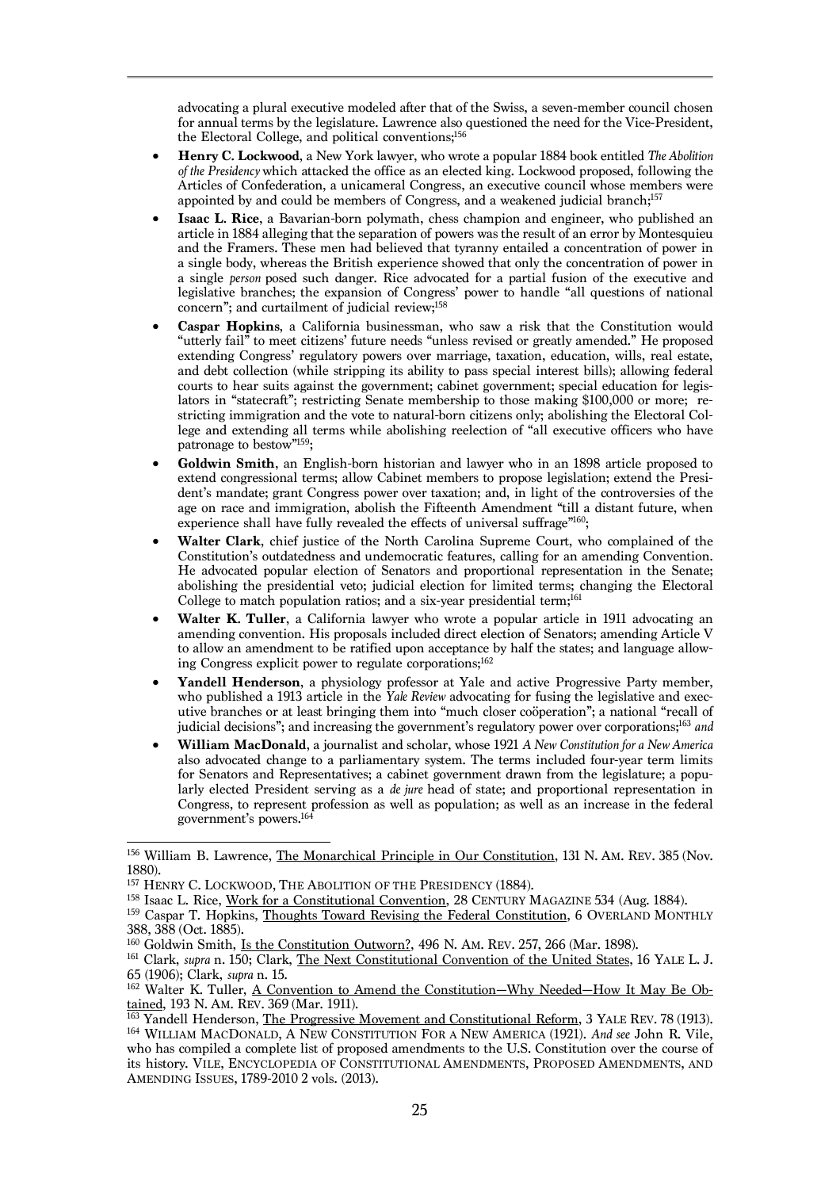advocating a plural executive modeled after that of the Swiss, a seven-member council chosen for annual terms by the legislature. Lawrence also questioned the need for the Vice-President, the Electoral College, and political conventions;[156]

- **Henry C. Lockwood**, a New York lawyer, who wrote a popular 1884 book entitled *The Abolition of the Presidency* which attacked the office as an elected king. Lockwood proposed, following the Articles of Confederation, a unicameral Congress, an executive council whose members were appointed by and could be members of Congress, and a weakened judicial branch;[157]
- **Isaac L. Rice**, a Bavarian-born polymath, chess champion and engineer, who published an article in 1884 alleging that the separation of powers was the result of an error by Montesquieu and the Framers. These men had believed that tyranny entailed a concentration of power in a single body, whereas the British experience showed that only the concentration of power in a single *person* posed such danger. Rice advocated for a partial fusion of the executive and legislative branches; the expansion of Congress' power to handle "all questions of national concern"; and curtailment of judicial review;[158]
- **Caspar Hopkins**, a California businessman, who saw a risk that the Constitution would "utterly fail" to meet citizens' future needs "unless revised or greatly amended." He proposed extending Congress' regulatory powers over marriage, taxation, education, wills, real estate, and debt collection (while stripping its ability to pass special interest bills); allowing federal courts to hear suits against the government; cabinet government; special education for legislators in "statecraft"; restricting Senate membership to those making $100,000 or more; restricting immigration and the vote to natural-born citizens only; abolishing the Electoral College and extending all terms while abolishing reelection of "all executive officers who have patronage to bestow"[159];
- **Goldwin Smith**, an English-born historian and lawyer who in an 1898 article proposed to extend congressional terms; allow Cabinet members to propose legislation; extend the President's mandate; grant Congress power over taxation; and, in light of the controversies of the age on race and immigration, abolish the Fifteenth Amendment "till a distant future, when experience shall have fully revealed the effects of universal suffrage"[160];
- **Walter Clark**, chief justice of the North Carolina Supreme Court, who complained of the Constitution's outdatedness and undemocratic features, calling for an amending Convention. He advocated popular election of Senators and proportional representation in the Senate; abolishing the presidential veto; judicial election for limited terms; changing the Electoral College to match population ratios; and a six-year presidential term;[161]
- **Walter K. Tuller**, a California lawyer who wrote a popular article in 1911 advocating an amending convention. His proposals included direct election of Senators; amending Article V to allow an amendment to be ratified upon acceptance by half the states; and language allowing Congress explicit power to regulate corporations;[162]
- **Yandell Henderson**, a physiology professor at Yale and active Progressive Party member, who published a 1913 article in the *Yale Review* advocating for fusing the legislative and executive branches or at least bringing them into "much closer coöperation"; a national "recall of judicial decisions"; and increasing the government's regulatory power over corporations;[163] *and*
- **William MacDonald**, a journalist and scholar, whose 1921 *A New Constitution for a New America* also advocated change to a parliamentary system. The terms included four-year term limits for Senators and Representatives; a cabinet government drawn from the legislature; a popularly elected President serving as a *de jure* head of state; and proportional representation in Congress, to represent profession as well as population; as well as an increase in the federal government's powers.[164]

---

[156] William B. Lawrence, The Monarchical Principle in Our Constitution, 131 N. AM. REV. 385 (Nov. 1880).

[157] HENRY C. LOCKWOOD, THE ABOLITION OF THE PRESIDENCY (1884).

[158] Isaac L. Rice, Work for a Constitutional Convention, 28 CENTURY MAGAZINE 534 (Aug. 1884).

[159] Caspar T. Hopkins, Thoughts Toward Revising the Federal Constitution, 6 OVERLAND MONTHLY 388, 388 (Oct. 1885).

[160] Goldwin Smith, Is the Constitution Outworn?, 496 N. AM. REV. 257, 266 (Mar. 1898).

[161] Clark, *supra* n. 150; Clark, The Next Constitutional Convention of the United States, 16 YALE L. J. 65 (1906); Clark, *supra* n. 15.

[162] Walter K. Tuller, A Convention to Amend the Constitution—Why Needed—How It May Be Obtained, 193 N. AM. REV. 369 (Mar. 1911).

[163] Yandell Henderson, The Progressive Movement and Constitutional Reform, 3 YALE REV. 78 (1913).

[164] WILLIAM MACDONALD, A NEW CONSTITUTION FOR A NEW AMERICA (1921). *And see* John R. Vile, who has compiled a complete list of proposed amendments to the U.S. Constitution over the course of its history. VILE, ENCYCLOPEDIA OF CONSTITUTIONAL AMENDMENTS, PROPOSED AMENDMENTS, AND AMENDING ISSUES, 1789-2010 2 vols. (2013).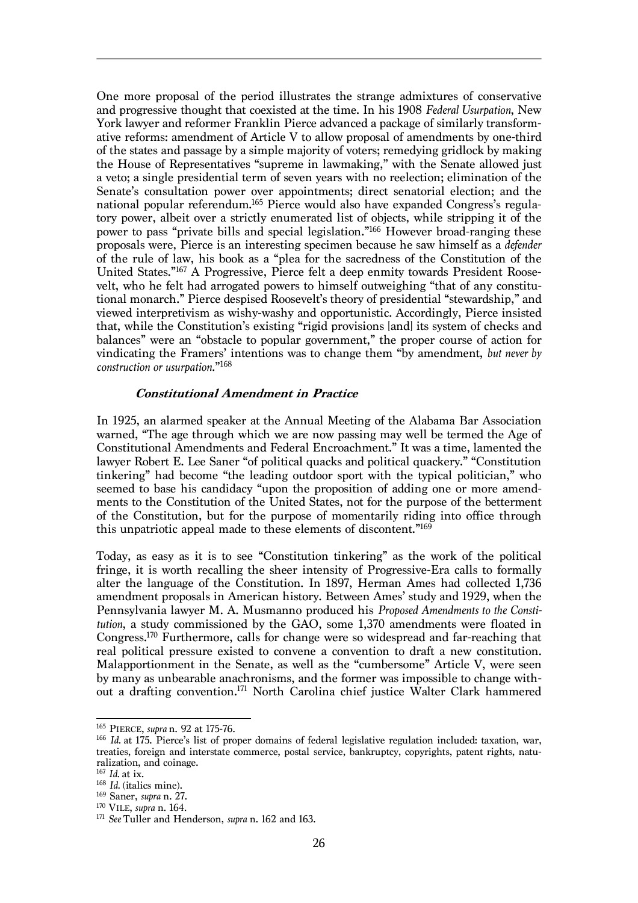One more proposal of the period illustrates the strange admixtures of conservative and progressive thought that coexisted at the time. In his 1908 *Federal Usurpation*, New York lawyer and reformer Franklin Pierce advanced a package of similarly transformative reforms: amendment of Article V to allow proposal of amendments by one-third of the states and passage by a simple majority of voters; remedying gridlock by making the House of Representatives "supreme in lawmaking," with the Senate allowed just a veto; a single presidential term of seven years with no reelection; elimination of the Senate's consultation power over appointments; direct senatorial election; and the national popular referendum.[165] Pierce would also have expanded Congress's regulatory power, albeit over a strictly enumerated list of objects, while stripping it of the power to pass "private bills and special legislation."[166] However broad-ranging these proposals were, Pierce is an interesting specimen because he saw himself as a *defender* of the rule of law, his book as a "plea for the sacredness of the Constitution of the United States."[167] A Progressive, Pierce felt a deep enmity towards President Roosevelt, who he felt had arrogated powers to himself outweighing "that of any constitutional monarch." Pierce despised Roosevelt's theory of presidential "stewardship," and viewed interpretivism as wishy-washy and opportunistic. Accordingly, Pierce insisted that, while the Constitution's existing "rigid provisions [and] its system of checks and balances" were an "obstacle to popular government," the proper course of action for vindicating the Framers' intentions was to change them "by amendment, *but never by construction or usurpation*."[168]

### *Constitutional Amendment in Practice*

In 1925, an alarmed speaker at the Annual Meeting of the Alabama Bar Association warned, "The age through which we are now passing may well be termed the Age of Constitutional Amendments and Federal Encroachment." It was a time, lamented the lawyer Robert E. Lee Saner "of political quacks and political quackery." "Constitution tinkering" had become "the leading outdoor sport with the typical politician," who seemed to base his candidacy "upon the proposition of adding one or more amendments to the Constitution of the United States, not for the purpose of the betterment of the Constitution, but for the purpose of momentarily riding into office through this unpatriotic appeal made to these elements of discontent."[169]

Today, as easy as it is to see "Constitution tinkering" as the work of the political fringe, it is worth recalling the sheer intensity of Progressive-Era calls to formally alter the language of the Constitution. In 1897, Herman Ames had collected 1,736 amendment proposals in American history. Between Ames' study and 1929, when the Pennsylvania lawyer M. A. Musmanno produced his *Proposed Amendments to the Constitution*, a study commissioned by the GAO, some 1,370 amendments were floated in Congress.[170] Furthermore, calls for change were so widespread and far-reaching that real political pressure existed to convene a convention to draft a new constitution. Malapportionment in the Senate, as well as the "cumbersome" Article V, were seen by many as unbearable anachronisms, and the former was impossible to change without a drafting convention.[171] North Carolina chief justice Walter Clark hammered

---

[165] PIERCE, *supra* n. 92 at 175-76.

[166] *Id.* at 175. Pierce's list of proper domains of federal legislative regulation included: taxation, war, treaties, foreign and interstate commerce, postal service, bankruptcy, copyrights, patent rights, naturalization, and coinage.

[167] *Id.* at ix.

[168] *Id.* (italics mine).

[169] Saner, *supra* n. 27.

[170] VILE, *supra* n. 164.

[171] *See* Tuller and Henderson, *supra* n. 162 and 163.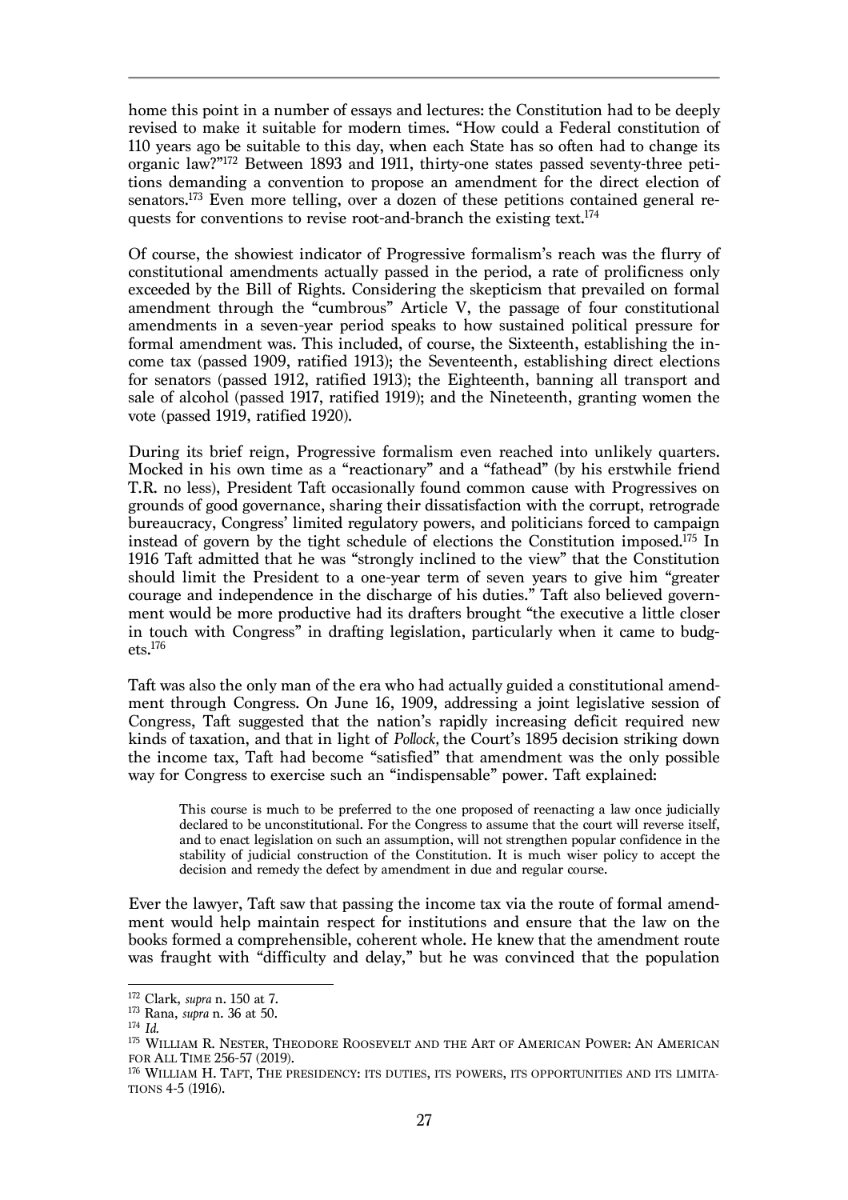home this point in a number of essays and lectures: the Constitution had to be deeply revised to make it suitable for modern times. "How could a Federal constitution of 110 years ago be suitable to this day, when each State has so often had to change its organic law?"[172] Between 1893 and 1911, thirty-one states passed seventy-three petitions demanding a convention to propose an amendment for the direct election of senators.[173] Even more telling, over a dozen of these petitions contained general requests for conventions to revise root-and-branch the existing text.[174]

Of course, the showiest indicator of Progressive formalism's reach was the flurry of constitutional amendments actually passed in the period, a rate of prolificness only exceeded by the Bill of Rights. Considering the skepticism that prevailed on formal amendment through the "cumbrous" Article V, the passage of four constitutional amendments in a seven-year period speaks to how sustained political pressure for formal amendment was. This included, of course, the Sixteenth, establishing the income tax (passed 1909, ratified 1913); the Seventeenth, establishing direct elections for senators (passed 1912, ratified 1913); the Eighteenth, banning all transport and sale of alcohol (passed 1917, ratified 1919); and the Nineteenth, granting women the vote (passed 1919, ratified 1920).

During its brief reign, Progressive formalism even reached into unlikely quarters. Mocked in his own time as a "reactionary" and a "fathead" (by his erstwhile friend T.R. no less), President Taft occasionally found common cause with Progressives on grounds of good governance, sharing their dissatisfaction with the corrupt, retrograde bureaucracy, Congress' limited regulatory powers, and politicians forced to campaign instead of govern by the tight schedule of elections the Constitution imposed.[175] In 1916 Taft admitted that he was "strongly inclined to the view" that the Constitution should limit the President to a one-year term of seven years to give him "greater courage and independence in the discharge of his duties." Taft also believed government would be more productive had its drafters brought "the executive a little closer in touch with Congress" in drafting legislation, particularly when it came to budgets.[176]

Taft was also the only man of the era who had actually guided a constitutional amendment through Congress. On June 16, 1909, addressing a joint legislative session of Congress, Taft suggested that the nation's rapidly increasing deficit required new kinds of taxation, and that in light of *Pollock*, the Court's 1895 decision striking down the income tax, Taft had become "satisfied" that amendment was the only possible way for Congress to exercise such an "indispensable" power. Taft explained:

> This course is much to be preferred to the one proposed of reenacting a law once judicially declared to be unconstitutional. For the Congress to assume that the court will reverse itself, and to enact legislation on such an assumption, will not strengthen popular confidence in the stability of judicial construction of the Constitution. It is much wiser policy to accept the decision and remedy the defect by amendment in due and regular course.

Ever the lawyer, Taft saw that passing the income tax via the route of formal amendment would help maintain respect for institutions and ensure that the law on the books formed a comprehensible, coherent whole. He knew that the amendment route was fraught with "difficulty and delay," but he was convinced that the population

---

[172] Clark, *supra* n. 150 at 7.

[173] Rana, *supra* n. 36 at 50.

[174] *Id.*

[175] William R. Nester, Theodore Roosevelt and the Art of American Power: An American for All Time 256-57 (2019).

[176] William H. Taft, The presidency: its duties, its powers, its opportunities and its limitations 4-5 (1916).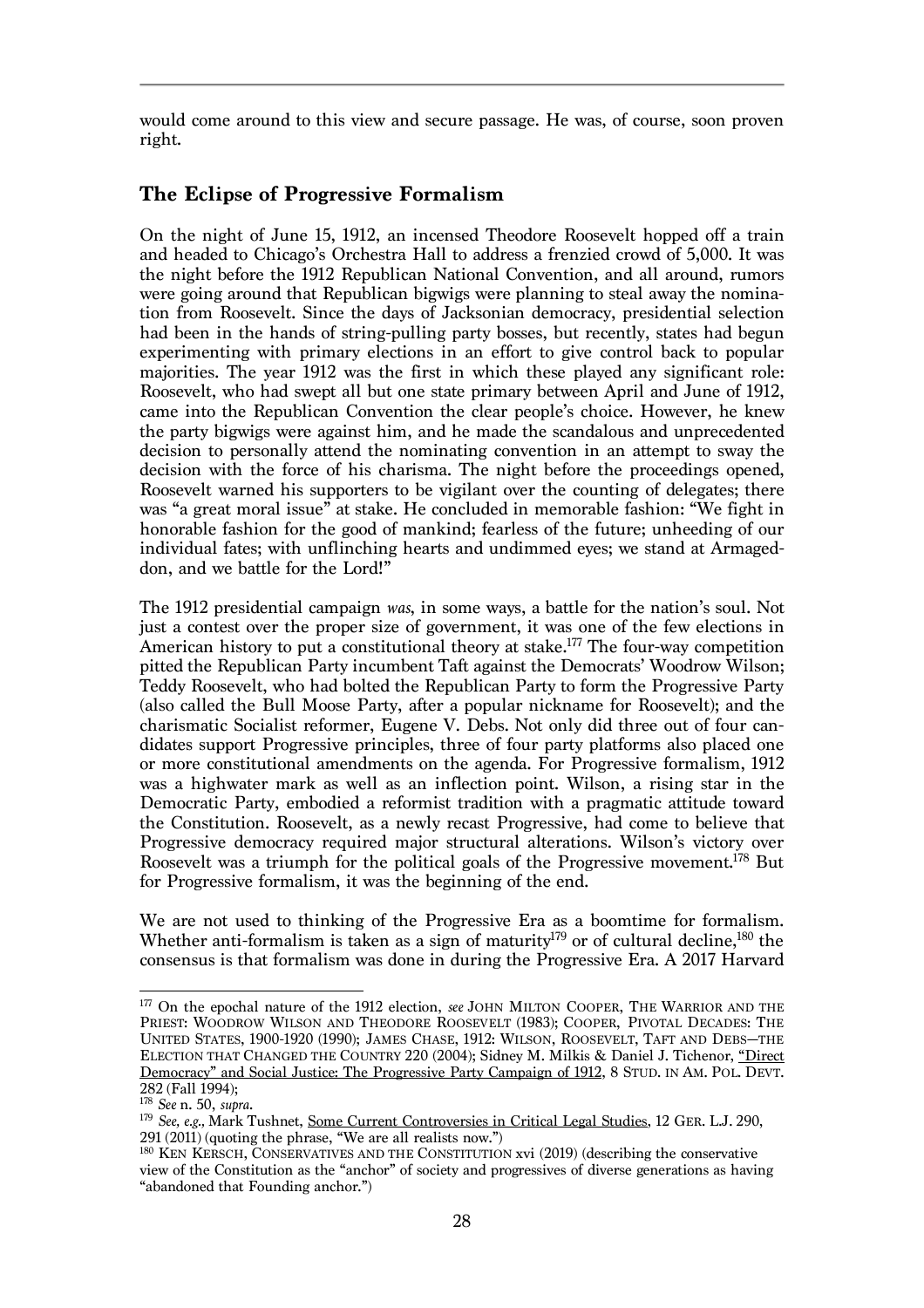would come around to this view and secure passage. He was, of course, soon proven right.

## The Eclipse of Progressive Formalism

On the night of June 15, 1912, an incensed Theodore Roosevelt hopped off a train and headed to Chicago's Orchestra Hall to address a frenzied crowd of 5,000. It was the night before the 1912 Republican National Convention, and all around, rumors were going around that Republican bigwigs were planning to steal away the nomination from Roosevelt. Since the days of Jacksonian democracy, presidential selection had been in the hands of string-pulling party bosses, but recently, states had begun experimenting with primary elections in an effort to give control back to popular majorities. The year 1912 was the first in which these played any significant role: Roosevelt, who had swept all but one state primary between April and June of 1912, came into the Republican Convention the clear people's choice. However, he knew the party bigwigs were against him, and he made the scandalous and unprecedented decision to personally attend the nominating convention in an attempt to sway the decision with the force of his charisma. The night before the proceedings opened, Roosevelt warned his supporters to be vigilant over the counting of delegates; there was "a great moral issue" at stake. He concluded in memorable fashion: "We fight in honorable fashion for the good of mankind; fearless of the future; unheeding of our individual fates; with unflinching hearts and undimmed eyes; we stand at Armageddon, and we battle for the Lord!"

The 1912 presidential campaign *was*, in some ways, a battle for the nation's soul. Not just a contest over the proper size of government, it was one of the few elections in American history to put a constitutional theory at stake.[177] The four-way competition pitted the Republican Party incumbent Taft against the Democrats' Woodrow Wilson; Teddy Roosevelt, who had bolted the Republican Party to form the Progressive Party (also called the Bull Moose Party, after a popular nickname for Roosevelt); and the charismatic Socialist reformer, Eugene V. Debs. Not only did three out of four candidates support Progressive principles, three of four party platforms also placed one or more constitutional amendments on the agenda. For Progressive formalism, 1912 was a highwater mark as well as an inflection point. Wilson, a rising star in the Democratic Party, embodied a reformist tradition with a pragmatic attitude toward the Constitution. Roosevelt, as a newly recast Progressive, had come to believe that Progressive democracy required major structural alterations. Wilson's victory over Roosevelt was a triumph for the political goals of the Progressive movement.[178] But for Progressive formalism, it was the beginning of the end.

We are not used to thinking of the Progressive Era as a boomtime for formalism. Whether anti-formalism is taken as a sign of maturity[179] or of cultural decline,[180] the consensus is that formalism was done in during the Progressive Era. A 2017 Harvard

---

[177] On the epochal nature of the 1912 election, *see* JOHN MILTON COOPER, THE WARRIOR AND THE PRIEST: WOODROW WILSON AND THEODORE ROOSEVELT (1983); COOPER, PIVOTAL DECADES: THE UNITED STATES, 1900-1920 (1990); JAMES CHASE, 1912: WILSON, ROOSEVELT, TAFT AND DEBS—THE ELECTION THAT CHANGED THE COUNTRY 220 (2004); Sidney M. Milkis & Daniel J. Tichenor, "Direct Democracy" and Social Justice: The Progressive Party Campaign of 1912, 8 STUD. IN AM. POL. DEVT. 282 (Fall 1994);

[178] *See* n. 50, *supra*.

[179] *See, e.g.,* Mark Tushnet, Some Current Controversies in Critical Legal Studies, 12 GER. L.J. 290, 291 (2011) (quoting the phrase, "We are all realists now.")

[180] KEN KERSCH, CONSERVATIVES AND THE CONSTITUTION xvi (2019) (describing the conservative view of the Constitution as the "anchor" of society and progressives of diverse generations as having "abandoned that Founding anchor.")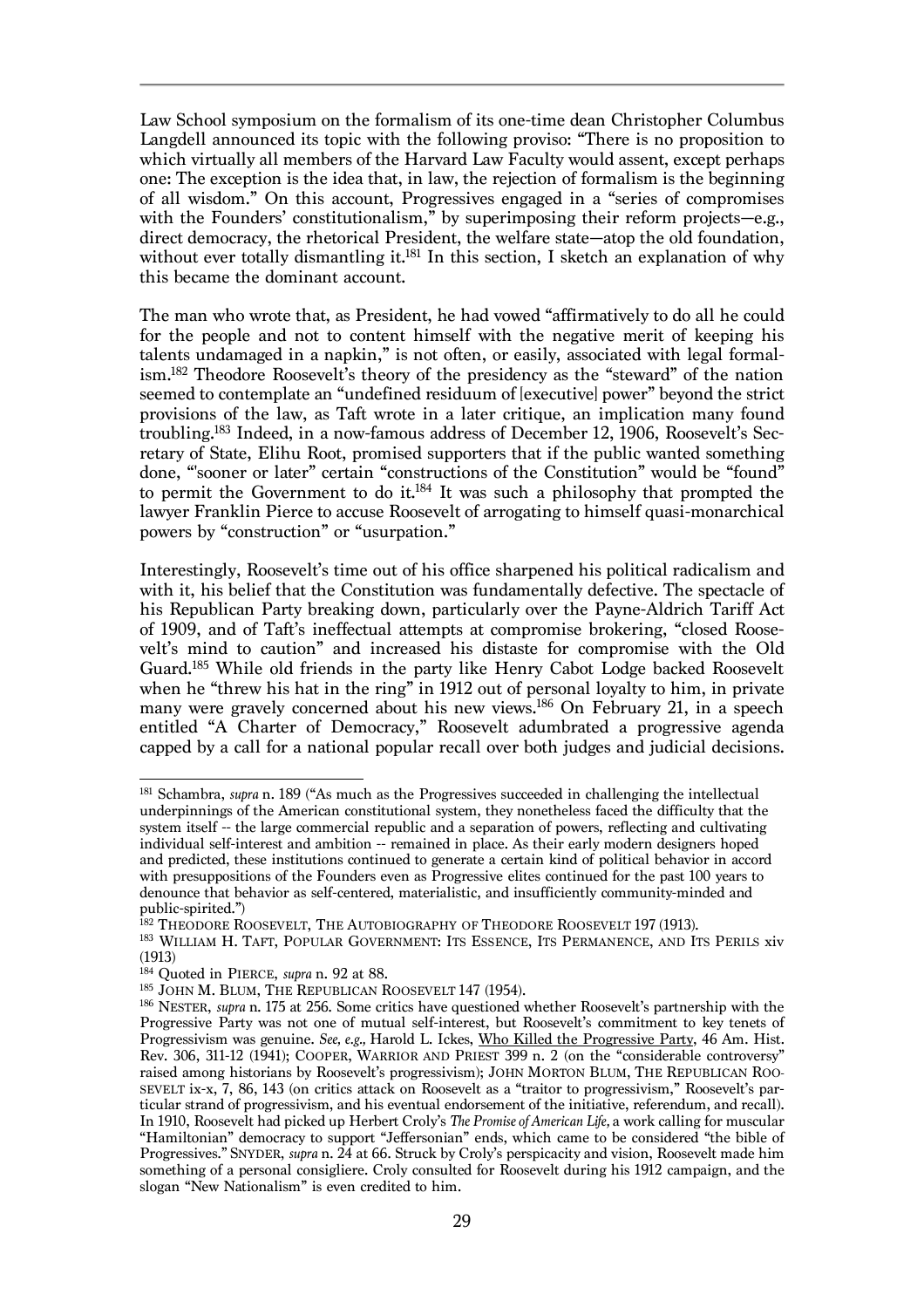Law School symposium on the formalism of its one-time dean Christopher Columbus Langdell announced its topic with the following proviso: "There is no proposition to which virtually all members of the Harvard Law Faculty would assent, except perhaps one: The exception is the idea that, in law, the rejection of formalism is the beginning of all wisdom." On this account, Progressives engaged in a "series of compromises with the Founders' constitutionalism," by superimposing their reform projects—e.g., direct democracy, the rhetorical President, the welfare state—atop the old foundation, without ever totally dismantling it.[181] In this section, I sketch an explanation of why this became the dominant account.

The man who wrote that, as President, he had vowed "affirmatively to do all he could for the people and not to content himself with the negative merit of keeping his talents undamaged in a napkin," is not often, or easily, associated with legal formalism.[182] Theodore Roosevelt's theory of the presidency as the "steward" of the nation seemed to contemplate an "undefined residuum of [executive] power" beyond the strict provisions of the law, as Taft wrote in a later critique, an implication many found troubling.[183] Indeed, in a now-famous address of December 12, 1906, Roosevelt's Secretary of State, Elihu Root, promised supporters that if the public wanted something done, "'sooner or later" certain "constructions of the Constitution" would be "found" to permit the Government to do it.[184] It was such a philosophy that prompted the lawyer Franklin Pierce to accuse Roosevelt of arrogating to himself quasi-monarchical powers by "construction" or "usurpation."

Interestingly, Roosevelt's time out of his office sharpened his political radicalism and with it, his belief that the Constitution was fundamentally defective. The spectacle of his Republican Party breaking down, particularly over the Payne-Aldrich Tariff Act of 1909, and of Taft's ineffectual attempts at compromise brokering, "closed Roosevelt's mind to caution" and increased his distaste for compromise with the Old Guard.[185] While old friends in the party like Henry Cabot Lodge backed Roosevelt when he "threw his hat in the ring" in 1912 out of personal loyalty to him, in private many were gravely concerned about his new views.[186] On February 21, in a speech entitled "A Charter of Democracy," Roosevelt adumbrated a progressive agenda capped by a call for a national popular recall over both judges and judicial decisions.

---

[181] Schambra, *supra* n. 189 ("As much as the Progressives succeeded in challenging the intellectual underpinnings of the American constitutional system, they nonetheless faced the difficulty that the system itself -- the large commercial republic and a separation of powers, reflecting and cultivating individual self-interest and ambition -- remained in place. As their early modern designers hoped and predicted, these institutions continued to generate a certain kind of political behavior in accord with presuppositions of the Founders even as Progressive elites continued for the past 100 years to denounce that behavior as self-centered, materialistic, and insufficiently community-minded and public-spirited.")

[182] THEODORE ROOSEVELT, THE AUTOBIOGRAPHY OF THEODORE ROOSEVELT 197 (1913).

[183] WILLIAM H. TAFT, POPULAR GOVERNMENT: ITS ESSENCE, ITS PERMANENCE, AND ITS PERILS xiv (1913)

[184] Quoted in PIERCE, *supra* n. 92 at 88.

[185] JOHN M. BLUM, THE REPUBLICAN ROOSEVELT 147 (1954).

[186] NESTER, *supra* n. 175 at 256. Some critics have questioned whether Roosevelt's partnership with the Progressive Party was not one of mutual self-interest, but Roosevelt's commitment to key tenets of Progressivism was genuine. *See, e.g.,* Harold L. Ickes, Who Killed the Progressive Party, 46 Am. Hist. Rev. 306, 311-12 (1941); COOPER, WARRIOR AND PRIEST 399 n. 2 (on the "considerable controversy" raised among historians by Roosevelt's progressivism); JOHN MORTON BLUM, THE REPUBLICAN ROOSEVELT ix-x, 7, 86, 143 (on critics attack on Roosevelt as a "traitor to progressivism," Roosevelt's particular strand of progressivism, and his eventual endorsement of the initiative, referendum, and recall). In 1910, Roosevelt had picked up Herbert Croly's *The Promise of American Life*, a work calling for muscular "Hamiltonian" democracy to support "Jeffersonian" ends, which came to be considered "the bible of Progressives." SNYDER, *supra* n. 24 at 66. Struck by Croly's perspicacity and vision, Roosevelt made him something of a personal consigliere. Croly consulted for Roosevelt during his 1912 campaign, and the slogan "New Nationalism" is even credited to him.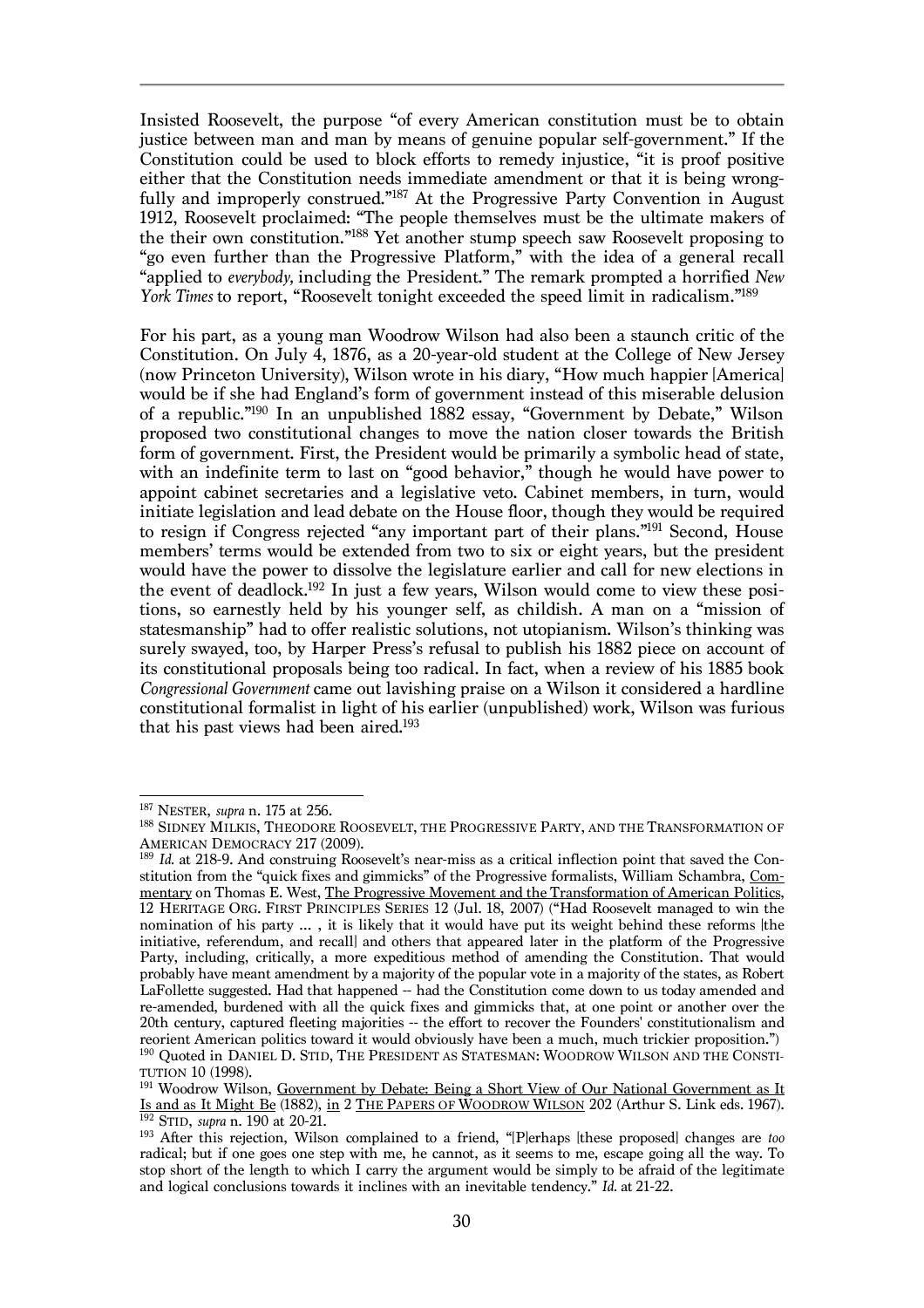Insisted Roosevelt, the purpose "of every American constitution must be to obtain justice between man and man by means of genuine popular self-government." If the Constitution could be used to block efforts to remedy injustice, "it is proof positive either that the Constitution needs immediate amendment or that it is being wrongfully and improperly construed."[187] At the Progressive Party Convention in August 1912, Roosevelt proclaimed: "The people themselves must be the ultimate makers of the their own constitution."[188] Yet another stump speech saw Roosevelt proposing to "go even further than the Progressive Platform," with the idea of a general recall "applied to *everybody*, including the President." The remark prompted a horrified *New York Times* to report, "Roosevelt tonight exceeded the speed limit in radicalism."[189]

For his part, as a young man Woodrow Wilson had also been a staunch critic of the Constitution. On July 4, 1876, as a 20-year-old student at the College of New Jersey (now Princeton University), Wilson wrote in his diary, "How much happier [America] would be if she had England's form of government instead of this miserable delusion of a republic."[190] In an unpublished 1882 essay, "Government by Debate," Wilson proposed two constitutional changes to move the nation closer towards the British form of government. First, the President would be primarily a symbolic head of state, with an indefinite term to last on "good behavior," though he would have power to appoint cabinet secretaries and a legislative veto. Cabinet members, in turn, would initiate legislation and lead debate on the House floor, though they would be required to resign if Congress rejected "any important part of their plans."[191] Second, House members' terms would be extended from two to six or eight years, but the president would have the power to dissolve the legislature earlier and call for new elections in the event of deadlock.[192] In just a few years, Wilson would come to view these positions, so earnestly held by his younger self, as childish. A man on a "mission of statesmanship" had to offer realistic solutions, not utopianism. Wilson's thinking was surely swayed, too, by Harper Press's refusal to publish his 1882 piece on account of its constitutional proposals being too radical. In fact, when a review of his 1885 book *Congressional Government* came out lavishing praise on a Wilson it considered a hardline constitutional formalist in light of his earlier (unpublished) work, Wilson was furious that his past views had been aired.[193]

---

[187] NESTER, *supra* n. 175 at 256.

[188] SIDNEY MILKIS, THEODORE ROOSEVELT, THE PROGRESSIVE PARTY, AND THE TRANSFORMATION OF AMERICAN DEMOCRACY 217 (2009).

[189] *Id.* at 218-9. And construing Roosevelt's near-miss as a critical inflection point that saved the Constitution from the "quick fixes and gimmicks" of the Progressive formalists, William Schambra, Commentary on Thomas E. West, The Progressive Movement and the Transformation of American Politics, 12 HERITAGE ORG. FIRST PRINCIPLES SERIES 12 (Jul. 18, 2007) ("Had Roosevelt managed to win the nomination of his party ... , it is likely that it would have put its weight behind these reforms [the initiative, referendum, and recall] and others that appeared later in the platform of the Progressive Party, including, critically, a more expeditious method of amending the Constitution. That would probably have meant amendment by a majority of the popular vote in a majority of the states, as Robert LaFollette suggested. Had that happened -- had the Constitution come down to us today amended and re-amended, burdened with all the quick fixes and gimmicks that, at one point or another over the 20th century, captured fleeting majorities -- the effort to recover the Founders' constitutionalism and reorient American politics toward it would obviously have been a much, much trickier proposition.")

[190] Quoted in DANIEL D. STID, THE PRESIDENT AS STATESMAN: WOODROW WILSON AND THE CONSTITUTION 10 (1998).

[191] Woodrow Wilson, Government by Debate: Being a Short View of Our National Government as It Is and as It Might Be (1882), in 2 THE PAPERS OF WOODROW WILSON 202 (Arthur S. Link eds. 1967).

[192] STID, *supra* n. 190 at 20-21.

[193] After this rejection, Wilson complained to a friend, "[P]erhaps [these proposed] changes are *too* radical; but if one goes one step with me, he cannot, as it seems to me, escape going all the way. To stop short of the length to which I carry the argument would be simply to be afraid of the legitimate and logical conclusions towards it inclines with an inevitable tendency." *Id.* at 21-22.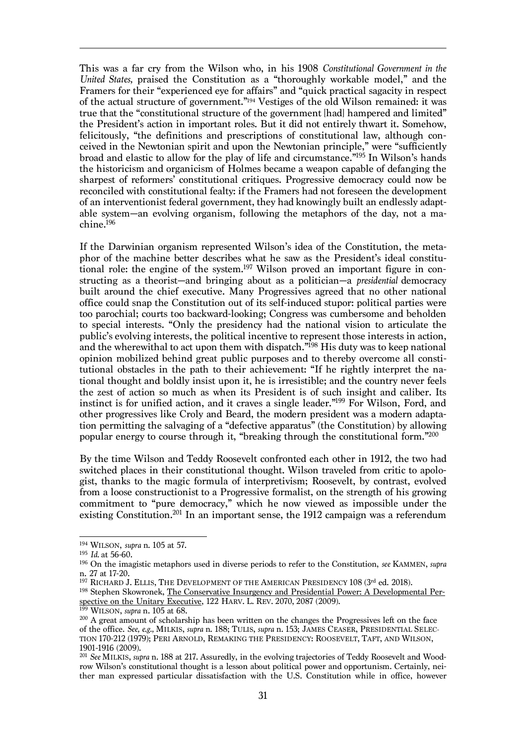This was a far cry from the Wilson who, in his 1908 *Constitutional Government in the United States,* praised the Constitution as a "thoroughly workable model," and the Framers for their "experienced eye for affairs" and "quick practical sagacity in respect of the actual structure of government."[194] Vestiges of the old Wilson remained: it was true that the "constitutional structure of the government [had] hampered and limited" the President's action in important roles. But it did not entirely thwart it. Somehow, felicitously, "the definitions and prescriptions of constitutional law, although conceived in the Newtonian spirit and upon the Newtonian principle," were "sufficiently broad and elastic to allow for the play of life and circumstance."[195] In Wilson's hands the historicism and organicism of Holmes became a weapon capable of defanging the sharpest of reformers' constitutional critiques. Progressive democracy could now be reconciled with constitutional fealty: if the Framers had not foreseen the development of an interventionist federal government, they had knowingly built an endlessly adaptable system—an evolving organism, following the metaphors of the day, not a machine.[196]

If the Darwinian organism represented Wilson's idea of the Constitution, the metaphor of the machine better describes what he saw as the President's ideal constitutional role: the engine of the system.[197] Wilson proved an important figure in constructing as a theorist—and bringing about as a politician—a *presidential* democracy built around the chief executive. Many Progressives agreed that no other national office could snap the Constitution out of its self-induced stupor: political parties were too parochial; courts too backward-looking; Congress was cumbersome and beholden to special interests. "Only the presidency had the national vision to articulate the public's evolving interests, the political incentive to represent those interests in action, and the wherewithal to act upon them with dispatch."[198] His duty was to keep national opinion mobilized behind great public purposes and to thereby overcome all constitutional obstacles in the path to their achievement: "If he rightly interpret the national thought and boldly insist upon it, he is irresistible; and the country never feels the zest of action so much as when its President is of such insight and caliber. Its instinct is for unified action, and it craves a single leader."[199] For Wilson, Ford, and other progressives like Croly and Beard, the modern president was a modern adaptation permitting the salvaging of a "defective apparatus" (the Constitution) by allowing popular energy to course through it, "breaking through the constitutional form."[200]

By the time Wilson and Teddy Roosevelt confronted each other in 1912, the two had switched places in their constitutional thought. Wilson traveled from critic to apologist, thanks to the magic formula of interpretivism; Roosevelt, by contrast, evolved from a loose constructionist to a Progressive formalist, on the strength of his growing commitment to "pure democracy," which he now viewed as impossible under the existing Constitution.[201] In an important sense, the 1912 campaign was a referendum

---

[194] WILSON, *supra* n. 105 at 57.

[195] *Id.* at 56-60.

[196] On the imagistic metaphors used in diverse periods to refer to the Constitution, *see* KAMMEN, *supra* n. 27 at 17-20.

[197] RICHARD J. ELLIS, THE DEVELOPMENT OF THE AMERICAN PRESIDENCY 108 (3rd ed. 2018).

[198] Stephen Skowronek, The Conservative Insurgency and Presidential Power: A Developmental Perspective on the Unitary Executive, 122 HARV. L. REV. 2070, 2087 (2009).

[199] WILSON, *supra* n. 105 at 68.

[200] A great amount of scholarship has been written on the changes the Progressives left on the face of the office. *See, e.g.,* MILKIS, *supra* n. 188; TULIS, *supra* n. 153; JAMES CEASER, PRESIDENTIAL SELECTION 170-212 (1979); PERI ARNOLD, REMAKING THE PRESIDENCY: ROOSEVELT, TAFT, AND WILSON, 1901-1916 (2009).

[201] *See* MILKIS, *supra* n. 188 at 217. Assuredly, in the evolving trajectories of Teddy Roosevelt and Woodrow Wilson's constitutional thought is a lesson about political power and opportunism. Certainly, neither man expressed particular dissatisfaction with the U.S. Constitution while in office, however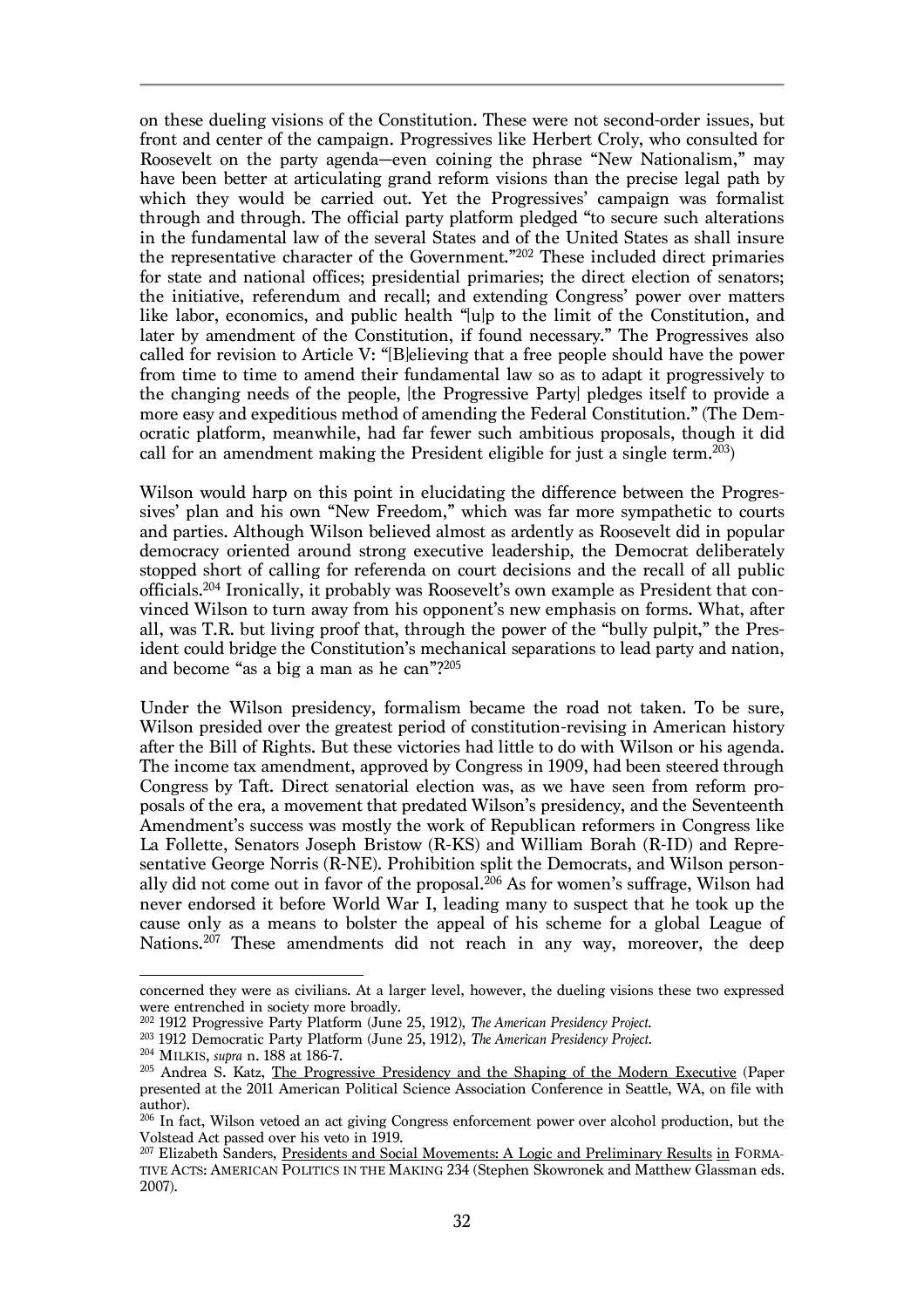on these dueling visions of the Constitution. These were not second-order issues, but front and center of the campaign. Progressives like Herbert Croly, who consulted for Roosevelt on the party agenda—even coining the phrase "New Nationalism," may have been better at articulating grand reform visions than the precise legal path by which they would be carried out. Yet the Progressives' campaign was formalist through and through. The official party platform pledged "to secure such alterations in the fundamental law of the several States and of the United States as shall insure the representative character of the Government."[202] These included direct primaries for state and national offices; presidential primaries; the direct election of senators; the initiative, referendum and recall; and extending Congress' power over matters like labor, economics, and public health "[u]p to the limit of the Constitution, and later by amendment of the Constitution, if found necessary." The Progressives also called for revision to Article V: "[B]elieving that a free people should have the power from time to time to amend their fundamental law so as to adapt it progressively to the changing needs of the people, [the Progressive Party] pledges itself to provide a more easy and expeditious method of amending the Federal Constitution." (The Democratic platform, meanwhile, had far fewer such ambitious proposals, though it did call for an amendment making the President eligible for just a single term.[203])

Wilson would harp on this point in elucidating the difference between the Progressives' plan and his own "New Freedom," which was far more sympathetic to courts and parties. Although Wilson believed almost as ardently as Roosevelt did in popular democracy oriented around strong executive leadership, the Democrat deliberately stopped short of calling for referenda on court decisions and the recall of all public officials.[204] Ironically, it probably was Roosevelt's own example as President that convinced Wilson to turn away from his opponent's new emphasis on forms. What, after all, was T.R. but living proof that, through the power of the "bully pulpit," the President could bridge the Constitution's mechanical separations to lead party and nation, and become "as a big a man as he can"?[205]

Under the Wilson presidency, formalism became the road not taken. To be sure, Wilson presided over the greatest period of constitution-revising in American history after the Bill of Rights. But these victories had little to do with Wilson or his agenda. The income tax amendment, approved by Congress in 1909, had been steered through Congress by Taft. Direct senatorial election was, as we have seen from reform proposals of the era, a movement that predated Wilson's presidency, and the Seventeenth Amendment's success was mostly the work of Republican reformers in Congress like La Follette, Senators Joseph Bristow (R-KS) and William Borah (R-ID) and Representative George Norris (R-NE). Prohibition split the Democrats, and Wilson personally did not come out in favor of the proposal.[206] As for women's suffrage, Wilson had never endorsed it before World War I, leading many to suspect that he took up the cause only as a means to bolster the appeal of his scheme for a global League of Nations.[207] These amendments did not reach in any way, moreover, the deep

---

concerned they were as civilians. At a larger level, however, the dueling visions these two expressed were entrenched in society more broadly.

[202] 1912 Progressive Party Platform (June 25, 1912), *The American Presidency Project*.

[203] 1912 Democratic Party Platform (June 25, 1912), *The American Presidency Project*.

[204] MILKIS, *supra* n. 188 at 186-7.

[205] Andrea S. Katz, The Progressive Presidency and the Shaping of the Modern Executive (Paper presented at the 2011 American Political Science Association Conference in Seattle, WA, on file with author).

[206] In fact, Wilson vetoed an act giving Congress enforcement power over alcohol production, but the Volstead Act passed over his veto in 1919.

[207] Elizabeth Sanders, Presidents and Social Movements: A Logic and Preliminary Results in FORMATIVE ACTS: AMERICAN POLITICS IN THE MAKING 234 (Stephen Skowronek and Matthew Glassman eds. 2007).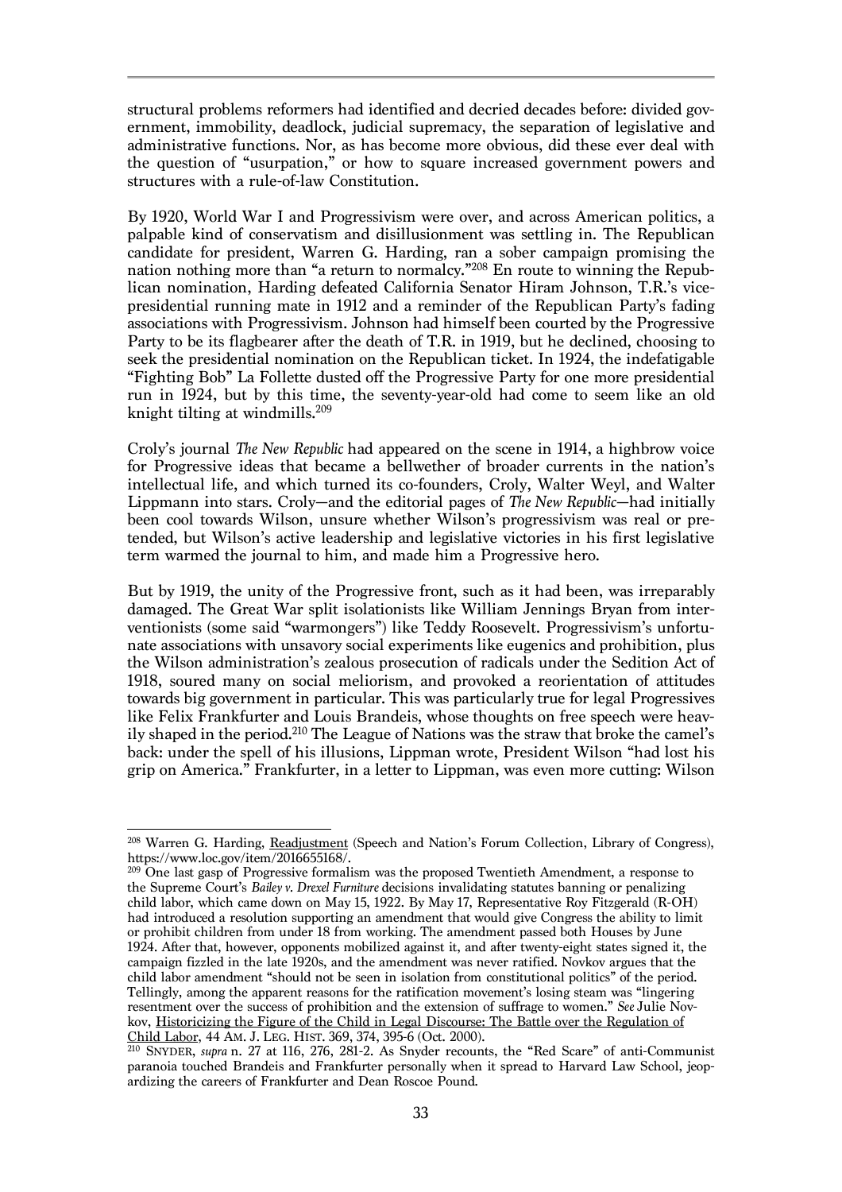structural problems reformers had identified and decried decades before: divided government, immobility, deadlock, judicial supremacy, the separation of legislative and administrative functions. Nor, as has become more obvious, did these ever deal with the question of "usurpation," or how to square increased government powers and structures with a rule-of-law Constitution.

By 1920, World War I and Progressivism were over, and across American politics, a palpable kind of conservatism and disillusionment was settling in. The Republican candidate for president, Warren G. Harding, ran a sober campaign promising the nation nothing more than "a return to normalcy."[208] En route to winning the Republican nomination, Harding defeated California Senator Hiram Johnson, T.R.'s vice-presidential running mate in 1912 and a reminder of the Republican Party's fading associations with Progressivism. Johnson had himself been courted by the Progressive Party to be its flagbearer after the death of T.R. in 1919, but he declined, choosing to seek the presidential nomination on the Republican ticket. In 1924, the indefatigable "Fighting Bob" La Follette dusted off the Progressive Party for one more presidential run in 1924, but by this time, the seventy-year-old had come to seem like an old knight tilting at windmills.[209]

Croly's journal *The New Republic* had appeared on the scene in 1914, a highbrow voice for Progressive ideas that became a bellwether of broader currents in the nation's intellectual life, and which turned its co-founders, Croly, Walter Weyl, and Walter Lippmann into stars. Croly—and the editorial pages of *The New Republic*—had initially been cool towards Wilson, unsure whether Wilson's progressivism was real or pretended, but Wilson's active leadership and legislative victories in his first legislative term warmed the journal to him, and made him a Progressive hero.

But by 1919, the unity of the Progressive front, such as it had been, was irreparably damaged. The Great War split isolationists like William Jennings Bryan from interventionists (some said "warmongers") like Teddy Roosevelt. Progressivism's unfortunate associations with unsavory social experiments like eugenics and prohibition, plus the Wilson administration's zealous prosecution of radicals under the Sedition Act of 1918, soured many on social meliorism, and provoked a reorientation of attitudes towards big government in particular. This was particularly true for legal Progressives like Felix Frankfurter and Louis Brandeis, whose thoughts on free speech were heavily shaped in the period.[210] The League of Nations was the straw that broke the camel's back: under the spell of his illusions, Lippman wrote, President Wilson "had lost his grip on America." Frankfurter, in a letter to Lippman, was even more cutting: Wilson

---

[208] Warren G. Harding, Readjustment (Speech and Nation's Forum Collection, Library of Congress), https://www.loc.gov/item/2016655168/.

[209] One last gasp of Progressive formalism was the proposed Twentieth Amendment, a response to the Supreme Court's *Bailey v. Drexel Furniture* decisions invalidating statutes banning or penalizing child labor, which came down on May 15, 1922. By May 17, Representative Roy Fitzgerald (R-OH) had introduced a resolution supporting an amendment that would give Congress the ability to limit or prohibit children from under 18 from working. The amendment passed both Houses by June 1924. After that, however, opponents mobilized against it, and after twenty-eight states signed it, the campaign fizzled in the late 1920s, and the amendment was never ratified. Novkov argues that the child labor amendment "should not be seen in isolation from constitutional politics" of the period. Tellingly, among the apparent reasons for the ratification movement's losing steam was "lingering resentment over the success of prohibition and the extension of suffrage to women." *See* Julie Novkov, Historicizing the Figure of the Child in Legal Discourse: The Battle over the Regulation of Child Labor, 44 AM. J. LEG. HIST. 369, 374, 395-6 (Oct. 2000).

[210] SNYDER, *supra* n. 27 at 116, 276, 281-2. As Snyder recounts, the "Red Scare" of anti-Communist paranoia touched Brandeis and Frankfurter personally when it spread to Harvard Law School, jeopardizing the careers of Frankfurter and Dean Roscoe Pound.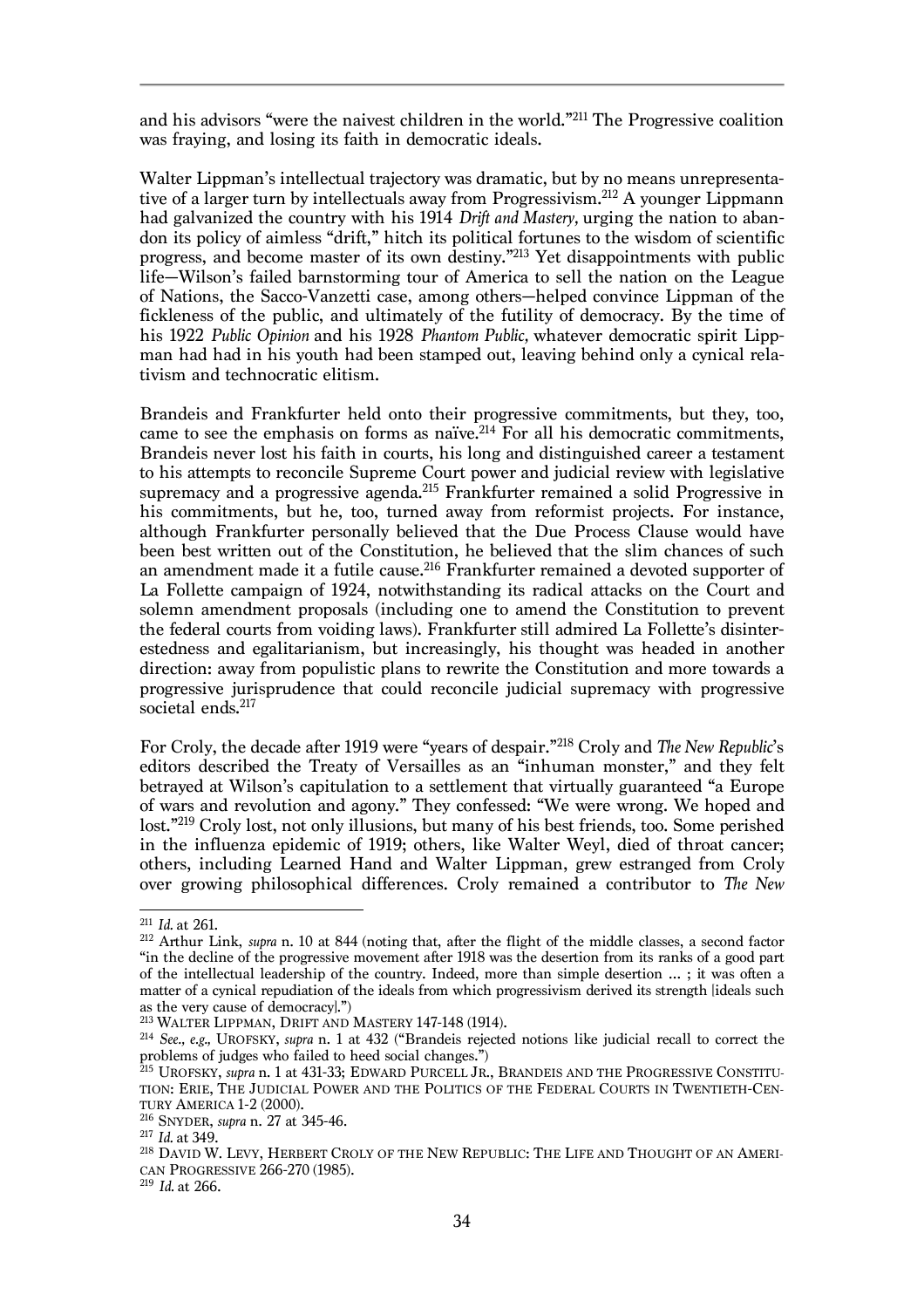and his advisors "were the naivest children in the world."[211] The Progressive coalition was fraying, and losing its faith in democratic ideals.

Walter Lippman's intellectual trajectory was dramatic, but by no means unrepresentative of a larger turn by intellectuals away from Progressivism.[212] A younger Lippmann had galvanized the country with his 1914 *Drift and Mastery,* urging the nation to abandon its policy of aimless "drift," hitch its political fortunes to the wisdom of scientific progress, and become master of its own destiny."[213] Yet disappointments with public life—Wilson's failed barnstorming tour of America to sell the nation on the League of Nations, the Sacco-Vanzetti case, among others—helped convince Lippman of the fickleness of the public, and ultimately of the futility of democracy. By the time of his 1922 *Public Opinion* and his 1928 *Phantom Public,* whatever democratic spirit Lippman had had in his youth had been stamped out, leaving behind only a cynical relativism and technocratic elitism.

Brandeis and Frankfurter held onto their progressive commitments, but they, too, came to see the emphasis on forms as naïve.[214] For all his democratic commitments, Brandeis never lost his faith in courts, his long and distinguished career a testament to his attempts to reconcile Supreme Court power and judicial review with legislative supremacy and a progressive agenda.[215] Frankfurter remained a solid Progressive in his commitments, but he, too, turned away from reformist projects. For instance, although Frankfurter personally believed that the Due Process Clause would have been best written out of the Constitution, he believed that the slim chances of such an amendment made it a futile cause.[216] Frankfurter remained a devoted supporter of La Follette campaign of 1924, notwithstanding its radical attacks on the Court and solemn amendment proposals (including one to amend the Constitution to prevent the federal courts from voiding laws). Frankfurter still admired La Follette's disinterestedness and egalitarianism, but increasingly, his thought was headed in another direction: away from populistic plans to rewrite the Constitution and more towards a progressive jurisprudence that could reconcile judicial supremacy with progressive societal ends.[217]

For Croly, the decade after 1919 were "years of despair."[218] Croly and *The New Republic*'s editors described the Treaty of Versailles as an "inhuman monster," and they felt betrayed at Wilson's capitulation to a settlement that virtually guaranteed "a Europe of wars and revolution and agony." They confessed: "We were wrong. We hoped and lost."[219] Croly lost, not only illusions, but many of his best friends, too. Some perished in the influenza epidemic of 1919; others, like Walter Weyl, died of throat cancer; others, including Learned Hand and Walter Lippman, grew estranged from Croly over growing philosophical differences. Croly remained a contributor to *The New*

---

[211] *Id.* at 261.

[212] Arthur Link, *supra* n. 10 at 844 (noting that, after the flight of the middle classes, a second factor "in the decline of the progressive movement after 1918 was the desertion from its ranks of a good part of the intellectual leadership of the country. Indeed, more than simple desertion ... ; it was often a matter of a cynical repudiation of the ideals from which progressivism derived its strength [ideals such as the very cause of democracy].")

[213] WALTER LIPPMAN, DRIFT AND MASTERY 147-148 (1914).

[214] *See., e.g.,* UROFSKY, *supra* n. 1 at 432 ("Brandeis rejected notions like judicial recall to correct the problems of judges who failed to heed social changes.")

[215] UROFSKY, *supra* n. 1 at 431-33; EDWARD PURCELL JR., BRANDEIS AND THE PROGRESSIVE CONSTITUTION: ERIE, THE JUDICIAL POWER AND THE POLITICS OF THE FEDERAL COURTS IN TWENTIETH-CENTURY AMERICA 1-2 (2000).

[216] SNYDER, *supra* n. 27 at 345-46.

[217] *Id.* at 349.

[218] DAVID W. LEVY, HERBERT CROLY OF THE NEW REPUBLIC: THE LIFE AND THOUGHT OF AN AMERICAN PROGRESSIVE 266-270 (1985).

[219] *Id.* at 266.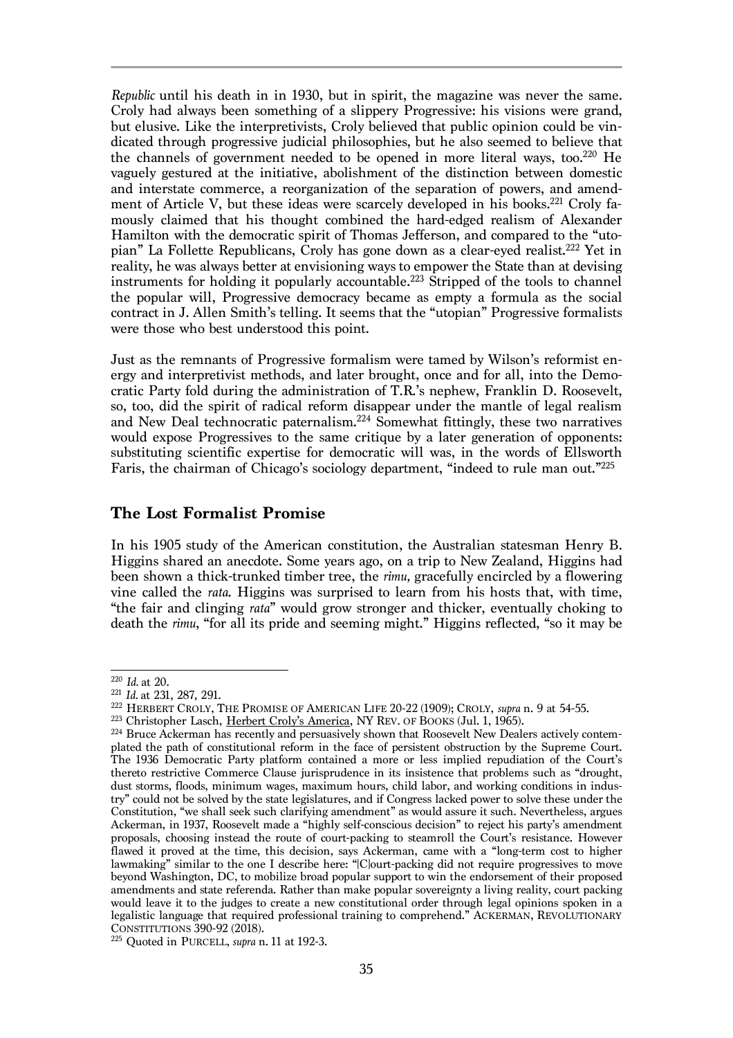*Republic* until his death in in 1930, but in spirit, the magazine was never the same. Croly had always been something of a slippery Progressive: his visions were grand, but elusive. Like the interpretivists, Croly believed that public opinion could be vindicated through progressive judicial philosophies, but he also seemed to believe that the channels of government needed to be opened in more literal ways, too.[220] He vaguely gestured at the initiative, abolishment of the distinction between domestic and interstate commerce, a reorganization of the separation of powers, and amendment of Article V, but these ideas were scarcely developed in his books.[221] Croly famously claimed that his thought combined the hard-edged realism of Alexander Hamilton with the democratic spirit of Thomas Jefferson, and compared to the "utopian" La Follette Republicans, Croly has gone down as a clear-eyed realist.[222] Yet in reality, he was always better at envisioning ways to empower the State than at devising instruments for holding it popularly accountable.[223] Stripped of the tools to channel the popular will, Progressive democracy became as empty a formula as the social contract in J. Allen Smith's telling. It seems that the "utopian" Progressive formalists were those who best understood this point.

Just as the remnants of Progressive formalism were tamed by Wilson's reformist energy and interpretivist methods, and later brought, once and for all, into the Democratic Party fold during the administration of T.R.'s nephew, Franklin D. Roosevelt, so, too, did the spirit of radical reform disappear under the mantle of legal realism and New Deal technocratic paternalism.[224] Somewhat fittingly, these two narratives would expose Progressives to the same critique by a later generation of opponents: substituting scientific expertise for democratic will was, in the words of Ellsworth Faris, the chairman of Chicago's sociology department, "indeed to rule man out."[225]

## The Lost Formalist Promise

In his 1905 study of the American constitution, the Australian statesman Henry B. Higgins shared an anecdote. Some years ago, on a trip to New Zealand, Higgins had been shown a thick-trunked timber tree, the *rimu,* gracefully encircled by a flowering vine called the *rata.* Higgins was surprised to learn from his hosts that, with time, "the fair and clinging *rata*" would grow stronger and thicker, eventually choking to death the *rimu*, "for all its pride and seeming might." Higgins reflected, "so it may be

---

[220] *Id.* at 20.

[221] *Id.* at 231, 287, 291.

[222] HERBERT CROLY, THE PROMISE OF AMERICAN LIFE 20-22 (1909); CROLY, *supra* n. 9 at 54-55.

[223] Christopher Lasch, Herbert Croly's America, NY REV. OF BOOKS (Jul. 1, 1965).

[224] Bruce Ackerman has recently and persuasively shown that Roosevelt New Dealers actively contemplated the path of constitutional reform in the face of persistent obstruction by the Supreme Court. The 1936 Democratic Party platform contained a more or less implied repudiation of the Court's thereto restrictive Commerce Clause jurisprudence in its insistence that problems such as "drought, dust storms, floods, minimum wages, maximum hours, child labor, and working conditions in industry" could not be solved by the state legislatures, and if Congress lacked power to solve these under the Constitution, "we shall seek such clarifying amendment" as would assure it such. Nevertheless, argues Ackerman, in 1937, Roosevelt made a "highly self-conscious decision" to reject his party's amendment proposals, choosing instead the route of court-packing to steamroll the Court's resistance. However flawed it proved at the time, this decision, says Ackerman, came with a "long-term cost to higher lawmaking" similar to the one I describe here: "[C]ourt-packing did not require progressives to move beyond Washington, DC, to mobilize broad popular support to win the endorsement of their proposed amendments and state referenda. Rather than make popular sovereignty a living reality, court packing would leave it to the judges to create a new constitutional order through legal opinions spoken in a legalistic language that required professional training to comprehend." ACKERMAN, REVOLUTIONARY CONSTITUTIONS 390-92 (2018).

[225] Quoted in PURCELL, *supra* n. 11 at 192-3.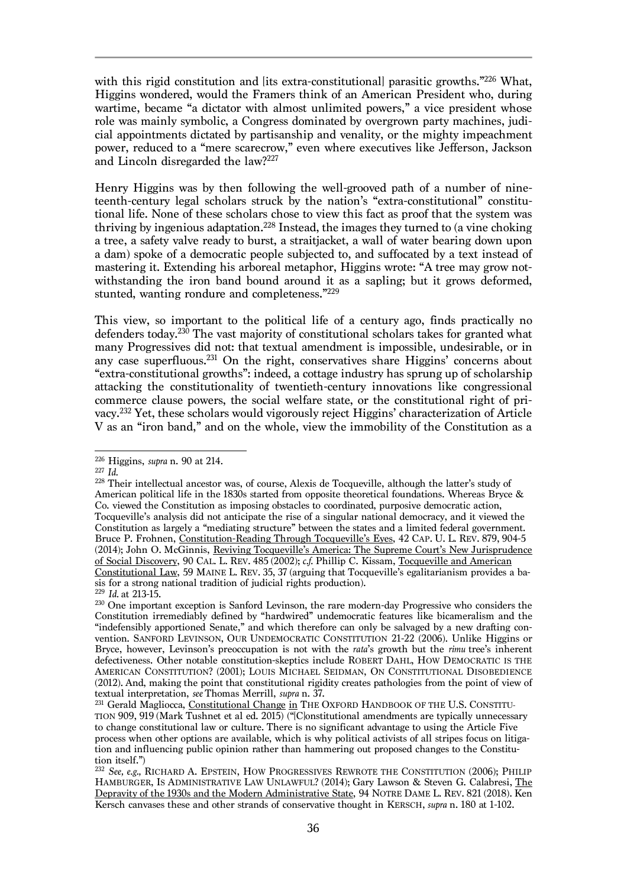with this rigid constitution and [its extra-constitutional] parasitic growths."[226] What, Higgins wondered, would the Framers think of an American President who, during wartime, became "a dictator with almost unlimited powers," a vice president whose role was mainly symbolic, a Congress dominated by overgrown party machines, judicial appointments dictated by partisanship and venality, or the mighty impeachment power, reduced to a "mere scarecrow," even where executives like Jefferson, Jackson and Lincoln disregarded the law?[227]

Henry Higgins was by then following the well-grooved path of a number of nineteenth-century legal scholars struck by the nation's "extra-constitutional" constitutional life. None of these scholars chose to view this fact as proof that the system was thriving by ingenious adaptation.[228] Instead, the images they turned to (a vine choking a tree, a safety valve ready to burst, a straitjacket, a wall of water bearing down upon a dam) spoke of a democratic people subjected to, and suffocated by a text instead of mastering it. Extending his arboreal metaphor, Higgins wrote: "A tree may grow notwithstanding the iron band bound around it as a sapling; but it grows deformed, stunted, wanting rondure and completeness."[229]

This view, so important to the political life of a century ago, finds practically no defenders today.[230] The vast majority of constitutional scholars takes for granted what many Progressives did not: that textual amendment is impossible, undesirable, or in any case superfluous.[231] On the right, conservatives share Higgins' concerns about "extra-constitutional growths": indeed, a cottage industry has sprung up of scholarship attacking the constitutionality of twentieth-century innovations like congressional commerce clause powers, the social welfare state, or the constitutional right of privacy.[232] Yet, these scholars would vigorously reject Higgins' characterization of Article V as an "iron band," and on the whole, view the immobility of the Constitution as a

---

[226] Higgins, *supra* n. 90 at 214.

[227] *Id.*

[228] Their intellectual ancestor was, of course, Alexis de Tocqueville, although the latter's study of American political life in the 1830s started from opposite theoretical foundations. Whereas Bryce & Co. viewed the Constitution as imposing obstacles to coordinated, purposive democratic action, Tocqueville's analysis did not anticipate the rise of a singular national democracy, and it viewed the Constitution as largely a "mediating structure" between the states and a limited federal government. Bruce P. Frohnen, Constitution-Reading Through Tocqueville's Eyes, 42 CAP. U. L. REV. 879, 904-5 (2014); John O. McGinnis, Reviving Tocqueville's America: The Supreme Court's New Jurisprudence of Social Discovery, 90 CAL. L. REV. 485 (2002); *c.f.* Phillip C. Kissam, Tocqueville and American Constitutional Law, 59 MAINE L. REV. 35, 37 (arguing that Tocqueville's egalitarianism provides a basis for a strong national tradition of judicial rights production).

[229] *Id.* at 213-15.

[230] One important exception is Sanford Levinson, the rare modern-day Progressive who considers the Constitution irremediably defined by "hardwired" undemocratic features like bicameralism and the "indefensibly apportioned Senate," and which therefore can only be salvaged by a new drafting convention. SANFORD LEVINSON, OUR UNDEMOCRATIC CONSTITUTION 21-22 (2006). Unlike Higgins or Bryce, however, Levinson's preoccupation is not with the *rata*'s growth but the *rimu* tree's inherent defectiveness. Other notable constitution-skeptics include ROBERT DAHL, HOW DEMOCRATIC IS THE AMERICAN CONSTITUTION? (2001); LOUIS MICHAEL SEIDMAN, ON CONSTITUTIONAL DISOBEDIENCE (2012). And, making the point that constitutional rigidity creates pathologies from the point of view of textual interpretation, *see* Thomas Merrill, *supra* n. 37.

[231] Gerald Magliocca, Constitutional Change in THE OXFORD HANDBOOK OF THE U.S. CONSTITUTION 909, 919 (Mark Tushnet et al ed. 2015) ("[C]onstitutional amendments are typically unnecessary to change constitutional law or culture. There is no significant advantage to using the Article Five process when other options are available, which is why political activists of all stripes focus on litigation and influencing public opinion rather than hammering out proposed changes to the Constitution itself.")

[232] *See, e.g.,* RICHARD A. EPSTEIN, HOW PROGRESSIVES REWROTE THE CONSTITUTION (2006); PHILIP HAMBURGER, IS ADMINISTRATIVE LAW UNLAWFUL? (2014); Gary Lawson & Steven G. Calabresi, The Depravity of the 1930s and the Modern Administrative State, 94 NOTRE DAME L. REV. 821 (2018). Ken Kersch canvases these and other strands of conservative thought in KERSCH, *supra* n. 180 at 1-102.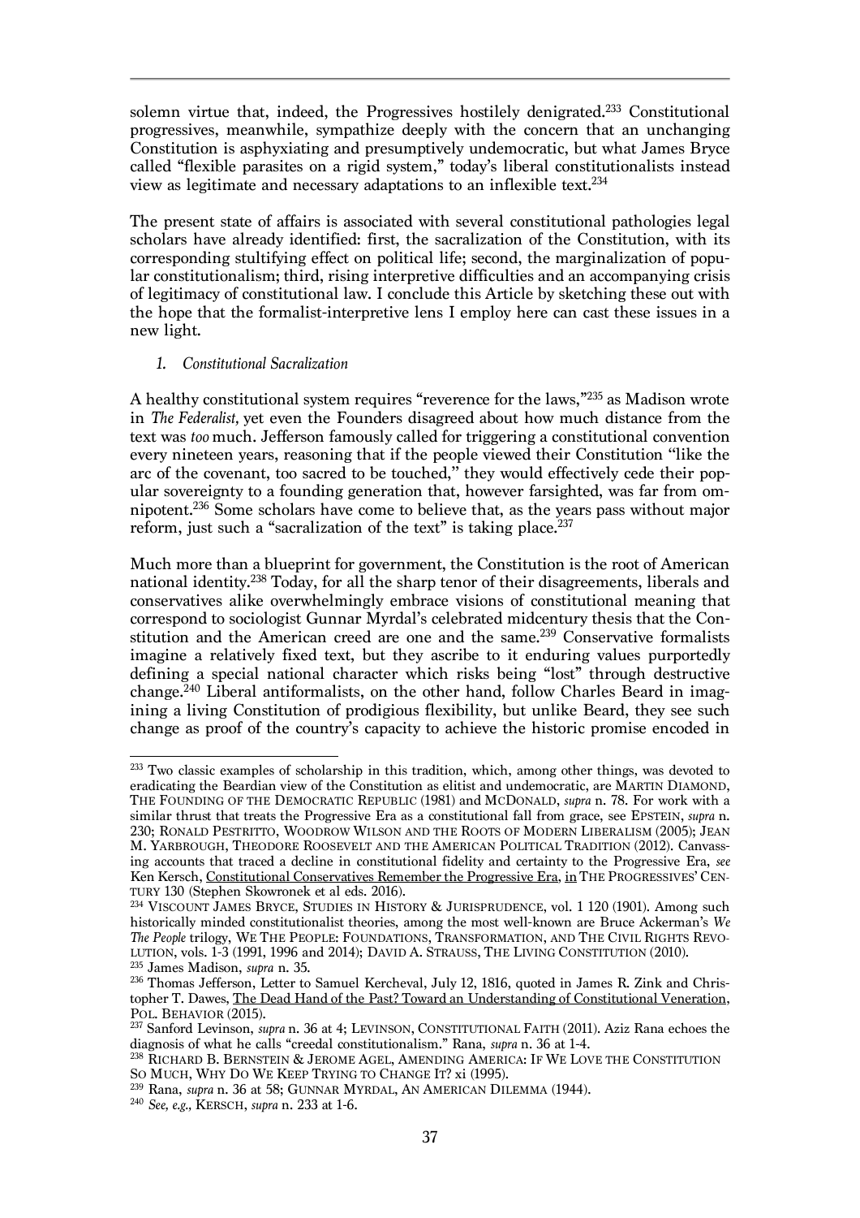solemn virtue that, indeed, the Progressives hostilely denigrated.[233] Constitutional progressives, meanwhile, sympathize deeply with the concern that an unchanging Constitution is asphyxiating and presumptively undemocratic, but what James Bryce called "flexible parasites on a rigid system," today's liberal constitutionalists instead view as legitimate and necessary adaptations to an inflexible text.[234]

The present state of affairs is associated with several constitutional pathologies legal scholars have already identified: first, the sacralization of the Constitution, with its corresponding stultifying effect on political life; second, the marginalization of popular constitutionalism; third, rising interpretive difficulties and an accompanying crisis of legitimacy of constitutional law. I conclude this Article by sketching these out with the hope that the formalist-interpretive lens I employ here can cast these issues in a new light.

### *1. Constitutional Sacralization*

A healthy constitutional system requires "reverence for the laws,"[235] as Madison wrote in *The Federalist,* yet even the Founders disagreed about how much distance from the text was *too* much. Jefferson famously called for triggering a constitutional convention every nineteen years, reasoning that if the people viewed their Constitution "like the arc of the covenant, too sacred to be touched," they would effectively cede their popular sovereignty to a founding generation that, however farsighted, was far from omnipotent.[236] Some scholars have come to believe that, as the years pass without major reform, just such a "sacralization of the text" is taking place.[237]

Much more than a blueprint for government, the Constitution is the root of American national identity.[238] Today, for all the sharp tenor of their disagreements, liberals and conservatives alike overwhelmingly embrace visions of constitutional meaning that correspond to sociologist Gunnar Myrdal's celebrated midcentury thesis that the Constitution and the American creed are one and the same.[239] Conservative formalists imagine a relatively fixed text, but they ascribe to it enduring values purportedly defining a special national character which risks being "lost" through destructive change.[240] Liberal antiformalists, on the other hand, follow Charles Beard in imagining a living Constitution of prodigious flexibility, but unlike Beard, they see such change as proof of the country's capacity to achieve the historic promise encoded in

---

[233] Two classic examples of scholarship in this tradition, which, among other things, was devoted to eradicating the Beardian view of the Constitution as elitist and undemocratic, are MARTIN DIAMOND, THE FOUNDING OF THE DEMOCRATIC REPUBLIC (1981) and MCDONALD, *supra* n. 78. For work with a similar thrust that treats the Progressive Era as a constitutional fall from grace, see EPSTEIN, *supra* n. 230; RONALD PESTRITTO, WOODROW WILSON AND THE ROOTS OF MODERN LIBERALISM (2005); JEAN M. YARBROUGH, THEODORE ROOSEVELT AND THE AMERICAN POLITICAL TRADITION (2012). Canvassing accounts that traced a decline in constitutional fidelity and certainty to the Progressive Era, *see* Ken Kersch, Constitutional Conservatives Remember the Progressive Era, in THE PROGRESSIVES' CENTURY 130 (Stephen Skowronek et al eds. 2016).

[234] VISCOUNT JAMES BRYCE, STUDIES IN HISTORY & JURISPRUDENCE, vol. 1 120 (1901). Among such historically minded constitutionalist theories, among the most well-known are Bruce Ackerman's *We The People* trilogy, WE THE PEOPLE: FOUNDATIONS, TRANSFORMATION, AND THE CIVIL RIGHTS REVOLUTION, vols. 1-3 (1991, 1996 and 2014); DAVID A. STRAUSS, THE LIVING CONSTITUTION (2010).

[235] James Madison, *supra* n. 35.

[236] Thomas Jefferson, Letter to Samuel Kercheval, July 12, 1816, quoted in James R. Zink and Christopher T. Dawes, The Dead Hand of the Past? Toward an Understanding of Constitutional Veneration, POL. BEHAVIOR (2015).

[237] Sanford Levinson, *supra* n. 36 at 4; LEVINSON, CONSTITUTIONAL FAITH (2011). Aziz Rana echoes the diagnosis of what he calls "creedal constitutionalism." Rana, *supra* n. 36 at 1-4.

[238] RICHARD B. BERNSTEIN & JEROME AGEL, AMENDING AMERICA: IF WE LOVE THE CONSTITUTION SO MUCH, WHY DO WE KEEP TRYING TO CHANGE IT? xi (1995).

[239] Rana, *supra* n. 36 at 58; GUNNAR MYRDAL, AN AMERICAN DILEMMA (1944).

[240] *See, e.g.,* KERSCH, *supra* n. 233 at 1-6.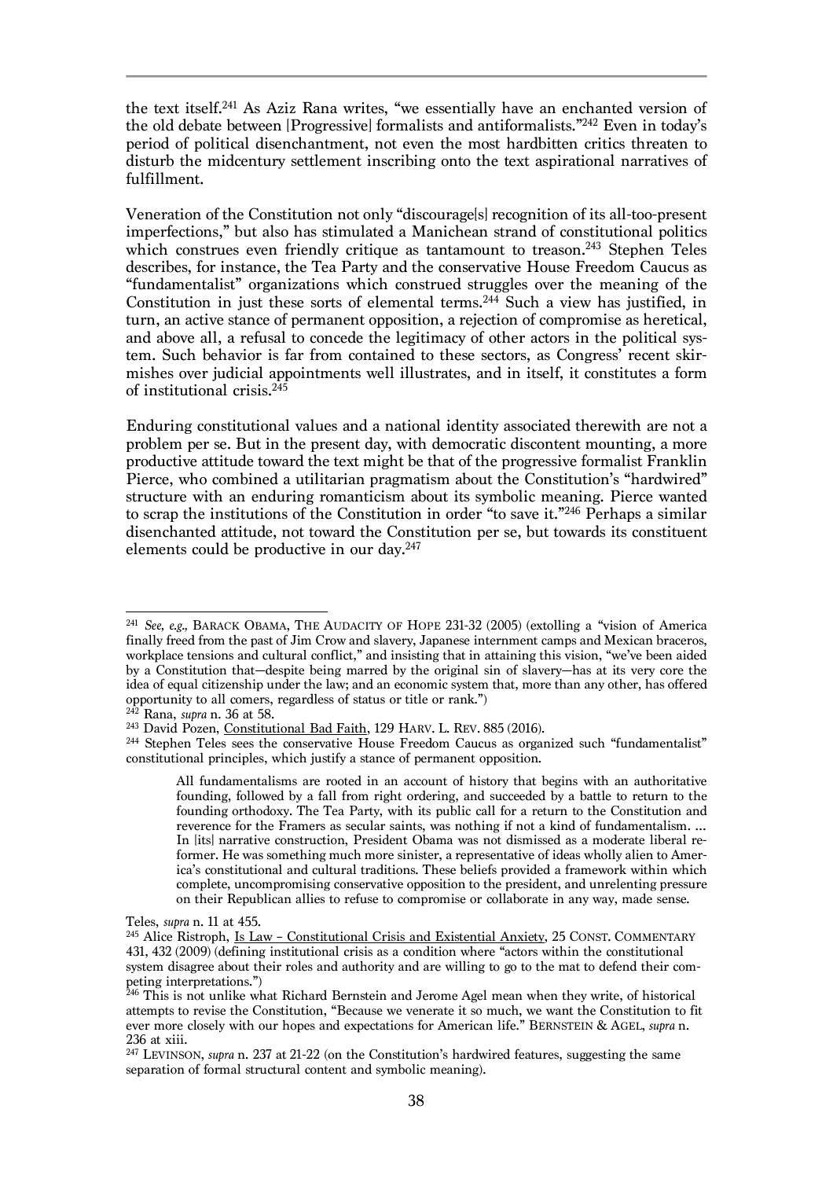the text itself.[241] As Aziz Rana writes, "we essentially have an enchanted version of the old debate between [Progressive] formalists and antiformalists."[242] Even in today's period of political disenchantment, not even the most hardbitten critics threaten to disturb the midcentury settlement inscribing onto the text aspirational narratives of fulfillment.

Veneration of the Constitution not only "discourage[s] recognition of its all-too-present imperfections," but also has stimulated a Manichean strand of constitutional politics which construes even friendly critique as tantamount to treason.[243] Stephen Teles describes, for instance, the Tea Party and the conservative House Freedom Caucus as "fundamentalist" organizations which construed struggles over the meaning of the Constitution in just these sorts of elemental terms.[244] Such a view has justified, in turn, an active stance of permanent opposition, a rejection of compromise as heretical, and above all, a refusal to concede the legitimacy of other actors in the political system. Such behavior is far from contained to these sectors, as Congress' recent skirmishes over judicial appointments well illustrates, and in itself, it constitutes a form of institutional crisis.[245]

Enduring constitutional values and a national identity associated therewith are not a problem per se. But in the present day, with democratic discontent mounting, a more productive attitude toward the text might be that of the progressive formalist Franklin Pierce, who combined a utilitarian pragmatism about the Constitution's "hardwired" structure with an enduring romanticism about its symbolic meaning. Pierce wanted to scrap the institutions of the Constitution in order "to save it."[246] Perhaps a similar disenchanted attitude, not toward the Constitution per se, but towards its constituent elements could be productive in our day.[247]

---

[241] *See, e.g.,* BARACK OBAMA, THE AUDACITY OF HOPE 231-32 (2005) (extolling a "vision of America finally freed from the past of Jim Crow and slavery, Japanese internment camps and Mexican braceros, workplace tensions and cultural conflict," and insisting that in attaining this vision, "we've been aided by a Constitution that—despite being marred by the original sin of slavery—has at its very core the idea of equal citizenship under the law; and an economic system that, more than any other, has offered opportunity to all comers, regardless of status or title or rank.")

[242] Rana, *supra* n. 36 at 58.

[243] David Pozen, Constitutional Bad Faith, 129 HARV. L. REV. 885 (2016).

[244] Stephen Teles sees the conservative House Freedom Caucus as organized such "fundamentalist" constitutional principles, which justify a stance of permanent opposition.

> All fundamentalisms are rooted in an account of history that begins with an authoritative founding, followed by a fall from right ordering, and succeeded by a battle to return to the founding orthodoxy. The Tea Party, with its public call for a return to the Constitution and reverence for the Framers as secular saints, was nothing if not a kind of fundamentalism. ... In [its] narrative construction, President Obama was not dismissed as a moderate liberal reformer. He was something much more sinister, a representative of ideas wholly alien to America's constitutional and cultural traditions. These beliefs provided a framework within which complete, uncompromising conservative opposition to the president, and unrelenting pressure on their Republican allies to refuse to compromise or collaborate in any way, made sense.

Teles, *supra* n. 11 at 455.

[245] Alice Ristroph, Is Law – Constitutional Crisis and Existential Anxiety, 25 CONST. COMMENTARY 431, 432 (2009) (defining institutional crisis as a condition where "actors within the constitutional system disagree about their roles and authority and are willing to go to the mat to defend their competing interpretations.")

[246] This is not unlike what Richard Bernstein and Jerome Agel mean when they write, of historical attempts to revise the Constitution, "Because we venerate it so much, we want the Constitution to fit ever more closely with our hopes and expectations for American life." BERNSTEIN & AGEL, *supra* n. 236 at xiii.

[247] LEVINSON, *supra* n. 237 at 21-22 (on the Constitution's hardwired features, suggesting the same separation of formal structural content and symbolic meaning).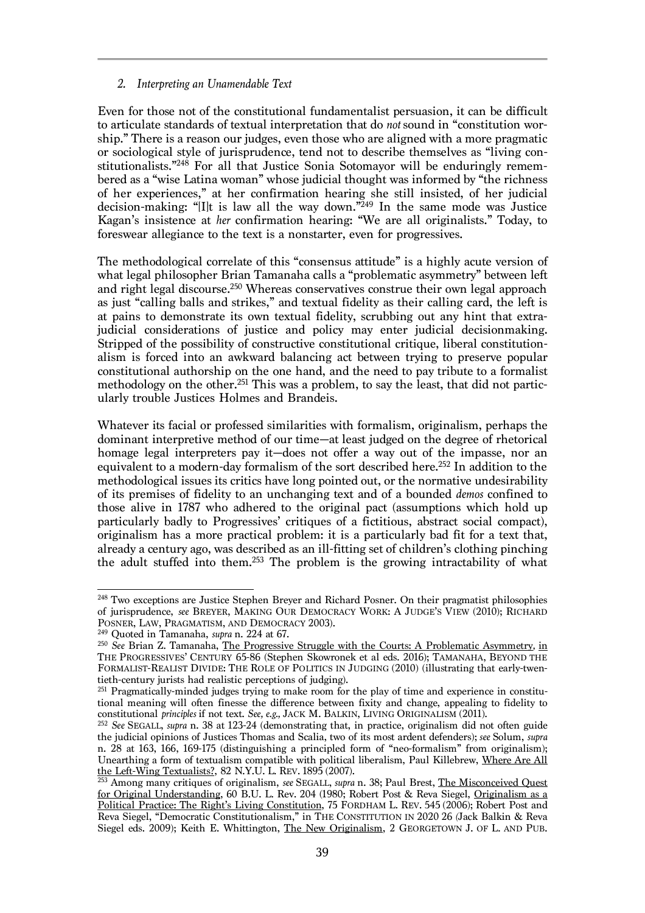### *2. Interpreting an Unamendable Text*

Even for those not of the constitutional fundamentalist persuasion, it can be difficult to articulate standards of textual interpretation that do *not* sound in "constitution worship." There is a reason our judges, even those who are aligned with a more pragmatic or sociological style of jurisprudence, tend not to describe themselves as "living constitutionalists."[248] For all that Justice Sonia Sotomayor will be enduringly remembered as a "wise Latina woman" whose judicial thought was informed by "the richness of her experiences," at her confirmation hearing she still insisted, of her judicial decision-making: "[I]t is law all the way down."[249] In the same mode was Justice Kagan's insistence at *her* confirmation hearing: "We are all originalists." Today, to foreswear allegiance to the text is a nonstarter, even for progressives.

The methodological correlate of this "consensus attitude" is a highly acute version of what legal philosopher Brian Tamanaha calls a "problematic asymmetry" between left and right legal discourse.[250] Whereas conservatives construe their own legal approach as just "calling balls and strikes," and textual fidelity as their calling card, the left is at pains to demonstrate its own textual fidelity, scrubbing out any hint that extra-judicial considerations of justice and policy may enter judicial decisionmaking. Stripped of the possibility of constructive constitutional critique, liberal constitutionalism is forced into an awkward balancing act between trying to preserve popular constitutional authorship on the one hand, and the need to pay tribute to a formalist methodology on the other.[251] This was a problem, to say the least, that did not particularly trouble Justices Holmes and Brandeis.

Whatever its facial or professed similarities with formalism, originalism, perhaps the dominant interpretive method of our time—at least judged on the degree of rhetorical homage legal interpreters pay it—does not offer a way out of the impasse, nor an equivalent to a modern-day formalism of the sort described here.[252] In addition to the methodological issues its critics have long pointed out, or the normative undesirability of its premises of fidelity to an unchanging text and of a bounded *demos* confined to those alive in 1787 who adhered to the original pact (assumptions which hold up particularly badly to Progressives' critiques of a fictitious, abstract social compact), originalism has a more practical problem: it is a particularly bad fit for a text that, already a century ago, was described as an ill-fitting set of children's clothing pinching the adult stuffed into them.[253] The problem is the growing intractability of what

---

[248] Two exceptions are Justice Stephen Breyer and Richard Posner. On their pragmatist philosophies of jurisprudence, *see* BREYER, MAKING OUR DEMOCRACY WORK: A JUDGE'S VIEW (2010); RICHARD POSNER, LAW, PRAGMATISM, AND DEMOCRACY 2003).

[249] Quoted in Tamanaha, *supra* n. 224 at 67.

[250] *See* Brian Z. Tamanaha, The Progressive Struggle with the Courts: A Problematic Asymmetry, in THE PROGRESSIVES' CENTURY 65-86 (Stephen Skowronek et al eds. 2016); TAMANAHA, BEYOND THE FORMALIST-REALIST DIVIDE: THE ROLE OF POLITICS IN JUDGING (2010) (illustrating that early-twentieth-century jurists had realistic perceptions of judging).

[251] Pragmatically-minded judges trying to make room for the play of time and experience in constitutional meaning will often finesse the difference between fixity and change, appealing to fidelity to constitutional *principles* if not text. *See, e.g.,* JACK M. BALKIN, LIVING ORIGINALISM (2011).

[252] *See* SEGALL, *supra* n. 38 at 123-24 (demonstrating that, in practice, originalism did not often guide the judicial opinions of Justices Thomas and Scalia, two of its most ardent defenders); *see* Solum, *supra* n. 28 at 163, 166, 169-175 (distinguishing a principled form of "neo-formalism" from originalism); Unearthing a form of textualism compatible with political liberalism, Paul Killebrew, Where Are All the Left-Wing Textualists?, 82 N.Y.U. L. REV. 1895 (2007).

[253] Among many critiques of originalism, *see* SEGALL, *supra* n. 38; Paul Brest, The Misconceived Quest for Original Understanding, 60 B.U. L. Rev. 204 (1980; Robert Post & Reva Siegel, Originalism as a Political Practice: The Right's Living Constitution, 75 FORDHAM L. REV. 545 (2006); Robert Post and Reva Siegel, "Democratic Constitutionalism," in THE CONSTITUTION IN 2020 26 (Jack Balkin & Reva Siegel eds. 2009); Keith E. Whittington, The New Originalism, 2 GEORGETOWN J. OF L. AND PUB.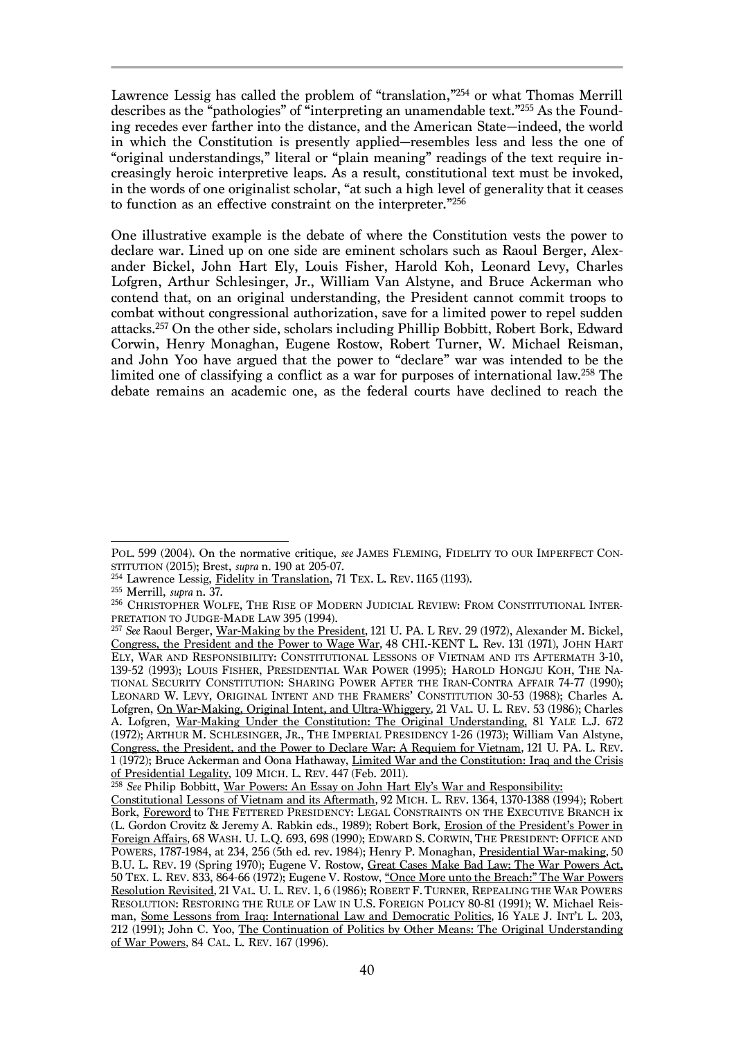Lawrence Lessig has called the problem of "translation,"[254] or what Thomas Merrill describes as the "pathologies" of "interpreting an unamendable text."[255] As the Founding recedes ever farther into the distance, and the American State—indeed, the world in which the Constitution is presently applied—resembles less and less the one of "original understandings," literal or "plain meaning" readings of the text require increasingly heroic interpretive leaps. As a result, constitutional text must be invoked, in the words of one originalist scholar, "at such a high level of generality that it ceases to function as an effective constraint on the interpreter."[256]

One illustrative example is the debate of where the Constitution vests the power to declare war. Lined up on one side are eminent scholars such as Raoul Berger, Alexander Bickel, John Hart Ely, Louis Fisher, Harold Koh, Leonard Levy, Charles Lofgren, Arthur Schlesinger, Jr., William Van Alstyne, and Bruce Ackerman who contend that, on an original understanding, the President cannot commit troops to combat without congressional authorization, save for a limited power to repel sudden attacks.[257] On the other side, scholars including Phillip Bobbitt, Robert Bork, Edward Corwin, Henry Monaghan, Eugene Rostow, Robert Turner, W. Michael Reisman, and John Yoo have argued that the power to "declare" war was intended to be the limited one of classifying a conflict as a war for purposes of international law.[258] The debate remains an academic one, as the federal courts have declined to reach the

---

POL. 599 (2004). On the normative critique, *see* JAMES FLEMING, FIDELITY TO OUR IMPERFECT CONSTITUTION (2015); Brest, *supra* n. 190 at 205-07.

[254] Lawrence Lessig, Fidelity in Translation, 71 TEX. L. REV. 1165 (1193).

[255] Merrill, *supra* n. 37.

[256] CHRISTOPHER WOLFE, THE RISE OF MODERN JUDICIAL REVIEW: FROM CONSTITUTIONAL INTERPRETATION TO JUDGE-MADE LAW 395 (1994).

[257] *See* Raoul Berger, War-Making by the President, 121 U. PA. L REV. 29 (1972), Alexander M. Bickel, Congress, the President and the Power to Wage War, 48 CHI.-KENT L. Rev. 131 (1971), JOHN HART ELY, WAR AND RESPONSIBILITY: CONSTITUTIONAL LESSONS OF VIETNAM AND ITS AFTERMATH 3-10, 139-52 (1993); LOUIS FISHER, PRESIDENTIAL WAR POWER (1995); HAROLD HONGJU KOH, THE NATIONAL SECURITY CONSTITUTION: SHARING POWER AFTER THE IRAN-CONTRA AFFAIR 74-77 (1990); LEONARD W. LEVY, ORIGINAL INTENT AND THE FRAMERS' CONSTITUTION 30-53 (1988); Charles A. Lofgren, On War-Making, Original Intent, and Ultra-Whiggery, 21 VAL. U. L. REV. 53 (1986); Charles A. Lofgren, War-Making Under the Constitution: The Original Understanding, 81 YALE L.J. 672 (1972); ARTHUR M. SCHLESINGER, JR., THE IMPERIAL PRESIDENCY 1-26 (1973); William Van Alstyne, Congress, the President, and the Power to Declare War: A Requiem for Vietnam, 121 U. PA. L. REV. 1 (1972); Bruce Ackerman and Oona Hathaway, Limited War and the Constitution: Iraq and the Crisis of Presidential Legality, 109 MICH. L. REV. 447 (Feb. 2011).

[258] *See* Philip Bobbitt, War Powers: An Essay on John Hart Ely's War and Responsibility: Constitutional Lessons of Vietnam and its Aftermath, 92 MICH. L. REV. 1364, 1370-1388 (1994); Robert Bork, Foreword to THE FETTERED PRESIDENCY: LEGAL CONSTRAINTS ON THE EXECUTIVE BRANCH ix (L. Gordon Crovitz & Jeremy A. Rabkin eds., 1989); Robert Bork, Erosion of the President's Power in Foreign Affairs, 68 WASH. U. L.Q. 693, 698 (1990); EDWARD S. CORWIN, THE PRESIDENT: OFFICE AND POWERS, 1787-1984, at 234, 256 (5th ed. rev. 1984); Henry P. Monaghan, Presidential War-making, 50 B.U. L. REV. 19 (Spring 1970); Eugene V. Rostow, Great Cases Make Bad Law: The War Powers Act, 50 TEX. L. REV. 833, 864-66 (1972); Eugene V. Rostow, "Once More unto the Breach:" The War Powers Resolution Revisited, 21 VAL. U. L. REV. 1, 6 (1986); ROBERT F. TURNER, REPEALING THE WAR POWERS RESOLUTION: RESTORING THE RULE OF LAW IN U.S. FOREIGN POLICY 80-81 (1991); W. Michael Reisman, Some Lessons from Iraq: International Law and Democratic Politics, 16 YALE J. INT'L L. 203, 212 (1991); John C. Yoo, The Continuation of Politics by Other Means: The Original Understanding of War Powers, 84 CAL. L. REV. 167 (1996).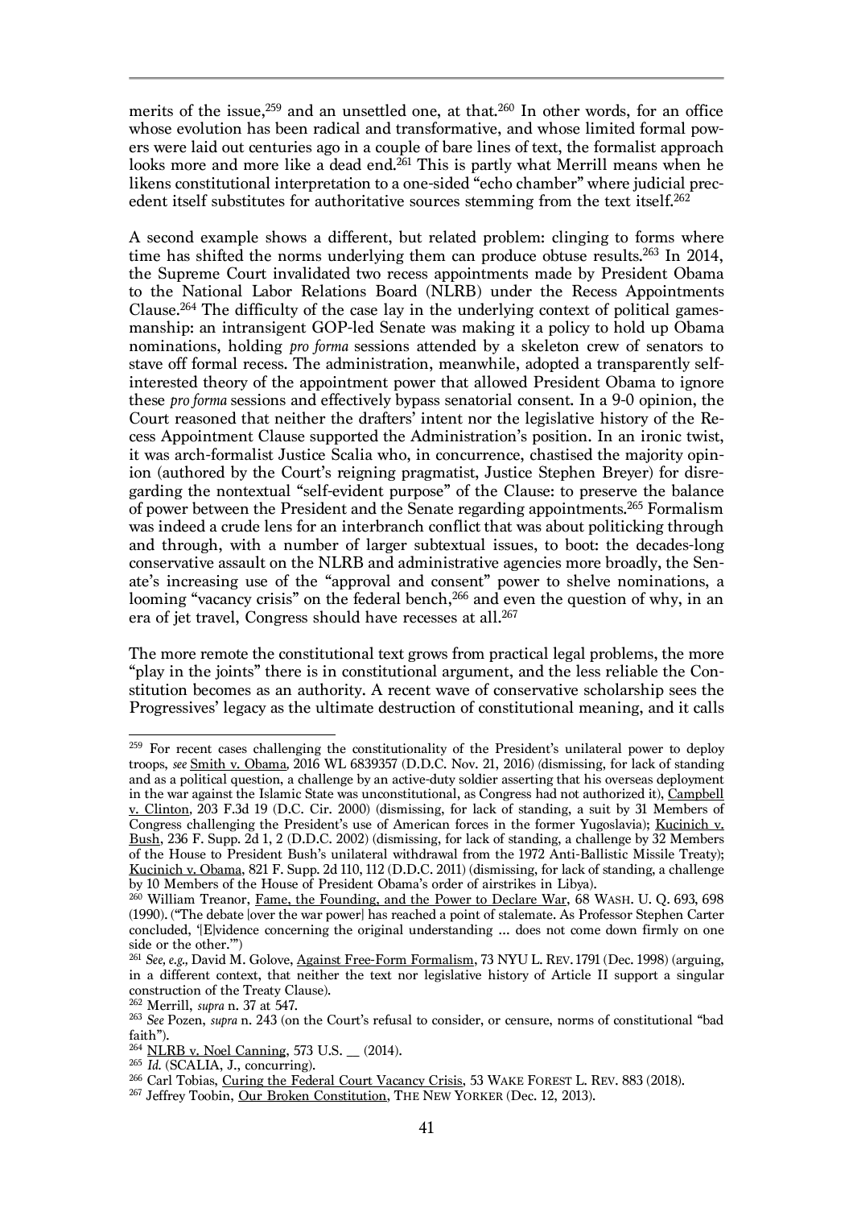merits of the issue,[259] and an unsettled one, at that.[260] In other words, for an office whose evolution has been radical and transformative, and whose limited formal powers were laid out centuries ago in a couple of bare lines of text, the formalist approach looks more and more like a dead end.[261] This is partly what Merrill means when he likens constitutional interpretation to a one-sided "echo chamber" where judicial precedent itself substitutes for authoritative sources stemming from the text itself.[262]

A second example shows a different, but related problem: clinging to forms where time has shifted the norms underlying them can produce obtuse results.[263] In 2014, the Supreme Court invalidated two recess appointments made by President Obama to the National Labor Relations Board (NLRB) under the Recess Appointments Clause.[264] The difficulty of the case lay in the underlying context of political gamesmanship: an intransigent GOP-led Senate was making it a policy to hold up Obama nominations, holding *pro forma* sessions attended by a skeleton crew of senators to stave off formal recess. The administration, meanwhile, adopted a transparently self-interested theory of the appointment power that allowed President Obama to ignore these *pro forma* sessions and effectively bypass senatorial consent. In a 9-0 opinion, the Court reasoned that neither the drafters' intent nor the legislative history of the Recess Appointment Clause supported the Administration's position. In an ironic twist, it was arch-formalist Justice Scalia who, in concurrence, chastised the majority opinion (authored by the Court's reigning pragmatist, Justice Stephen Breyer) for disregarding the nontextual "self-evident purpose" of the Clause: to preserve the balance of power between the President and the Senate regarding appointments.[265] Formalism was indeed a crude lens for an interbranch conflict that was about politicking through and through, with a number of larger subtextual issues, to boot: the decades-long conservative assault on the NLRB and administrative agencies more broadly, the Senate's increasing use of the "approval and consent" power to shelve nominations, a looming "vacancy crisis" on the federal bench,[266] and even the question of why, in an era of jet travel, Congress should have recesses at all.[267]

The more remote the constitutional text grows from practical legal problems, the more "play in the joints" there is in constitutional argument, and the less reliable the Constitution becomes as an authority. A recent wave of conservative scholarship sees the Progressives' legacy as the ultimate destruction of constitutional meaning, and it calls

---

[259] For recent cases challenging the constitutionality of the President's unilateral power to deploy troops, *see* Smith v. Obama, 2016 WL 6839357 (D.D.C. Nov. 21, 2016) (dismissing, for lack of standing and as a political question, a challenge by an active-duty soldier asserting that his overseas deployment in the war against the Islamic State was unconstitutional, as Congress had not authorized it), Campbell v. Clinton, 203 F.3d 19 (D.C. Cir. 2000) (dismissing, for lack of standing, a suit by 31 Members of Congress challenging the President's use of American forces in the former Yugoslavia); Kucinich v. Bush, 236 F. Supp. 2d 1, 2 (D.D.C. 2002) (dismissing, for lack of standing, a challenge by 32 Members of the House to President Bush's unilateral withdrawal from the 1972 Anti-Ballistic Missile Treaty); Kucinich v. Obama, 821 F. Supp. 2d 110, 112 (D.D.C. 2011) (dismissing, for lack of standing, a challenge by 10 Members of the House of President Obama's order of airstrikes in Libya).

[260] William Treanor, Fame, the Founding, and the Power to Declare War, 68 WASH. U. Q. 693, 698 (1990). ("The debate [over the war power] has reached a point of stalemate. As Professor Stephen Carter concluded, '[E]vidence concerning the original understanding ... does not come down firmly on one side or the other.'")

[261] *See, e.g.,* David M. Golove, Against Free-Form Formalism, 73 NYU L. REV. 1791 (Dec. 1998) (arguing, in a different context, that neither the text nor legislative history of Article II support a singular construction of the Treaty Clause).

[262] Merrill, *supra* n. 37 at 547.

[263] *See* Pozen, *supra* n. 243 (on the Court's refusal to consider, or censure, norms of constitutional "bad faith").

[264] NLRB v. Noel Canning, 573 U.S. __ (2014).

[265] *Id.* (SCALIA, J., concurring).

[266] Carl Tobias, Curing the Federal Court Vacancy Crisis, 53 WAKE FOREST L. REV. 883 (2018).

[267] Jeffrey Toobin, Our Broken Constitution, THE NEW YORKER (Dec. 12, 2013).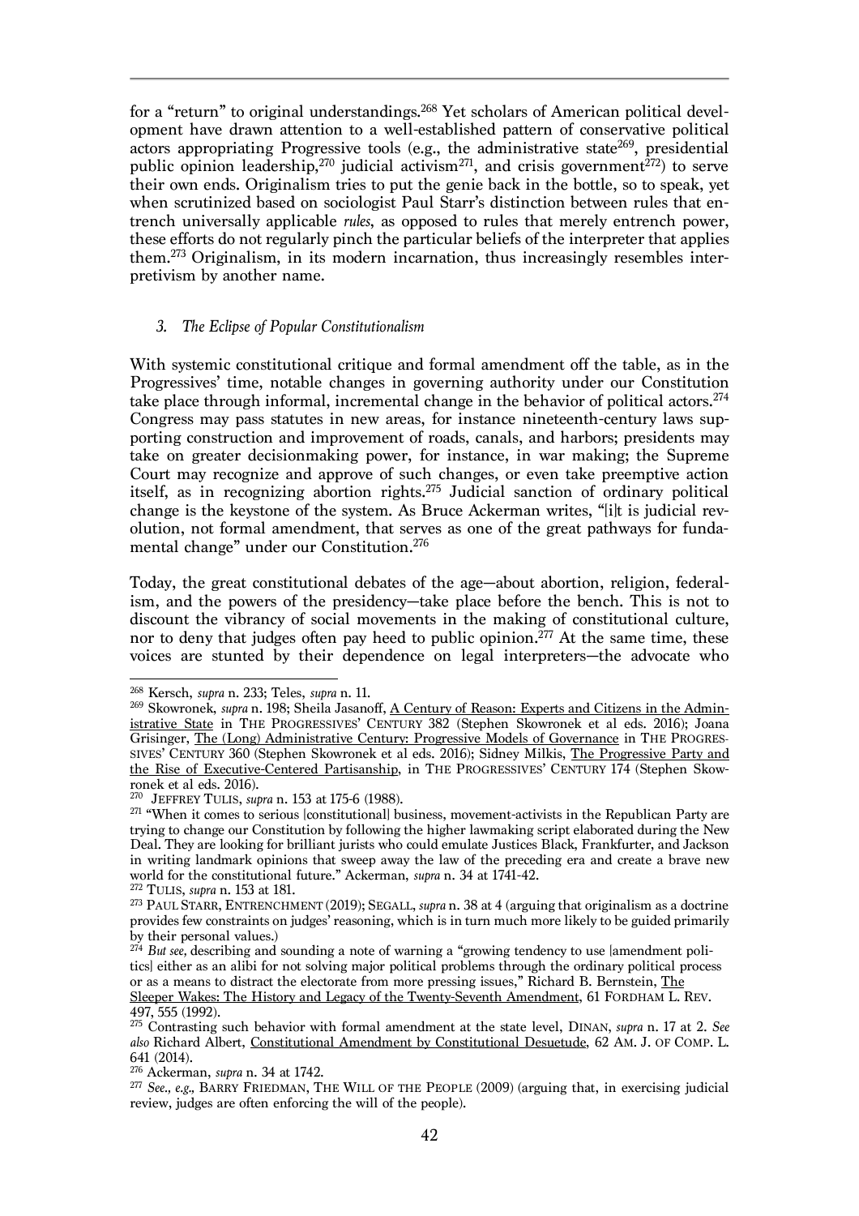for a "return" to original understandings.[268] Yet scholars of American political development have drawn attention to a well-established pattern of conservative political actors appropriating Progressive tools (e.g., the administrative state[269], presidential public opinion leadership,[270] judicial activism[271], and crisis government[272]) to serve their own ends. Originalism tries to put the genie back in the bottle, so to speak, yet when scrutinized based on sociologist Paul Starr's distinction between rules that entrench universally applicable *rules*, as opposed to rules that merely entrench power, these efforts do not regularly pinch the particular beliefs of the interpreter that applies them.[273] Originalism, in its modern incarnation, thus increasingly resembles interpretivism by another name.

### *3. The Eclipse of Popular Constitutionalism*

With systemic constitutional critique and formal amendment off the table, as in the Progressives' time, notable changes in governing authority under our Constitution take place through informal, incremental change in the behavior of political actors.[274] Congress may pass statutes in new areas, for instance nineteenth-century laws supporting construction and improvement of roads, canals, and harbors; presidents may take on greater decisionmaking power, for instance, in war making; the Supreme Court may recognize and approve of such changes, or even take preemptive action itself, as in recognizing abortion rights.[275] Judicial sanction of ordinary political change is the keystone of the system. As Bruce Ackerman writes, "[i]t is judicial revolution, not formal amendment, that serves as one of the great pathways for fundamental change" under our Constitution.[276]

Today, the great constitutional debates of the age—about abortion, religion, federalism, and the powers of the presidency—take place before the bench. This is not to discount the vibrancy of social movements in the making of constitutional culture, nor to deny that judges often pay heed to public opinion.[277] At the same time, these voices are stunted by their dependence on legal interpreters—the advocate who

---

[268] Kersch, *supra* n. 233; Teles, *supra* n. 11.

[269] Skowronek, *supra* n. 198; Sheila Jasanoff, A Century of Reason: Experts and Citizens in the Administrative State in THE PROGRESSIVES' CENTURY 382 (Stephen Skowronek et al eds. 2016); Joana Grisinger, The (Long) Administrative Century: Progressive Models of Governance in THE PROGRESSIVES' CENTURY 360 (Stephen Skowronek et al eds. 2016); Sidney Milkis, The Progressive Party and the Rise of Executive-Centered Partisanship, in THE PROGRESSIVES' CENTURY 174 (Stephen Skowronek et al eds. 2016).

[270] JEFFREY TULIS, *supra* n. 153 at 175-6 (1988).

[271] "When it comes to serious [constitutional] business, movement-activists in the Republican Party are trying to change our Constitution by following the higher lawmaking script elaborated during the New Deal. They are looking for brilliant jurists who could emulate Justices Black, Frankfurter, and Jackson in writing landmark opinions that sweep away the law of the preceding era and create a brave new world for the constitutional future." Ackerman, *supra* n. 34 at 1741-42.

[272] TULIS, *supra* n. 153 at 181.

[273] PAUL STARR, ENTRENCHMENT (2019); SEGALL, *supra* n. 38 at 4 (arguing that originalism as a doctrine provides few constraints on judges' reasoning, which is in turn much more likely to be guided primarily by their personal values.)

[274] *But see,* describing and sounding a note of warning a "growing tendency to use [amendment politics] either as an alibi for not solving major political problems through the ordinary political process or as a means to distract the electorate from more pressing issues," Richard B. Bernstein, The Sleeper Wakes: The History and Legacy of the Twenty-Seventh Amendment, 61 FORDHAM L. REV. 497, 555 (1992).

[275] Contrasting such behavior with formal amendment at the state level, DINAN, *supra* n. 17 at 2. *See also* Richard Albert, Constitutional Amendment by Constitutional Desuetude, 62 AM. J. OF COMP. L. 641 (2014).

[276] Ackerman, *supra* n. 34 at 1742.

[277] *See., e.g.,* BARRY FRIEDMAN, THE WILL OF THE PEOPLE (2009) (arguing that, in exercising judicial review, judges are often enforcing the will of the people).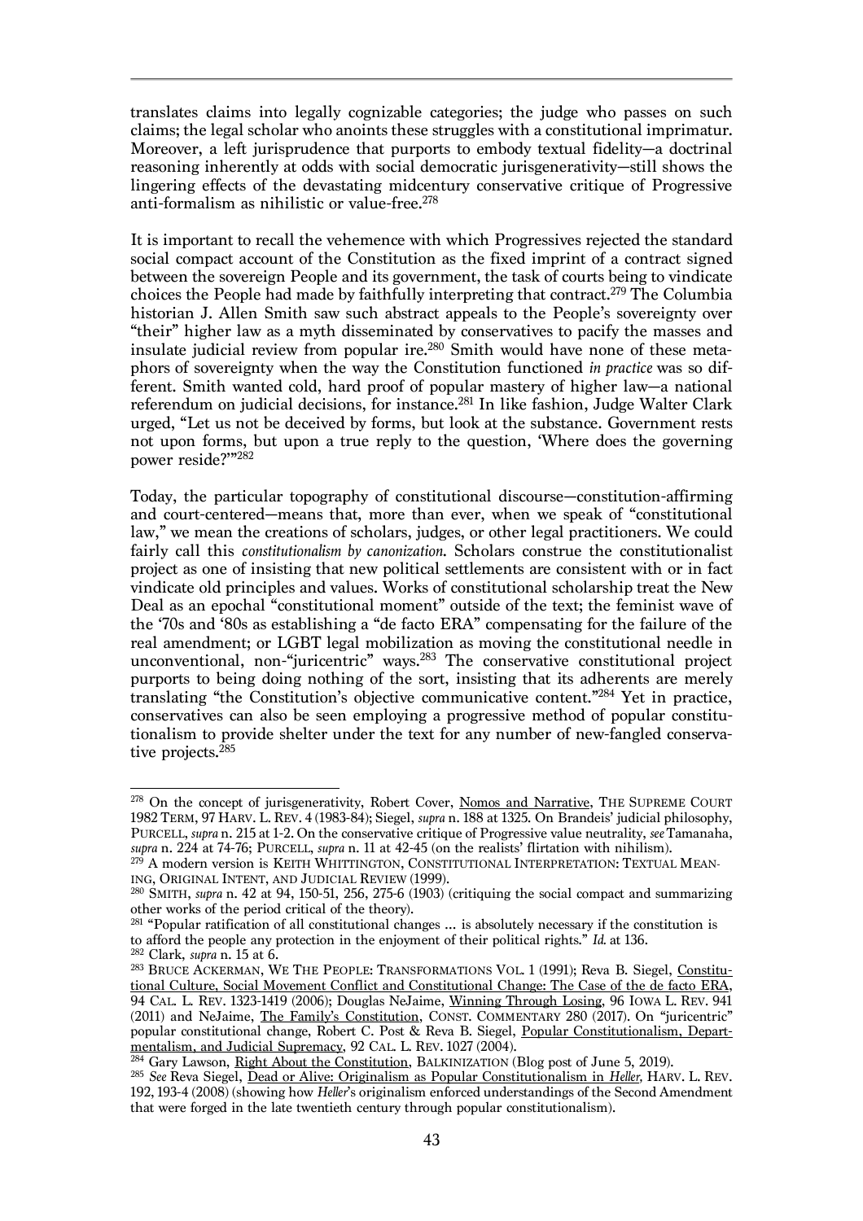translates claims into legally cognizable categories; the judge who passes on such claims; the legal scholar who anoints these struggles with a constitutional imprimatur. Moreover, a left jurisprudence that purports to embody textual fidelity—a doctrinal reasoning inherently at odds with social democratic jurisgenerativity—still shows the lingering effects of the devastating midcentury conservative critique of Progressive anti-formalism as nihilistic or value-free.[278]

It is important to recall the vehemence with which Progressives rejected the standard social compact account of the Constitution as the fixed imprint of a contract signed between the sovereign People and its government, the task of courts being to vindicate choices the People had made by faithfully interpreting that contract.[279] The Columbia historian J. Allen Smith saw such abstract appeals to the People's sovereignty over "their" higher law as a myth disseminated by conservatives to pacify the masses and insulate judicial review from popular ire.[280] Smith would have none of these metaphors of sovereignty when the way the Constitution functioned *in practice* was so different. Smith wanted cold, hard proof of popular mastery of higher law—a national referendum on judicial decisions, for instance.[281] In like fashion, Judge Walter Clark urged, "Let us not be deceived by forms, but look at the substance. Government rests not upon forms, but upon a true reply to the question, 'Where does the governing power reside?'"[282]

Today, the particular topography of constitutional discourse—constitution-affirming and court-centered—means that, more than ever, when we speak of "constitutional law," we mean the creations of scholars, judges, or other legal practitioners. We could fairly call this *constitutionalism by canonization.* Scholars construe the constitutionalist project as one of insisting that new political settlements are consistent with or in fact vindicate old principles and values. Works of constitutional scholarship treat the New Deal as an epochal "constitutional moment" outside of the text; the feminist wave of the '70s and '80s as establishing a "de facto ERA" compensating for the failure of the real amendment; or LGBT legal mobilization as moving the constitutional needle in unconventional, non-"juricentric" ways.[283] The conservative constitutional project purports to being doing nothing of the sort, insisting that its adherents are merely translating "the Constitution's objective communicative content."[284] Yet in practice, conservatives can also be seen employing a progressive method of popular constitutionalism to provide shelter under the text for any number of new-fangled conservative projects.[285]

---

[278] On the concept of jurisgenerativity, Robert Cover, Nomos and Narrative, THE SUPREME COURT 1982 TERM, 97 HARV. L. REV. 4 (1983-84); Siegel, *supra* n. 188 at 1325. On Brandeis' judicial philosophy, PURCELL, *supra* n. 215 at 1-2. On the conservative critique of Progressive value neutrality, *see* Tamanaha, *supra* n. 224 at 74-76; PURCELL, *supra* n. 11 at 42-45 (on the realists' flirtation with nihilism).

[279] A modern version is KEITH WHITTINGTON, CONSTITUTIONAL INTERPRETATION: TEXTUAL MEANING, ORIGINAL INTENT, AND JUDICIAL REVIEW (1999).

[280] SMITH, *supra* n. 42 at 94, 150-51, 256, 275-6 (1903) (critiquing the social compact and summarizing other works of the period critical of the theory).

[281] "Popular ratification of all constitutional changes ... is absolutely necessary if the constitution is to afford the people any protection in the enjoyment of their political rights." *Id.* at 136.

[282] Clark, *supra* n. 15 at 6.

[283] BRUCE ACKERMAN, WE THE PEOPLE: TRANSFORMATIONS VOL. 1 (1991); Reva B. Siegel, Constitutional Culture, Social Movement Conflict and Constitutional Change: The Case of the de facto ERA, 94 CAL. L. REV. 1323-1419 (2006); Douglas NeJaime, Winning Through Losing, 96 IOWA L. REV. 941 (2011) and NeJaime, The Family's Constitution, CONST. COMMENTARY 280 (2017). On "juricentric" popular constitutional change, Robert C. Post & Reva B. Siegel, Popular Constitutionalism, Departmentalism, and Judicial Supremacy, 92 CAL. L. REV. 1027 (2004).

[284] Gary Lawson, Right About the Constitution, BALKINIZATION (Blog post of June 5, 2019).

[285] *See* Reva Siegel, Dead or Alive: Originalism as Popular Constitutionalism in *Heller,* HARV. L. REV. 192, 193-4 (2008) (showing how *Heller*'s originalism enforced understandings of the Second Amendment that were forged in the late twentieth century through popular constitutionalism).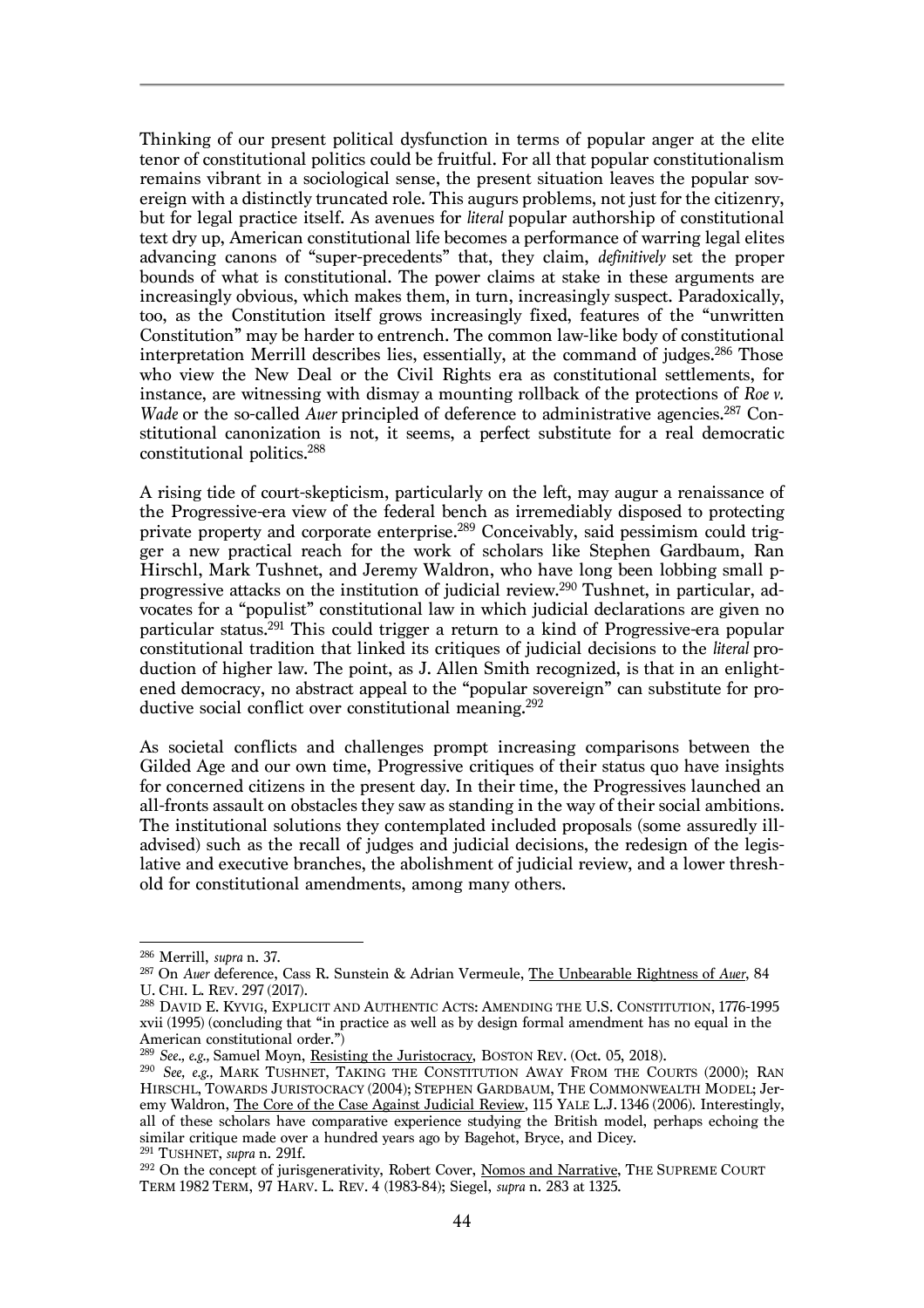Thinking of our present political dysfunction in terms of popular anger at the elite tenor of constitutional politics could be fruitful. For all that popular constitutionalism remains vibrant in a sociological sense, the present situation leaves the popular sovereign with a distinctly truncated role. This augurs problems, not just for the citizenry, but for legal practice itself. As avenues for *literal* popular authorship of constitutional text dry up, American constitutional life becomes a performance of warring legal elites advancing canons of "super-precedents" that, they claim, *definitively* set the proper bounds of what is constitutional. The power claims at stake in these arguments are increasingly obvious, which makes them, in turn, increasingly suspect. Paradoxically, too, as the Constitution itself grows increasingly fixed, features of the "unwritten Constitution" may be harder to entrench. The common law-like body of constitutional interpretation Merrill describes lies, essentially, at the command of judges.[286] Those who view the New Deal or the Civil Rights era as constitutional settlements, for instance, are witnessing with dismay a mounting rollback of the protections of *Roe v. Wade* or the so-called *Auer* principled of deference to administrative agencies.[287] Constitutional canonization is not, it seems, a perfect substitute for a real democratic constitutional politics.[288]

A rising tide of court-skepticism, particularly on the left, may augur a renaissance of the Progressive-era view of the federal bench as irremediably disposed to protecting private property and corporate enterprise.[289] Conceivably, said pessimism could trigger a new practical reach for the work of scholars like Stephen Gardbaum, Ran Hirschl, Mark Tushnet, and Jeremy Waldron, who have long been lobbing small p-progressive attacks on the institution of judicial review.[290] Tushnet, in particular, advocates for a "populist" constitutional law in which judicial declarations are given no particular status.[291] This could trigger a return to a kind of Progressive-era popular constitutional tradition that linked its critiques of judicial decisions to the *literal* production of higher law. The point, as J. Allen Smith recognized, is that in an enlightened democracy, no abstract appeal to the "popular sovereign" can substitute for productive social conflict over constitutional meaning.[292]

As societal conflicts and challenges prompt increasing comparisons between the Gilded Age and our own time, Progressive critiques of their status quo have insights for concerned citizens in the present day. In their time, the Progressives launched an all-fronts assault on obstacles they saw as standing in the way of their social ambitions. The institutional solutions they contemplated included proposals (some assuredly ill-advised) such as the recall of judges and judicial decisions, the redesign of the legislative and executive branches, the abolishment of judicial review, and a lower threshold for constitutional amendments, among many others.

---

[286] Merrill, *supra* n. 37.

[287] On *Auer* deference, Cass R. Sunstein & Adrian Vermeule, The Unbearable Rightness of *Auer*, 84 U. CHI. L. REV. 297 (2017).

[288] DAVID E. KYVIG, EXPLICIT AND AUTHENTIC ACTS: AMENDING THE U.S. CONSTITUTION, 1776-1995 xvii (1995) (concluding that "in practice as well as by design formal amendment has no equal in the American constitutional order.")

[289] *See., e.g.,* Samuel Moyn, Resisting the Juristocracy, BOSTON REV. (Oct. 05, 2018).

[290] *See, e.g.,* MARK TUSHNET, TAKING THE CONSTITUTION AWAY FROM THE COURTS (2000); RAN HIRSCHL, TOWARDS JURISTOCRACY (2004); STEPHEN GARDBAUM, THE COMMONWEALTH MODEL; Jeremy Waldron, The Core of the Case Against Judicial Review, 115 YALE L.J. 1346 (2006). Interestingly, all of these scholars have comparative experience studying the British model, perhaps echoing the similar critique made over a hundred years ago by Bagehot, Bryce, and Dicey.

[291] TUSHNET, *supra* n. 291f.

[292] On the concept of jurisgenerativity, Robert Cover, Nomos and Narrative, THE SUPREME COURT TERM 1982 TERM, 97 HARV. L. REV. 4 (1983-84); Siegel, *supra* n. 283 at 1325.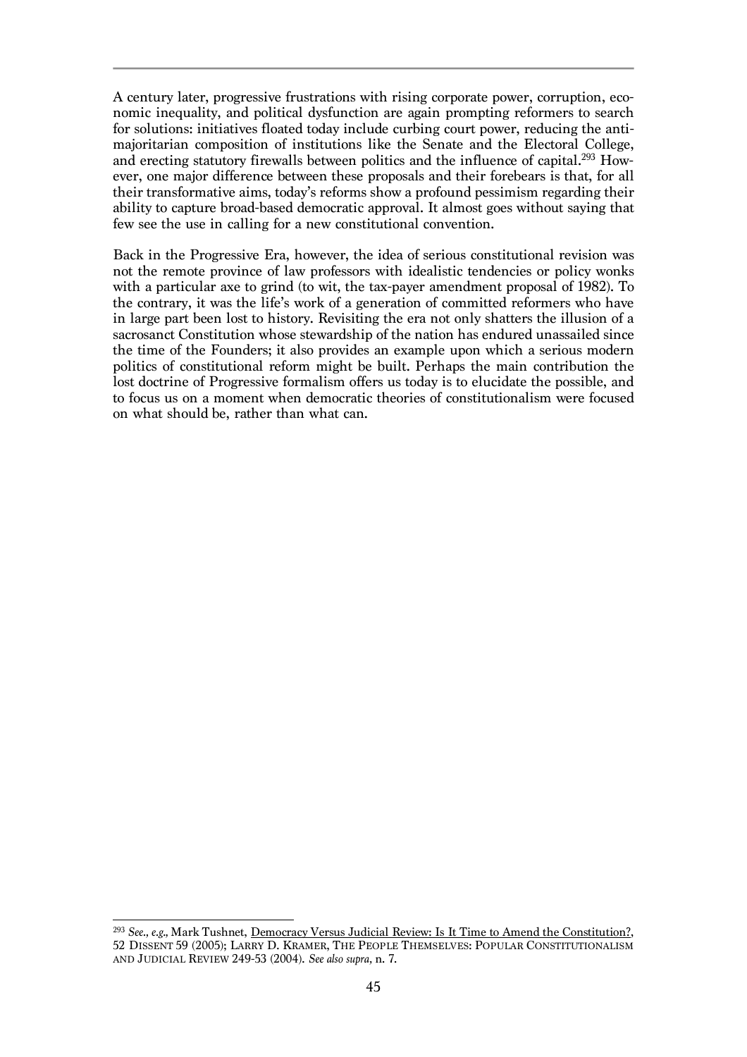A century later, progressive frustrations with rising corporate power, corruption, economic inequality, and political dysfunction are again prompting reformers to search for solutions: initiatives floated today include curbing court power, reducing the anti-majoritarian composition of institutions like the Senate and the Electoral College, and erecting statutory firewalls between politics and the influence of capital.[293] However, one major difference between these proposals and their forebears is that, for all their transformative aims, today's reforms show a profound pessimism regarding their ability to capture broad-based democratic approval. It almost goes without saying that few see the use in calling for a new constitutional convention.

Back in the Progressive Era, however, the idea of serious constitutional revision was not the remote province of law professors with idealistic tendencies or policy wonks with a particular axe to grind (to wit, the tax-payer amendment proposal of 1982). To the contrary, it was the life's work of a generation of committed reformers who have in large part been lost to history. Revisiting the era not only shatters the illusion of a sacrosanct Constitution whose stewardship of the nation has endured unassailed since the time of the Founders; it also provides an example upon which a serious modern politics of constitutional reform might be built. Perhaps the main contribution the lost doctrine of Progressive formalism offers us today is to elucidate the possible, and to focus us on a moment when democratic theories of constitutionalism were focused on what should be, rather than what can.

---

[293] *See., e.g.*, Mark Tushnet, Democracy Versus Judicial Review: Is It Time to Amend the Constitution?, 52 DISSENT 59 (2005); LARRY D. KRAMER, THE PEOPLE THEMSELVES: POPULAR CONSTITUTIONALISM AND JUDICIAL REVIEW 249-53 (2004). *See also supra*, n. 7.